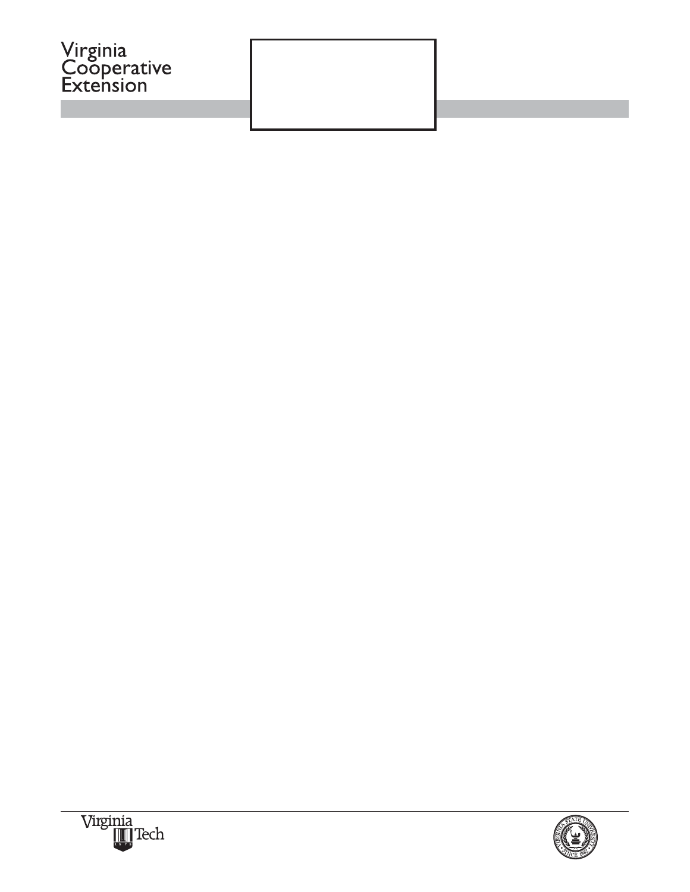Virginia
Cooperative
Extension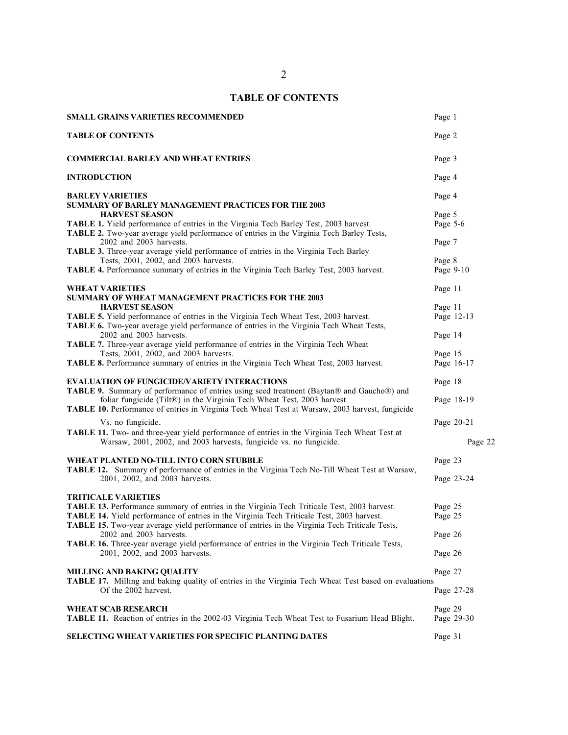# TABLE OF CONTENTS

| | |
|---|---|
| **SMALL GRAINS VARIETIES RECOMMENDED** | Page 1 |
| **TABLE OF CONTENTS** | Page 2 |
| **COMMERCIAL BARLEY AND WHEAT ENTRIES** | Page 3 |
| **INTRODUCTION** | Page 4 |
| **BARLEY VARIETIES** | Page 4 |
| **SUMMARY OF BARLEY MANAGEMENT PRACTICES FOR THE 2003 HARVEST SEASON** | Page 5 |
| **TABLE 1.** Yield performance of entries in the Virginia Tech Barley Test, 2003 harvest. | Page 5-6 |
| **TABLE 2.** Two-year average yield performance of entries in the Virginia Tech Barley Tests, 2002 and 2003 harvests. | Page 7 |
| **TABLE 3.** Three-year average yield performance of entries in the Virginia Tech Barley Tests, 2001, 2002, and 2003 harvests. | Page 8 |
| **TABLE 4.** Performance summary of entries in the Virginia Tech Barley Test, 2003 harvest. | Page 9-10 |
| **WHEAT VARIETIES** | Page 11 |
| **SUMMARY OF WHEAT MANAGEMENT PRACTICES FOR THE 2003 HARVEST SEASON** | Page 11 |
| **TABLE 5.** Yield performance of entries in the Virginia Tech Wheat Test, 2003 harvest. | Page 12-13 |
| **TABLE 6.** Two-year average yield performance of entries in the Virginia Tech Wheat Tests, 2002 and 2003 harvests. | Page 14 |
| **TABLE 7.** Three-year average yield performance of entries in the Virginia Tech Wheat Tests, 2001, 2002, and 2003 harvests. | Page 15 |
| **TABLE 8.** Performance summary of entries in the Virginia Tech Wheat Test, 2003 harvest. | Page 16-17 |
| **EVALUATION OF FUNGICIDE/VARIETY INTERACTIONS** | Page 18 |
| **TABLE 9.** Summary of performance of entries using seed treatment (Baytan® and Gaucho®) and foliar fungicide (Tilt®) in the Virginia Tech Wheat Test, 2003 harvest. | Page 18-19 |
| **TABLE 10.** Performance of entries in Virginia Tech Wheat Test at Warsaw, 2003 harvest, fungicide Vs. no fungicide. | Page 20-21 |
| **TABLE 11.** Two- and three-year yield performance of entries in the Virginia Tech Wheat Test at Warsaw, 2001, 2002, and 2003 harvests, fungicide vs. no fungicide. | Page 22 |
| **WHEAT PLANTED NO-TILL INTO CORN STUBBLE** | Page 23 |
| **TABLE 12.** Summary of performance of entries in the Virginia Tech No-Till Wheat Test at Warsaw, 2001, 2002, and 2003 harvests. | Page 23-24 |
| **TRITICALE VARIETIES** | |
| **TABLE 13.** Performance summary of entries in the Virginia Tech Triticale Test, 2003 harvest. | Page 25 |
| **TABLE 14.** Yield performance of entries in the Virginia Tech Triticale Test, 2003 harvest. | Page 25 |
| **TABLE 15.** Two-year average yield performance of entries in the Virginia Tech Triticale Tests, 2002 and 2003 harvests. | Page 26 |
| **TABLE 16.** Three-year average yield performance of entries in the Virginia Tech Triticale Tests, 2001, 2002, and 2003 harvests. | Page 26 |
| **MILLING AND BAKING QUALITY** | Page 27 |
| **TABLE 17.** Milling and baking quality of entries in the Virginia Tech Wheat Test based on evaluations Of the 2002 harvest. | Page 27-28 |
| **WHEAT SCAB RESEARCH** | Page 29 |
| **TABLE 11.** Reaction of entries in the 2002-03 Virginia Tech Wheat Test to Fusarium Head Blight. | Page 29-30 |
| **SELECTING WHEAT VARIETIES FOR SPECIFIC PLANTING DATES** | Page 31 |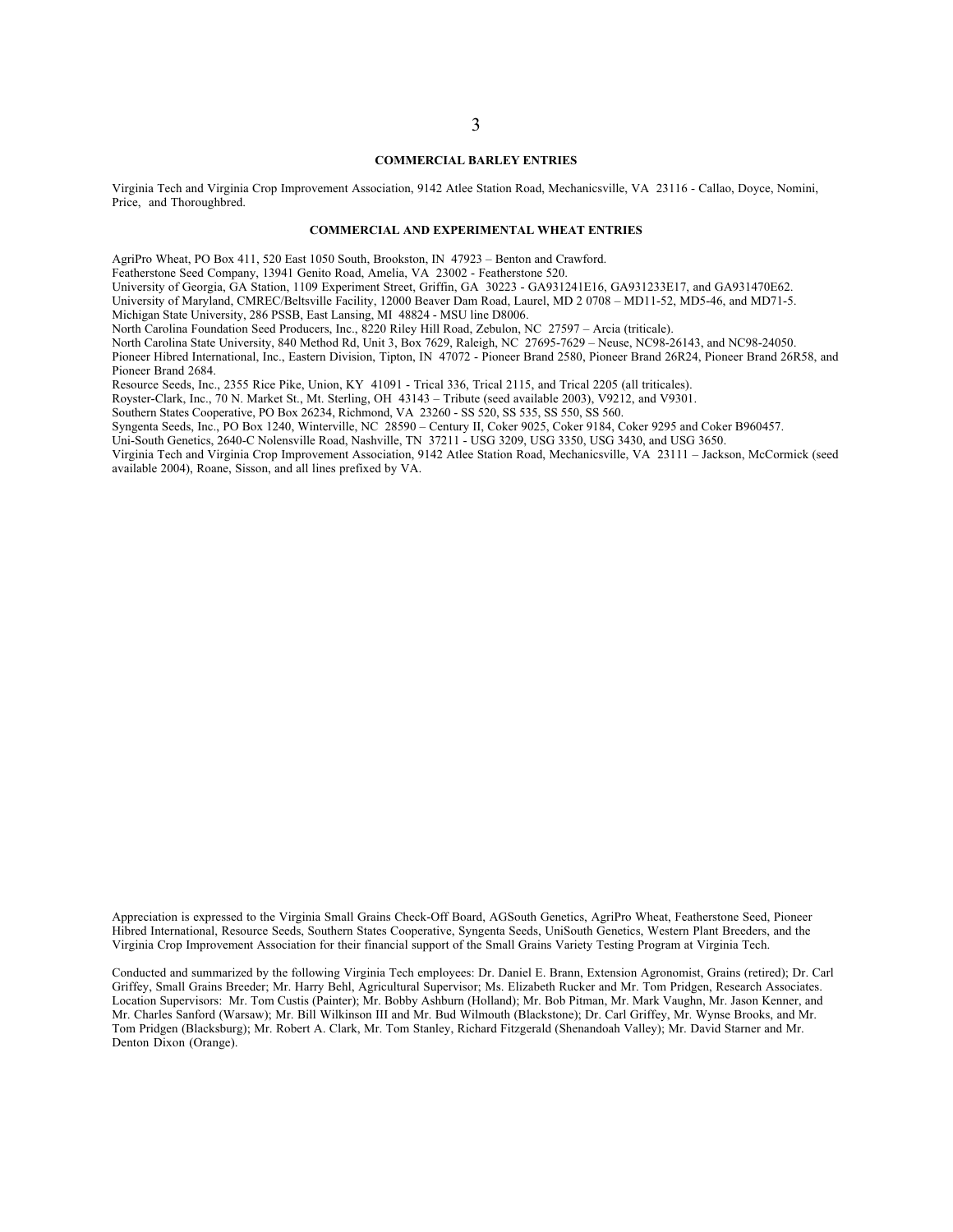## COMMERCIAL BARLEY ENTRIES

Virginia Tech and Virginia Crop Improvement Association, 9142 Atlee Station Road, Mechanicsville, VA 23116 - Callao, Doyce, Nomini, Price, and Thoroughbred.

## COMMERCIAL AND EXPERIMENTAL WHEAT ENTRIES

AgriPro Wheat, PO Box 411, 520 East 1050 South, Brookston, IN 47923 – Benton and Crawford.
Featherstone Seed Company, 13941 Genito Road, Amelia, VA 23002 - Featherstone 520.
University of Georgia, GA Station, 1109 Experiment Street, Griffin, GA 30223 - GA931241E16, GA931233E17, and GA931470E62.
University of Maryland, CMREC/Beltsville Facility, 12000 Beaver Dam Road, Laurel, MD 2 0708 – MD11-52, MD5-46, and MD71-5.
Michigan State University, 286 PSSB, East Lansing, MI 48824 - MSU line D8006.
North Carolina Foundation Seed Producers, Inc., 8220 Riley Hill Road, Zebulon, NC 27597 – Arcia (triticale).
North Carolina State University, 840 Method Rd, Unit 3, Box 7629, Raleigh, NC 27695-7629 – Neuse, NC98-26143, and NC98-24050.
Pioneer Hibred International, Inc., Eastern Division, Tipton, IN 47072 - Pioneer Brand 2580, Pioneer Brand 26R24, Pioneer Brand 26R58, and Pioneer Brand 2684.
Resource Seeds, Inc., 2355 Rice Pike, Union, KY 41091 - Trical 336, Trical 2115, and Trical 2205 (all triticales).
Royster-Clark, Inc., 70 N. Market St., Mt. Sterling, OH 43143 – Tribute (seed available 2003), V9212, and V9301.
Southern States Cooperative, PO Box 26234, Richmond, VA 23260 - SS 520, SS 535, SS 550, SS 560.
Syngenta Seeds, Inc., PO Box 1240, Winterville, NC 28590 – Century II, Coker 9025, Coker 9184, Coker 9295 and Coker B960457.
Uni-South Genetics, 2640-C Nolensville Road, Nashville, TN 37211 - USG 3209, USG 3350, USG 3430, and USG 3650.
Virginia Tech and Virginia Crop Improvement Association, 9142 Atlee Station Road, Mechanicsville, VA 23111 – Jackson, McCormick (seed available 2004), Roane, Sisson, and all lines prefixed by VA.

Appreciation is expressed to the Virginia Small Grains Check-Off Board, AGSouth Genetics, AgriPro Wheat, Featherstone Seed, Pioneer Hibred International, Resource Seeds, Southern States Cooperative, Syngenta Seeds, UniSouth Genetics, Western Plant Breeders, and the Virginia Crop Improvement Association for their financial support of the Small Grains Variety Testing Program at Virginia Tech.

Conducted and summarized by the following Virginia Tech employees: Dr. Daniel E. Brann, Extension Agronomist, Grains (retired); Dr. Carl Griffey, Small Grains Breeder; Mr. Harry Behl, Agricultural Supervisor; Ms. Elizabeth Rucker and Mr. Tom Pridgen, Research Associates. Location Supervisors: Mr. Tom Custis (Painter); Mr. Bobby Ashburn (Holland); Mr. Bob Pitman, Mr. Mark Vaughn, Mr. Jason Kenner, and Mr. Charles Sanford (Warsaw); Mr. Bill Wilkinson III and Mr. Bud Wilmouth (Blackstone); Dr. Carl Griffey, Mr. Wynse Brooks, and Mr. Tom Pridgen (Blacksburg); Mr. Robert A. Clark, Mr. Tom Stanley, Richard Fitzgerald (Shenandoah Valley); Mr. David Starner and Mr. Denton Dixon (Orange).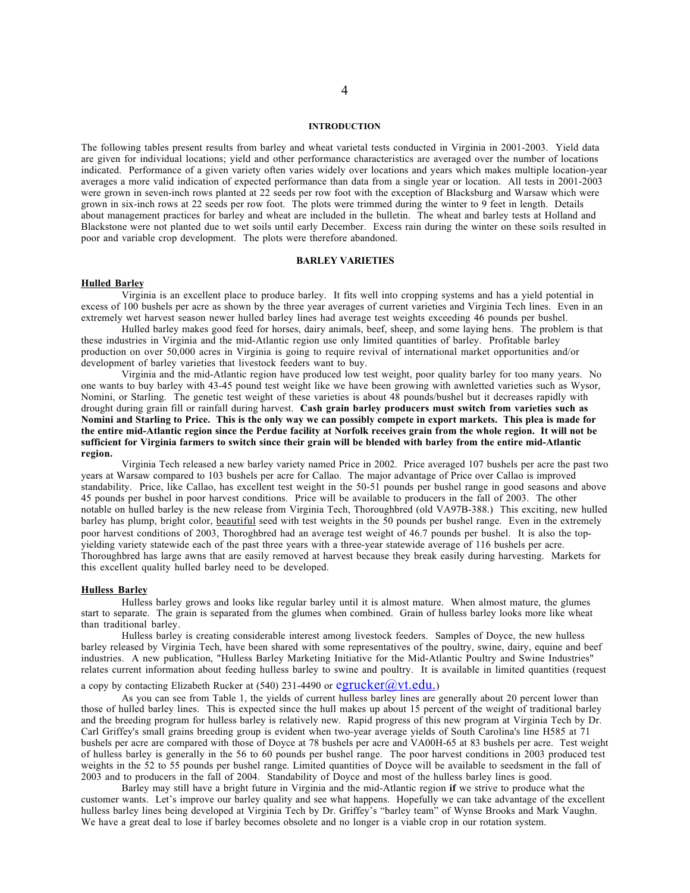## INTRODUCTION

The following tables present results from barley and wheat varietal tests conducted in Virginia in 2001-2003. Yield data are given for individual locations; yield and other performance characteristics are averaged over the number of locations indicated. Performance of a given variety often varies widely over locations and years which makes multiple location-year averages a more valid indication of expected performance than data from a single year or location. All tests in 2001-2003 were grown in seven-inch rows planted at 22 seeds per row foot with the exception of Blacksburg and Warsaw which were grown in six-inch rows at 22 seeds per row foot. The plots were trimmed during the winter to 9 feet in length. Details about management practices for barley and wheat are included in the bulletin. The wheat and barley tests at Holland and Blackstone were not planted due to wet soils until early December. Excess rain during the winter on these soils resulted in poor and variable crop development. The plots were therefore abandoned.

## BARLEY VARIETIES

### Hulled Barley

Virginia is an excellent place to produce barley. It fits well into cropping systems and has a yield potential in excess of 100 bushels per acre as shown by the three year averages of current varieties and Virginia Tech lines. Even in an extremely wet harvest season newer hulled barley lines had average test weights exceeding 46 pounds per bushel.

Hulled barley makes good feed for horses, dairy animals, beef, sheep, and some laying hens. The problem is that these industries in Virginia and the mid-Atlantic region use only limited quantities of barley. Profitable barley production on over 50,000 acres in Virginia is going to require revival of international market opportunities and/or development of barley varieties that livestock feeders want to buy.

Virginia and the mid-Atlantic region have produced low test weight, poor quality barley for too many years. No one wants to buy barley with 43-45 pound test weight like we have been growing with awnletted varieties such as Wysor, Nomini, or Starling. The genetic test weight of these varieties is about 48 pounds/bushel but it decreases rapidly with drought during grain fill or rainfall during harvest. **Cash grain barley producers must switch from varieties such as Nomini and Starling to Price. This is the only way we can possibly compete in export markets. This plea is made for the entire mid-Atlantic region since the Perdue facility at Norfolk receives grain from the whole region. It will not be sufficient for Virginia farmers to switch since their grain will be blended with barley from the entire mid-Atlantic region.**

Virginia Tech released a new barley variety named Price in 2002. Price averaged 107 bushels per acre the past two years at Warsaw compared to 103 bushels per acre for Callao. The major advantage of Price over Callao is improved standability. Price, like Callao, has excellent test weight in the 50-51 pounds per bushel range in good seasons and above 45 pounds per bushel in poor harvest conditions. Price will be available to producers in the fall of 2003. The other notable on hulled barley is the new release from Virginia Tech, Thoroughbred (old VA97B-388.) This exciting, new hulled barley has plump, bright color, beautiful seed with test weights in the 50 pounds per bushel range. Even in the extremely poor harvest conditions of 2003, Thoroghbred had an average test weight of 46.7 pounds per bushel. It is also the top-yielding variety statewide each of the past three years with a three-year statewide average of 116 bushels per acre. Thoroughbred has large awns that are easily removed at harvest because they break easily during harvesting. Markets for this excellent quality hulled barley need to be developed.

### Hulless Barley

Hulless barley grows and looks like regular barley until it is almost mature. When almost mature, the glumes start to separate. The grain is separated from the glumes when combined. Grain of hulless barley looks more like wheat than traditional barley.

Hulless barley is creating considerable interest among livestock feeders. Samples of Doyce, the new hulless barley released by Virginia Tech, have been shared with some representatives of the poultry, swine, dairy, equine and beef industries. A new publication, "Hulless Barley Marketing Initiative for the Mid-Atlantic Poultry and Swine Industries" relates current information about feeding hulless barley to swine and poultry. It is available in limited quantities (request a copy by contacting Elizabeth Rucker at (540) 231-4490 or egrucker@vt.edu.)

As you can see from Table 1, the yields of current hulless barley lines are generally about 20 percent lower than those of hulled barley lines. This is expected since the hull makes up about 15 percent of the weight of traditional barley and the breeding program for hulless barley is relatively new. Rapid progress of this new program at Virginia Tech by Dr. Carl Griffey's small grains breeding group is evident when two-year average yields of South Carolina's line H585 at 71 bushels per acre are compared with those of Doyce at 78 bushels per acre and VA00H-65 at 83 bushels per acre. Test weight of hulless barley is generally in the 56 to 60 pounds per bushel range. The poor harvest conditions in 2003 produced test weights in the 52 to 55 pounds per bushel range. Limited quantities of Doyce will be available to seedsmen in the fall of 2003 and to producers in the fall of 2004. Standability of Doyce and most of the hulless barley lines is good.

Barley may still have a bright future in Virginia and the mid-Atlantic region **if** we strive to produce what the customer wants. Let's improve our barley quality and see what happens. Hopefully we can take advantage of the excellent hulless barley lines being developed at Virginia Tech by Dr. Griffey's "barley team" of Wynse Brooks and Mark Vaughn. We have a great deal to lose if barley becomes obsolete and no longer is a viable crop in our rotation system.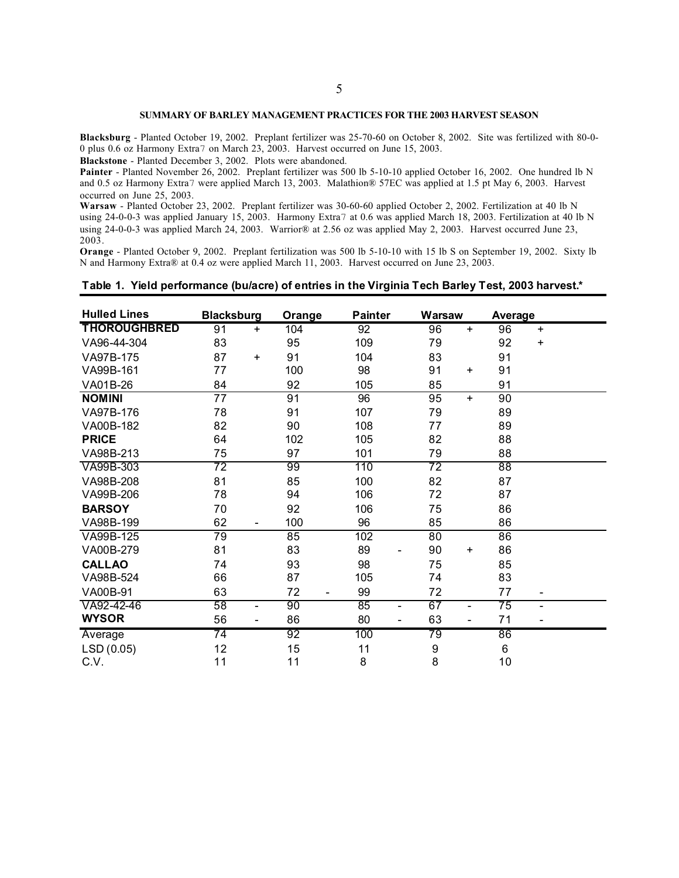## SUMMARY OF BARLEY MANAGEMENT PRACTICES FOR THE 2003 HARVEST SEASON

**Blacksburg** - Planted October 19, 2002. Preplant fertilizer was 25-70-60 on October 8, 2002. Site was fertilized with 80-0-0 plus 0.6 oz Harmony Extra7 on March 23, 2003. Harvest occurred on June 15, 2003.

**Blackstone** - Planted December 3, 2002. Plots were abandoned.

**Painter** - Planted November 26, 2002. Preplant fertilizer was 500 lb 5-10-10 applied October 16, 2002. One hundred lb N and 0.5 oz Harmony Extra7 were applied March 13, 2003. Malathion® 57EC was applied at 1.5 pt May 6, 2003. Harvest occurred on June 25, 2003.

**Warsaw** - Planted October 23, 2002. Preplant fertilizer was 30-60-60 applied October 2, 2002. Fertilization at 40 lb N using 24-0-0-3 was applied January 15, 2003. Harmony Extra7 at 0.6 was applied March 18, 2003. Fertilization at 40 lb N using 24-0-0-3 was applied March 24, 2003. Warrior® at 2.56 oz was applied May 2, 2003. Harvest occurred June 23, 2003.

**Orange** - Planted October 9, 2002. Preplant fertilization was 500 lb 5-10-10 with 15 lb S on September 19, 2002. Sixty lb N and Harmony Extra® at 0.4 oz were applied March 11, 2003. Harvest occurred on June 23, 2003.

**Table 1. Yield performance (bu/acre) of entries in the Virginia Tech Barley Test, 2003 harvest.***

| Hulled Lines | Blacksburg | | Orange | | Painter | | Warsaw | | Average | |
|---|---|---|---|---|---|---|---|---|---|---|
| **THOROUGHBRED** | 91 | + | 104 | | 92 | | 96 | + | 96 | + |
| VA96-44-304 | 83 | | 95 | | 109 | | 79 | | 92 | + |
| VA97B-175 | 87 | + | 91 | | 104 | | 83 | | 91 | |
| VA99B-161 | 77 | | 100 | | 98 | | 91 | + | 91 | |
| VA01B-26 | 84 | | 92 | | 105 | | 85 | | 91 | |
| **NOMINI** | 77 | | 91 | | 96 | | 95 | + | 90 | |
| VA97B-176 | 78 | | 91 | | 107 | | 79 | | 89 | |
| VA00B-182 | 82 | | 90 | | 108 | | 77 | | 89 | |
| **PRICE** | 64 | | 102 | | 105 | | 82 | | 88 | |
| VA98B-213 | 75 | | 97 | | 101 | | 79 | | 88 | |
| VA99B-303 | 72 | | 99 | | 110 | | 72 | | 88 | |
| VA98B-208 | 81 | | 85 | | 100 | | 82 | | 87 | |
| VA99B-206 | 78 | | 94 | | 106 | | 72 | | 87 | |
| **BARSOY** | 70 | | 92 | | 106 | | 75 | | 86 | |
| VA98B-199 | 62 | - | 100 | | 96 | | 85 | | 86 | |
| VA99B-125 | 79 | | 85 | | 102 | | 80 | | 86 | |
| VA00B-279 | 81 | | 83 | | 89 | - | 90 | + | 86 | |
| **CALLAO** | 74 | | 93 | | 98 | | 75 | | 85 | |
| VA98B-524 | 66 | | 87 | | 105 | | 74 | | 83 | |
| VA00B-91 | 63 | | 72 | - | 99 | | 72 | | 77 | - |
| VA92-42-46 | 58 | - | 90 | | 85 | - | 67 | - | 75 | - |
| **WYSOR** | 56 | - | 86 | | 80 | - | 63 | - | 71 | - |
| Average | 74 | | 92 | | 100 | | 79 | | 86 | |
| LSD (0.05) | 12 | | 15 | | 11 | | 9 | | 6 | |
| C.V. | 11 | | 11 | | 8 | | 8 | | 10 | |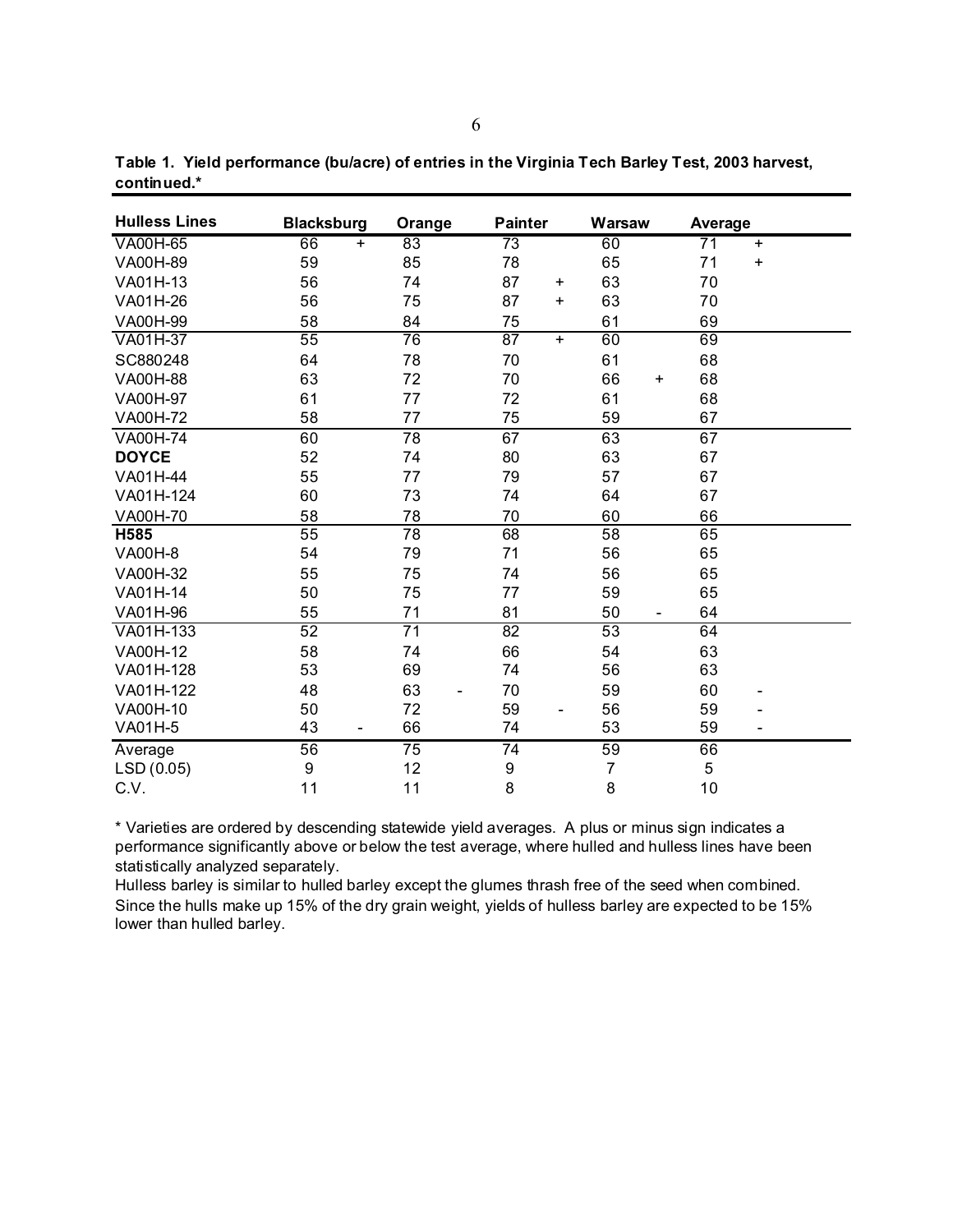**Table 1. Yield performance (bu/acre) of entries in the Virginia Tech Barley Test, 2003 harvest, continued.***

| Hulless Lines | Blacksburg | | Orange | | Painter | | Warsaw | | Average | |
|---|---|---|---|---|---|---|---|---|---|---|
| VA00H-65 | 66 | + | 83 | | 73 | | 60 | | 71 | + |
| VA00H-89 | 59 | | 85 | | 78 | | 65 | | 71 | + |
| VA01H-13 | 56 | | 74 | | 87 | + | 63 | | 70 | |
| VA01H-26 | 56 | | 75 | | 87 | + | 63 | | 70 | |
| VA00H-99 | 58 | | 84 | | 75 | | 61 | | 69 | |
| VA01H-37 | 55 | | 76 | | 87 | + | 60 | | 69 | |
| SC880248 | 64 | | 78 | | 70 | | 61 | | 68 | |
| VA00H-88 | 63 | | 72 | | 70 | | 66 | + | 68 | |
| VA00H-97 | 61 | | 77 | | 72 | | 61 | | 68 | |
| VA00H-72 | 58 | | 77 | | 75 | | 59 | | 67 | |
| VA00H-74 | 60 | | 78 | | 67 | | 63 | | 67 | |
| **DOYCE** | 52 | | 74 | | 80 | | 63 | | 67 | |
| VA01H-44 | 55 | | 77 | | 79 | | 57 | | 67 | |
| VA01H-124 | 60 | | 73 | | 74 | | 64 | | 67 | |
| VA00H-70 | 58 | | 78 | | 70 | | 60 | | 66 | |
| **H585** | 55 | | 78 | | 68 | | 58 | | 65 | |
| VA00H-8 | 54 | | 79 | | 71 | | 56 | | 65 | |
| VA00H-32 | 55 | | 75 | | 74 | | 56 | | 65 | |
| VA01H-14 | 50 | | 75 | | 77 | | 59 | | 65 | |
| VA01H-96 | 55 | | 71 | | 81 | | 50 | - | 64 | |
| VA01H-133 | 52 | | 71 | | 82 | | 53 | | 64 | |
| VA00H-12 | 58 | | 74 | | 66 | | 54 | | 63 | |
| VA01H-128 | 53 | | 69 | | 74 | | 56 | | 63 | |
| VA01H-122 | 48 | | 63 | - | 70 | | 59 | | 60 | - |
| VA00H-10 | 50 | | 72 | | 59 | - | 56 | | 59 | - |
| VA01H-5 | 43 | - | 66 | | 74 | | 53 | | 59 | - |
| Average | 56 | | 75 | | 74 | | 59 | | 66 | |
| LSD (0.05) | 9 | | 12 | | 9 | | 7 | | 5 | |
| C.V. | 11 | | 11 | | 8 | | 8 | | 10 | |

* Varieties are ordered by descending statewide yield averages. A plus or minus sign indicates a performance significantly above or below the test average, where hulled and hulless lines have been statistically analyzed separately.

Hulless barley is similar to hulled barley except the glumes thrash free of the seed when combined. Since the hulls make up 15% of the dry grain weight, yields of hulless barley are expected to be 15% lower than hulled barley.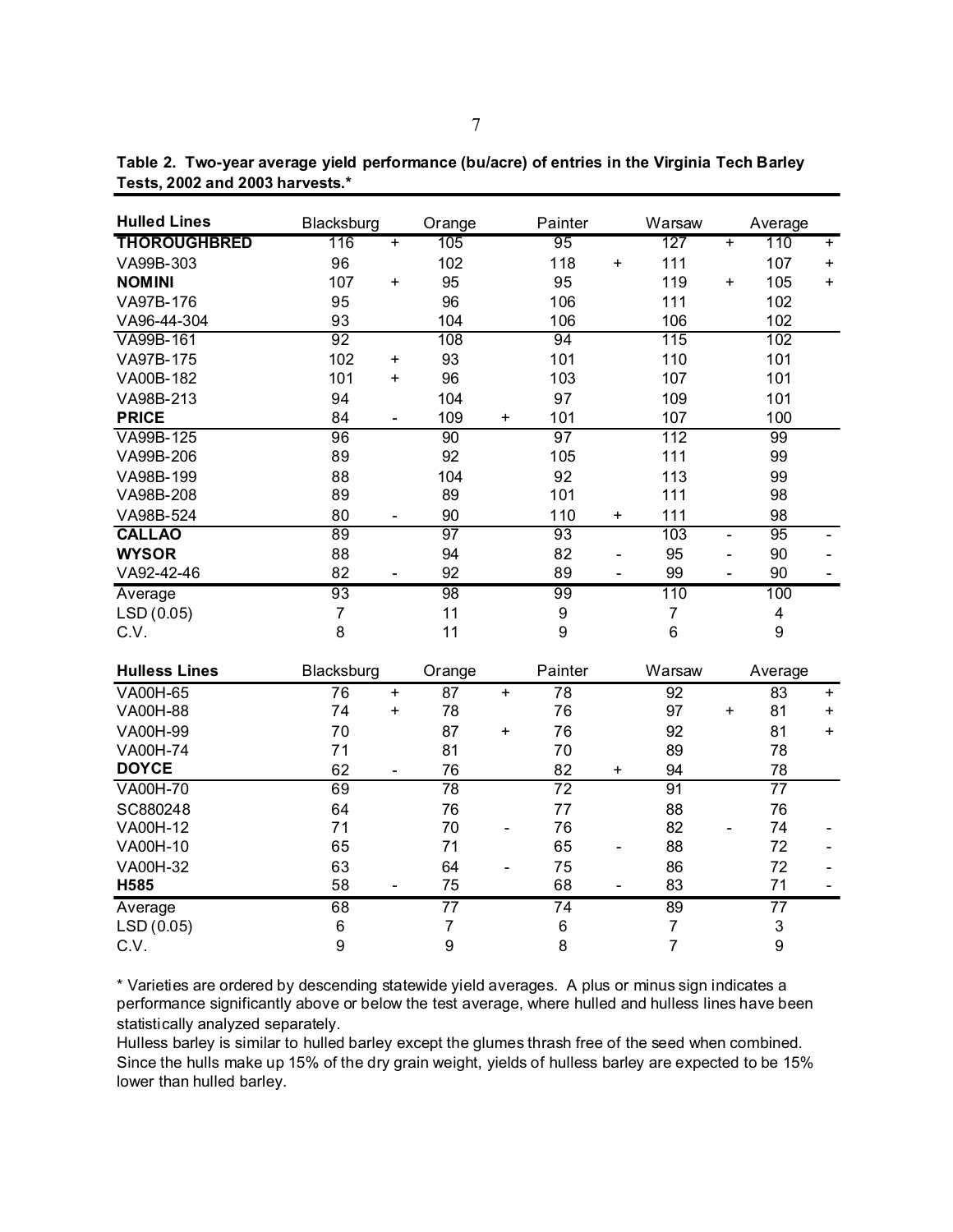**Table 2. Two-year average yield performance (bu/acre) of entries in the Virginia Tech Barley Tests, 2002 and 2003 harvests.***

| Hulled Lines | Blacksburg | | Orange | | Painter | | Warsaw | | Average | |
|---|---|---|---|---|---|---|---|---|---|---|
| **THOROUGHBRED** | 116 | + | 105 | | 95 | | 127 | + | 110 | + |
| VA99B-303 | 96 | | 102 | | 118 | + | 111 | | 107 | + |
| **NOMINI** | 107 | + | 95 | | 95 | | 119 | + | 105 | + |
| VA97B-176 | 95 | | 96 | | 106 | | 111 | | 102 | |
| VA96-44-304 | 93 | | 104 | | 106 | | 106 | | 102 | |
| VA99B-161 | 92 | | 108 | | 94 | | 115 | | 102 | |
| VA97B-175 | 102 | + | 93 | | 101 | | 110 | | 101 | |
| VA00B-182 | 101 | + | 96 | | 103 | | 107 | | 101 | |
| VA98B-213 | 94 | | 104 | | 97 | | 109 | | 101 | |
| **PRICE** | 84 | - | 109 | + | 101 | | 107 | | 100 | |
| VA99B-125 | 96 | | 90 | | 97 | | 112 | | 99 | |
| VA99B-206 | 89 | | 92 | | 105 | | 111 | | 99 | |
| VA98B-199 | 88 | | 104 | | 92 | | 113 | | 99 | |
| VA98B-208 | 89 | | 89 | | 101 | | 111 | | 98 | |
| VA98B-524 | 80 | - | 90 | | 110 | + | 111 | | 98 | |
| **CALLAO** | 89 | | 97 | | 93 | | 103 | - | 95 | - |
| **WYSOR** | 88 | | 94 | | 82 | - | 95 | - | 90 | - |
| VA92-42-46 | 82 | - | 92 | | 89 | - | 99 | - | 90 | - |
| Average | 93 | | 98 | | 99 | | 110 | | 100 | |
| LSD (0.05) | 7 | | 11 | | 9 | | 7 | | 4 | |
| C.V. | 8 | | 11 | | 9 | | 6 | | 9 | |

| Hulless Lines | Blacksburg | | Orange | | Painter | | Warsaw | | Average | |
|---|---|---|---|---|---|---|---|---|---|---|
| VA00H-65 | 76 | + | 87 | + | 78 | | 92 | | 83 | + |
| VA00H-88 | 74 | + | 78 | | 76 | | 97 | + | 81 | + |
| VA00H-99 | 70 | | 87 | + | 76 | | 92 | | 81 | + |
| VA00H-74 | 71 | | 81 | | 70 | | 89 | | 78 | |
| **DOYCE** | 62 | - | 76 | | 82 | + | 94 | | 78 | |
| VA00H-70 | 69 | | 78 | | 72 | | 91 | | 77 | |
| SC880248 | 64 | | 76 | | 77 | | 88 | | 76 | |
| VA00H-12 | 71 | | 70 | - | 76 | | 82 | - | 74 | - |
| VA00H-10 | 65 | | 71 | | 65 | - | 88 | | 72 | - |
| VA00H-32 | 63 | | 64 | - | 75 | | 86 | | 72 | - |
| **H585** | 58 | - | 75 | | 68 | - | 83 | | 71 | - |
| Average | 68 | | 77 | | 74 | | 89 | | 77 | |
| LSD (0.05) | 6 | | 7 | | 6 | | 7 | | 3 | |
| C.V. | 9 | | 9 | | 8 | | 7 | | 9 | |

* Varieties are ordered by descending statewide yield averages. A plus or minus sign indicates a performance significantly above or below the test average, where hulled and hulless lines have been statistically analyzed separately.

Hulless barley is similar to hulled barley except the glumes thrash free of the seed when combined. Since the hulls make up 15% of the dry grain weight, yields of hulless barley are expected to be 15% lower than hulled barley.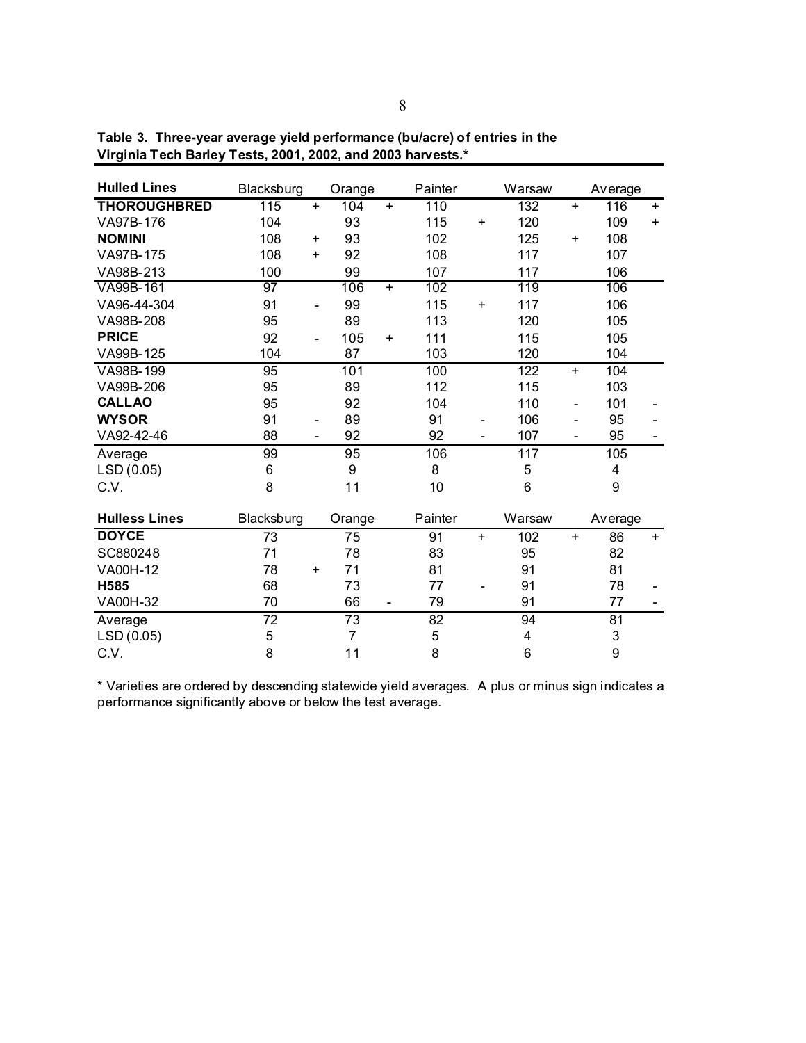**Table 3. Three-year average yield performance (bu/acre) of entries in the Virginia Tech Barley Tests, 2001, 2002, and 2003 harvests.***

| Hulled Lines | Blacksburg | | Orange | | Painter | | Warsaw | | Average | |
|---|---|---|---|---|---|---|---|---|---|---|
| **THOROUGHBRED** | 115 | + | 104 | + | 110 | | 132 | + | 116 | + |
| VA97B-176 | 104 | | 93 | | 115 | + | 120 | | 109 | + |
| **NOMINI** | 108 | + | 93 | | 102 | | 125 | + | 108 | |
| VA97B-175 | 108 | + | 92 | | 108 | | 117 | | 107 | |
| VA98B-213 | 100 | | 99 | | 107 | | 117 | | 106 | |
| VA99B-161 | 97 | | 106 | + | 102 | | 119 | | 106 | |
| VA96-44-304 | 91 | - | 99 | | 115 | + | 117 | | 106 | |
| VA98B-208 | 95 | | 89 | | 113 | | 120 | | 105 | |
| **PRICE** | 92 | - | 105 | + | 111 | | 115 | | 105 | |
| VA99B-125 | 104 | | 87 | | 103 | | 120 | | 104 | |
| VA98B-199 | 95 | | 101 | | 100 | | 122 | + | 104 | |
| VA99B-206 | 95 | | 89 | | 112 | | 115 | | 103 | |
| **CALLAO** | 95 | | 92 | | 104 | | 110 | - | 101 | - |
| **WYSOR** | 91 | - | 89 | | 91 | - | 106 | - | 95 | - |
| VA92-42-46 | 88 | - | 92 | | 92 | - | 107 | - | 95 | - |
| Average | 99 | | 95 | | 106 | | 117 | | 105 | |
| LSD (0.05) | 6 | | 9 | | 8 | | 5 | | 4 | |
| C.V. | 8 | | 11 | | 10 | | 6 | | 9 | |

| Hulless Lines | Blacksburg | | Orange | | Painter | | Warsaw | | Average | |
|---|---|---|---|---|---|---|---|---|---|---|
| **DOYCE** | 73 | | 75 | | 91 | + | 102 | + | 86 | + |
| SC880248 | 71 | | 78 | | 83 | | 95 | | 82 | |
| VA00H-12 | 78 | + | 71 | | 81 | | 91 | | 81 | |
| **H585** | 68 | | 73 | | 77 | - | 91 | | 78 | - |
| VA00H-32 | 70 | | 66 | - | 79 | | 91 | | 77 | - |
| Average | 72 | | 73 | | 82 | | 94 | | 81 | |
| LSD (0.05) | 5 | | 7 | | 5 | | 4 | | 3 | |
| C.V. | 8 | | 11 | | 8 | | 6 | | 9 | |

* Varieties are ordered by descending statewide yield averages. A plus or minus sign indicates a performance significantly above or below the test average.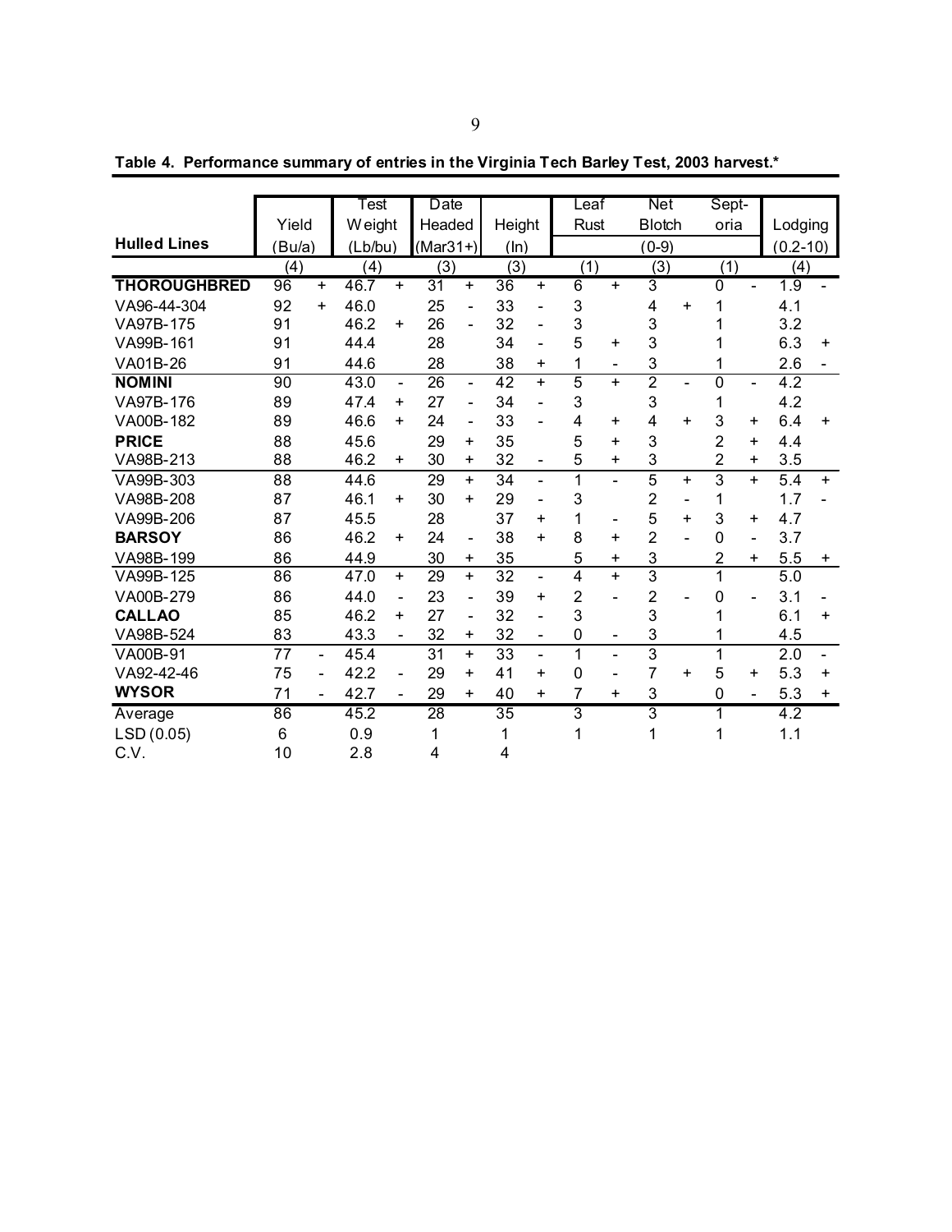**Table 4. Performance summary of entries in the Virginia Tech Barley Test, 2003 harvest.***

| Hulled Lines | Yield (Bu/a) | | Test Weight (Lb/bu) | | Date Headed (Mar31+) | | Height (In) | | Leaf Rust (0-9) | | Net Blotch (0-9) | | Sept-oria (0-9) | | Lodging (0.2-10) | |
|---|---|---|---|---|---|---|---|---|---|---|---|---|---|---|---|---|
| | (4) | | (4) | | (3) | | (3) | | (1) | | (3) | | (1) | | (4) | |
| **THOROUGHBRED** | 96 | + | 46.7 | + | 31 | + | 36 | + | 6 | + | 3 | | 0 | - | 1.9 | - |
| VA96-44-304 | 92 | + | 46.0 | | 25 | - | 33 | - | 3 | | 4 | + | 1 | | 4.1 | |
| VA97B-175 | 91 | | 46.2 | + | 26 | - | 32 | - | 3 | | 3 | | 1 | | 3.2 | |
| VA99B-161 | 91 | | 44.4 | | 28 | | 34 | - | 5 | + | 3 | | 1 | | 6.3 | + |
| VA01B-26 | 91 | | 44.6 | | 28 | | 38 | + | 1 | - | 3 | | 1 | | 2.6 | - |
| **NOMINI** | 90 | | 43.0 | - | 26 | - | 42 | + | 5 | + | 2 | - | 0 | - | 4.2 | |
| VA97B-176 | 89 | | 47.4 | + | 27 | - | 34 | - | 3 | | 3 | | 1 | | 4.2 | |
| VA00B-182 | 89 | | 46.6 | + | 24 | - | 33 | - | 4 | + | 4 | + | 3 | + | 6.4 | + |
| **PRICE** | 88 | | 45.6 | | 29 | + | 35 | | 5 | + | 3 | | 2 | + | 4.4 | |
| VA98B-213 | 88 | | 46.2 | + | 30 | + | 32 | - | 5 | + | 3 | | 2 | + | 3.5 | |
| VA99B-303 | 88 | | 44.6 | | 29 | + | 34 | - | 1 | - | 5 | + | 3 | + | 5.4 | + |
| VA98B-208 | 87 | | 46.1 | + | 30 | + | 29 | - | 3 | | 2 | - | 1 | | 1.7 | - |
| VA99B-206 | 87 | | 45.5 | | 28 | | 37 | + | 1 | - | 5 | + | 3 | + | 4.7 | |
| **BARSOY** | 86 | | 46.2 | + | 24 | - | 38 | + | 8 | + | 2 | - | 0 | - | 3.7 | |
| VA98B-199 | 86 | | 44.9 | | 30 | + | 35 | | 5 | + | 3 | | 2 | + | 5.5 | + |
| VA99B-125 | 86 | | 47.0 | + | 29 | + | 32 | - | 4 | + | 3 | | 1 | | 5.0 | |
| VA00B-279 | 86 | | 44.0 | - | 23 | - | 39 | + | 2 | - | 2 | - | 0 | - | 3.1 | - |
| **CALLAO** | 85 | | 46.2 | + | 27 | - | 32 | - | 3 | | 3 | | 1 | | 6.1 | + |
| VA98B-524 | 83 | | 43.3 | - | 32 | + | 32 | - | 0 | - | 3 | | 1 | | 4.5 | |
| VA00B-91 | 77 | - | 45.4 | | 31 | + | 33 | - | 1 | - | 3 | | 1 | | 2.0 | - |
| VA92-42-46 | 75 | - | 42.2 | - | 29 | + | 41 | + | 0 | - | 7 | + | 5 | + | 5.3 | + |
| **WYSOR** | 71 | - | 42.7 | - | 29 | + | 40 | + | 7 | + | 3 | | 0 | - | 5.3 | + |
| Average | 86 | | 45.2 | | 28 | | 35 | | 3 | | 3 | | 1 | | 4.2 | |
| LSD (0.05) | 6 | | 0.9 | | 1 | | 1 | | 1 | | 1 | | 1 | | 1.1 | |
| C.V. | 10 | | 2.8 | | 4 | | 4 | | | | | | | | | |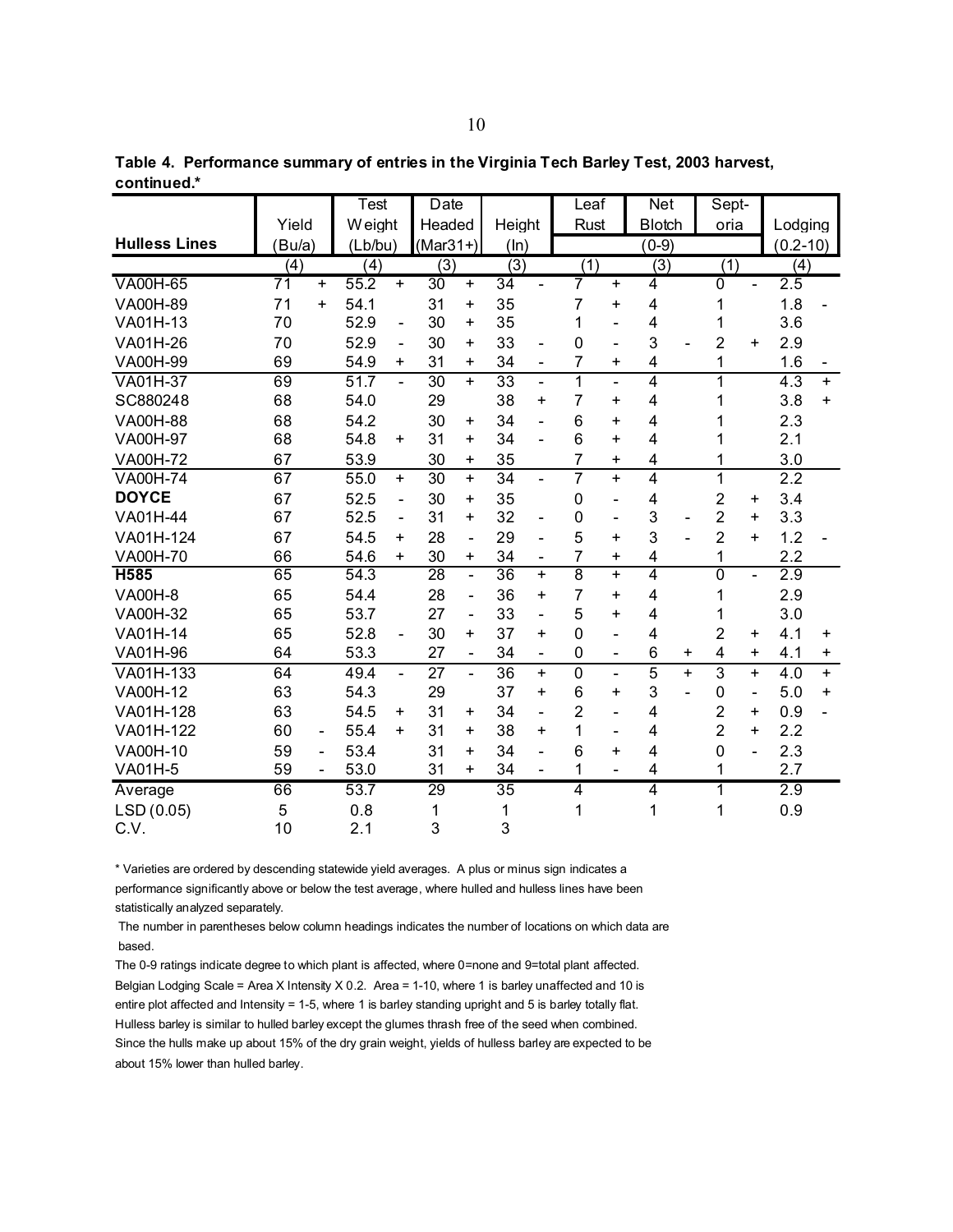**Table 4. Performance summary of entries in the Virginia Tech Barley Test, 2003 harvest, continued.***

| Hulless Lines | Yield (Bu/a) | | Test Weight (Lb/bu) | | Date Headed (Mar31+) | | Height (In) | | Leaf Rust (0-9) | | Net Blotch (0-9) | | Sept-oria (0-9) | | Lodging (0.2-10) | |
|---|---|---|---|---|---|---|---|---|---|---|---|---|---|---|---|---|
| | (4) | | (4) | | (3) | | (3) | | (1) | | (3) | | (1) | | (4) | |
| VA00H-65 | 71 | + | 55.2 | + | 30 | + | 34 | - | 7 | + | 4 | | 0 | - | 2.5 | |
| VA00H-89 | 71 | + | 54.1 | | 31 | + | 35 | | 7 | + | 4 | | 1 | | 1.8 | - |
| VA01H-13 | 70 | | 52.9 | - | 30 | + | 35 | | 1 | - | 4 | | 1 | | 3.6 | |
| VA01H-26 | 70 | | 52.9 | - | 30 | + | 33 | - | 0 | - | 3 | - | 2 | + | 2.9 | |
| VA00H-99 | 69 | | 54.9 | + | 31 | + | 34 | - | 7 | + | 4 | | 1 | | 1.6 | - |
| VA01H-37 | 69 | | 51.7 | - | 30 | + | 33 | - | 1 | - | 4 | | 1 | | 4.3 | + |
| SC880248 | 68 | | 54.0 | | 29 | | 38 | + | 7 | + | 4 | | 1 | | 3.8 | + |
| VA00H-88 | 68 | | 54.2 | | 30 | + | 34 | - | 6 | + | 4 | | 1 | | 2.3 | |
| VA00H-97 | 68 | | 54.8 | + | 31 | + | 34 | - | 6 | + | 4 | | 1 | | 2.1 | |
| VA00H-72 | 67 | | 53.9 | | 30 | + | 35 | | 7 | + | 4 | | 1 | | 3.0 | |
| VA00H-74 | 67 | | 55.0 | + | 30 | + | 34 | - | 7 | + | 4 | | 1 | | 2.2 | |
| **DOYCE** | 67 | | 52.5 | - | 30 | + | 35 | | 0 | - | 4 | | 2 | + | 3.4 | |
| VA01H-44 | 67 | | 52.5 | - | 31 | + | 32 | - | 0 | - | 3 | - | 2 | + | 3.3 | |
| VA01H-124 | 67 | | 54.5 | + | 28 | - | 29 | - | 5 | + | 3 | - | 2 | + | 1.2 | - |
| VA00H-70 | 66 | | 54.6 | + | 30 | + | 34 | - | 7 | + | 4 | | 1 | | 2.2 | |
| **H585** | 65 | | 54.3 | | 28 | - | 36 | + | 8 | + | 4 | | 0 | - | 2.9 | |
| VA00H-8 | 65 | | 54.4 | | 28 | - | 36 | + | 7 | + | 4 | | 1 | | 2.9 | |
| VA00H-32 | 65 | | 53.7 | | 27 | - | 33 | - | 5 | + | 4 | | 1 | | 3.0 | |
| VA01H-14 | 65 | | 52.8 | - | 30 | + | 37 | + | 0 | - | 4 | | 2 | + | 4.1 | + |
| VA01H-96 | 64 | | 53.3 | | 27 | - | 34 | - | 0 | - | 6 | + | 4 | + | 4.1 | + |
| VA01H-133 | 64 | | 49.4 | - | 27 | - | 36 | + | 0 | - | 5 | + | 3 | + | 4.0 | + |
| VA00H-12 | 63 | | 54.3 | | 29 | | 37 | + | 6 | + | 3 | - | 0 | - | 5.0 | + |
| VA01H-128 | 63 | | 54.5 | + | 31 | + | 34 | - | 2 | - | 4 | | 2 | + | 0.9 | - |
| VA01H-122 | 60 | - | 55.4 | + | 31 | + | 38 | + | 1 | - | 4 | | 2 | + | 2.2 | |
| VA00H-10 | 59 | - | 53.4 | | 31 | + | 34 | - | 6 | + | 4 | | 0 | - | 2.3 | |
| VA01H-5 | 59 | - | 53.0 | | 31 | + | 34 | - | 1 | - | 4 | | 1 | | 2.7 | |
| Average | 66 | | 53.7 | | 29 | | 35 | | 4 | | 4 | | 1 | | 2.9 | |
| LSD (0.05) | 5 | | 0.8 | | 1 | | 1 | | 1 | | 1 | | 1 | | 0.9 | |
| C.V. | 10 | | 2.1 | | 3 | | 3 | | | | | | | | | |

* Varieties are ordered by descending statewide yield averages. A plus or minus sign indicates a performance significantly above or below the test average, where hulled and hulless lines have been statistically analyzed separately.

The number in parentheses below column headings indicates the number of locations on which data are based.

The 0-9 ratings indicate degree to which plant is affected, where 0=none and 9=total plant affected.

Belgian Lodging Scale = Area X Intensity X 0.2. Area = 1-10, where 1 is barley unaffected and 10 is entire plot affected and Intensity = 1-5, where 1 is barley standing upright and 5 is barley totally flat.

Hulless barley is similar to hulled barley except the glumes thrash free of the seed when combined. Since the hulls make up about 15% of the dry grain weight, yields of hulless barley are expected to be about 15% lower than hulled barley.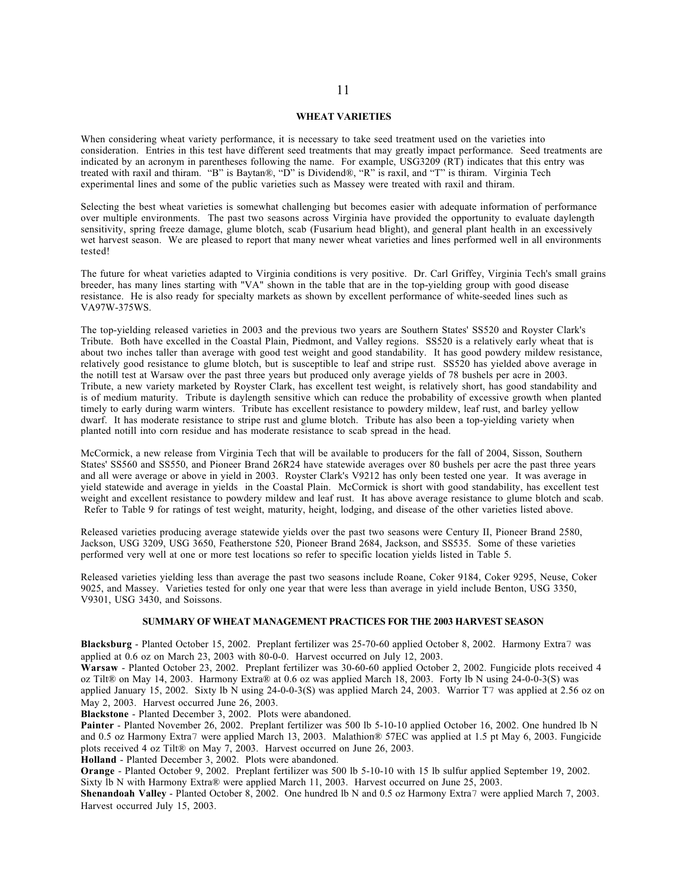# WHEAT VARIETIES

When considering wheat variety performance, it is necessary to take seed treatment used on the varieties into consideration. Entries in this test have different seed treatments that may greatly impact performance. Seed treatments are indicated by an acronym in parentheses following the name. For example, USG3209 (RT) indicates that this entry was treated with raxil and thiram. "B" is Baytan®, "D" is Dividend®, "R" is raxil, and "T" is thiram. Virginia Tech experimental lines and some of the public varieties such as Massey were treated with raxil and thiram.

Selecting the best wheat varieties is somewhat challenging but becomes easier with adequate information of performance over multiple environments. The past two seasons across Virginia have provided the opportunity to evaluate daylength sensitivity, spring freeze damage, glume blotch, scab (Fusarium head blight), and general plant health in an excessively wet harvest season. We are pleased to report that many newer wheat varieties and lines performed well in all environments tested!

The future for wheat varieties adapted to Virginia conditions is very positive. Dr. Carl Griffey, Virginia Tech's small grains breeder, has many lines starting with "VA" shown in the table that are in the top-yielding group with good disease resistance. He is also ready for specialty markets as shown by excellent performance of white-seeded lines such as VA97W-375WS.

The top-yielding released varieties in 2003 and the previous two years are Southern States' SS520 and Royster Clark's Tribute. Both have excelled in the Coastal Plain, Piedmont, and Valley regions. SS520 is a relatively early wheat that is about two inches taller than average with good test weight and good standability. It has good powdery mildew resistance, relatively good resistance to glume blotch, but is susceptible to leaf and stripe rust. SS520 has yielded above average in the notill test at Warsaw over the past three years but produced only average yields of 78 bushels per acre in 2003. Tribute, a new variety marketed by Royster Clark, has excellent test weight, is relatively short, has good standability and is of medium maturity. Tribute is daylength sensitive which can reduce the probability of excessive growth when planted timely to early during warm winters. Tribute has excellent resistance to powdery mildew, leaf rust, and barley yellow dwarf. It has moderate resistance to stripe rust and glume blotch. Tribute has also been a top-yielding variety when planted notill into corn residue and has moderate resistance to scab spread in the head.

McCormick, a new release from Virginia Tech that will be available to producers for the fall of 2004, Sisson, Southern States' SS560 and SS550, and Pioneer Brand 26R24 have statewide averages over 80 bushels per acre the past three years and all were average or above in yield in 2003. Royster Clark's V9212 has only been tested one year. It was average in yield statewide and average in yields in the Coastal Plain. McCormick is short with good standability, has excellent test weight and excellent resistance to powdery mildew and leaf rust. It has above average resistance to glume blotch and scab. Refer to Table 9 for ratings of test weight, maturity, height, lodging, and disease of the other varieties listed above.

Released varieties producing average statewide yields over the past two seasons were Century II, Pioneer Brand 2580, Jackson, USG 3209, USG 3650, Featherstone 520, Pioneer Brand 2684, Jackson, and SS535. Some of these varieties performed very well at one or more test locations so refer to specific location yields listed in Table 5.

Released varieties yielding less than average the past two seasons include Roane, Coker 9184, Coker 9295, Neuse, Coker 9025, and Massey. Varieties tested for only one year that were less than average in yield include Benton, USG 3350, V9301, USG 3430, and Soissons.

## SUMMARY OF WHEAT MANAGEMENT PRACTICES FOR THE 2003 HARVEST SEASON

**Blacksburg** - Planted October 15, 2002. Preplant fertilizer was 25-70-60 applied October 8, 2002. Harmony Extra7 was applied at 0.6 oz on March 23, 2003 with 80-0-0. Harvest occurred on July 12, 2003.

**Warsaw** - Planted October 23, 2002. Preplant fertilizer was 30-60-60 applied October 2, 2002. Fungicide plots received 4 oz Tilt® on May 14, 2003. Harmony Extra® at 0.6 oz was applied March 18, 2003. Forty lb N using 24-0-0-3(S) was applied January 15, 2002. Sixty lb N using 24-0-0-3(S) was applied March 24, 2003. Warrior T7 was applied at 2.56 oz on May 2, 2003. Harvest occurred June 26, 2003.

**Blackstone** - Planted December 3, 2002. Plots were abandoned.

**Painter** - Planted November 26, 2002. Preplant fertilizer was 500 lb 5-10-10 applied October 16, 2002. One hundred lb N and 0.5 oz Harmony Extra7 were applied March 13, 2003. Malathion® 57EC was applied at 1.5 pt May 6, 2003. Fungicide plots received 4 oz Tilt® on May 7, 2003. Harvest occurred on June 26, 2003.

**Holland** - Planted December 3, 2002. Plots were abandoned.

**Orange** - Planted October 9, 2002. Preplant fertilizer was 500 lb 5-10-10 with 15 lb sulfur applied September 19, 2002. Sixty lb N with Harmony Extra® were applied March 11, 2003. Harvest occurred on June 25, 2003.

**Shenandoah Valley** - Planted October 8, 2002. One hundred lb N and 0.5 oz Harmony Extra7 were applied March 7, 2003. Harvest occurred July 15, 2003.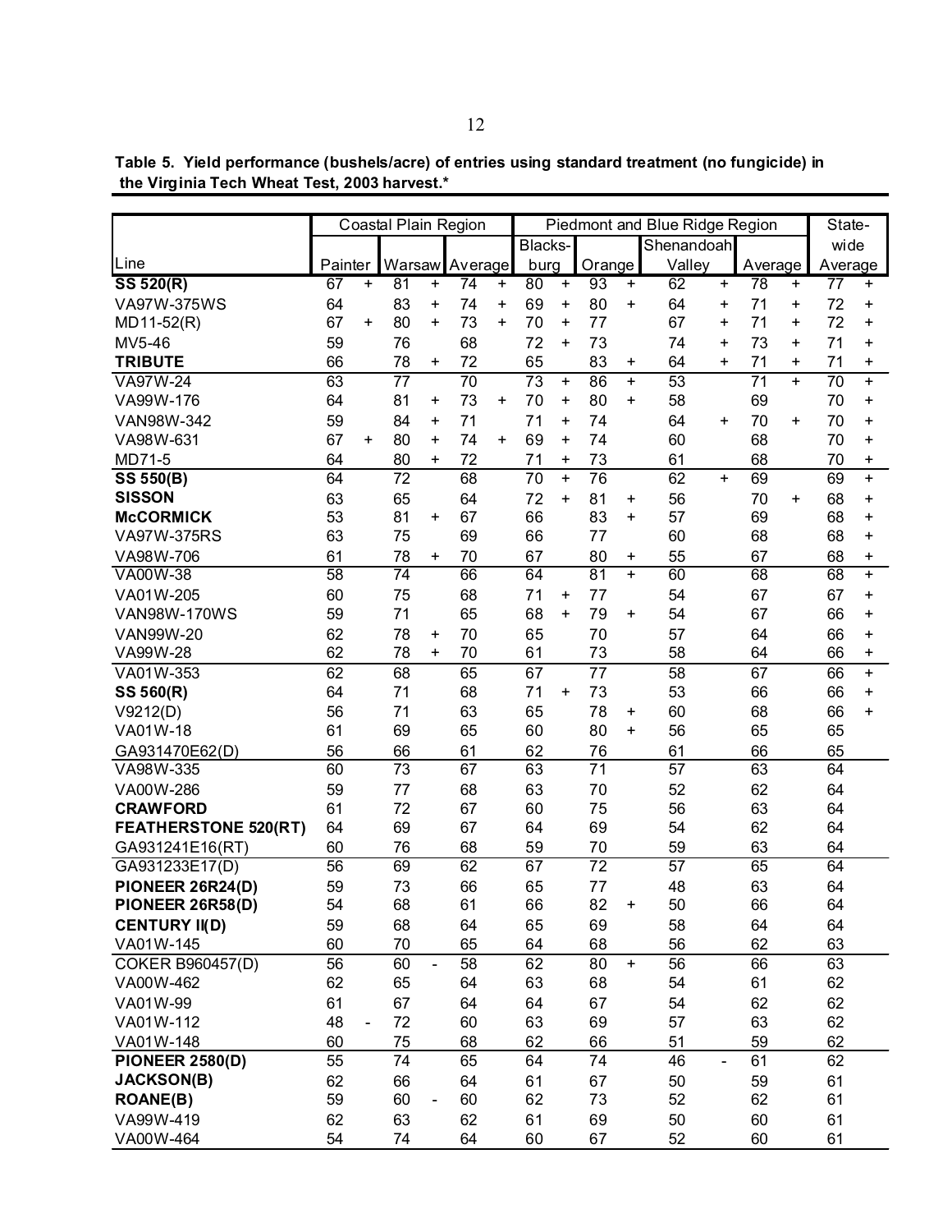**Table 5. Yield performance (bushels/acre) of entries using standard treatment (no fungicide) in the Virginia Tech Wheat Test, 2003 harvest.***

| Line | Coastal Plain Region | | | | | | Piedmont and Blue Ridge Region | | | | | | | | State-wide Average | |
|---|---|---|---|---|---|---|---|---|---|---|---|---|---|---|---|---|
| | Painter | | Warsaw | | Average | | Blacksburg | | Orange | | Shenandoah Valley | | Average | | | |
| **SS 520(R)** | 67 | + | 81 | + | 74 | + | 80 | + | 93 | + | 62 | + | 78 | + | 77 | + |
| VA97W-375WS | 64 | | 83 | + | 74 | + | 69 | + | 80 | + | 64 | + | 71 | + | 72 | + |
| MD11-52(R) | 67 | + | 80 | + | 73 | + | 70 | + | 77 | | 67 | + | 71 | + | 72 | + |
| MV5-46 | 59 | | 76 | | 68 | | 72 | + | 73 | | 74 | + | 73 | + | 71 | + |
| **TRIBUTE** | 66 | | 78 | + | 72 | | 65 | | 83 | + | 64 | + | 71 | + | 71 | + |
| VA97W-24 | 63 | | 77 | | 70 | | 73 | + | 86 | + | 53 | | 71 | + | 70 | + |
| VA99W-176 | 64 | | 81 | + | 73 | + | 70 | + | 80 | + | 58 | | 69 | | 70 | + |
| VAN98W-342 | 59 | | 84 | + | 71 | | 71 | + | 74 | | 64 | + | 70 | + | 70 | + |
| VA98W-631 | 67 | + | 80 | + | 74 | + | 69 | + | 74 | | 60 | | 68 | | 70 | + |
| MD71-5 | 64 | | 80 | + | 72 | | 71 | + | 73 | | 61 | | 68 | | 70 | + |
| **SS 550(B)** | 64 | | 72 | | 68 | | 70 | + | 76 | | 62 | + | 69 | | 69 | + |
| **SISSON** | 63 | | 65 | | 64 | | 72 | + | 81 | + | 56 | | 70 | + | 68 | + |
| **McCORMICK** | 53 | | 81 | + | 67 | | 66 | | 83 | + | 57 | | 69 | | 68 | + |
| VA97W-375RS | 63 | | 75 | | 69 | | 66 | | 77 | | 60 | | 68 | | 68 | + |
| VA98W-706 | 61 | | 78 | + | 70 | | 67 | | 80 | + | 55 | | 67 | | 68 | + |
| VA00W-38 | 58 | | 74 | | 66 | | 64 | | 81 | + | 60 | | 68 | | 68 | + |
| VA01W-205 | 60 | | 75 | | 68 | | 71 | + | 77 | | 54 | | 67 | | 67 | + |
| VAN98W-170WS | 59 | | 71 | | 65 | | 68 | + | 79 | + | 54 | | 67 | | 66 | + |
| VAN99W-20 | 62 | | 78 | + | 70 | | 65 | | 70 | | 57 | | 64 | | 66 | + |
| VA99W-28 | 62 | | 78 | + | 70 | | 61 | | 73 | | 58 | | 64 | | 66 | + |
| VA01W-353 | 62 | | 68 | | 65 | | 67 | | 77 | | 58 | | 67 | | 66 | + |
| **SS 560(R)** | 64 | | 71 | | 68 | | 71 | + | 73 | | 53 | | 66 | | 66 | + |
| V9212(D) | 56 | | 71 | | 63 | | 65 | | 78 | + | 60 | | 68 | | 66 | + |
| VA01W-18 | 61 | | 69 | | 65 | | 60 | | 80 | + | 56 | | 65 | | 65 | |
| GA931470E62(D) | 56 | | 66 | | 61 | | 62 | | 76 | | 61 | | 66 | | 65 | |
| VA98W-335 | 60 | | 73 | | 67 | | 63 | | 71 | | 57 | | 63 | | 64 | |
| VA00W-286 | 59 | | 77 | | 68 | | 63 | | 70 | | 52 | | 62 | | 64 | |
| **CRAWFORD** | 61 | | 72 | | 67 | | 60 | | 75 | | 56 | | 63 | | 64 | |
| **FEATHERSTONE 520(RT)** | 64 | | 69 | | 67 | | 64 | | 69 | | 54 | | 62 | | 64 | |
| GA931241E16(RT) | 60 | | 76 | | 68 | | 59 | | 70 | | 59 | | 63 | | 64 | |
| GA931233E17(D) | 56 | | 69 | | 62 | | 67 | | 72 | | 57 | | 65 | | 64 | |
| **PIONEER 26R24(D)** | 59 | | 73 | | 66 | | 65 | | 77 | | 48 | | 63 | | 64 | |
| **PIONEER 26R58(D)** | 54 | | 68 | | 61 | | 66 | | 82 | + | 50 | | 66 | | 64 | |
| **CENTURY II(D)** | 59 | | 68 | | 64 | | 65 | | 69 | | 58 | | 64 | | 64 | |
| VA01W-145 | 60 | | 70 | | 65 | | 64 | | 68 | | 56 | | 62 | | 63 | |
| COKER B960457(D) | 56 | | 60 | - | 58 | | 62 | | 80 | + | 56 | | 66 | | 63 | |
| VA00W-462 | 62 | | 65 | | 64 | | 63 | | 68 | | 54 | | 61 | | 62 | |
| VA01W-99 | 61 | | 67 | | 64 | | 64 | | 67 | | 54 | | 62 | | 62 | |
| VA01W-112 | 48 | - | 72 | | 60 | | 63 | | 69 | | 57 | | 63 | | 62 | |
| VA01W-148 | 60 | | 75 | | 68 | | 62 | | 66 | | 51 | | 59 | | 62 | |
| **PIONEER 2580(D)** | 55 | | 74 | | 65 | | 64 | | 74 | | 46 | - | 61 | | 62 | |
| **JACKSON(B)** | 62 | | 66 | | 64 | | 61 | | 67 | | 50 | | 59 | | 61 | |
| **ROANE(B)** | 59 | | 60 | - | 60 | | 62 | | 73 | | 52 | | 62 | | 61 | |
| VA99W-419 | 62 | | 63 | | 62 | | 61 | | 69 | | 50 | | 60 | | 61 | |
| VA00W-464 | 54 | | 74 | | 64 | | 60 | | 67 | | 52 | | 60 | | 61 | |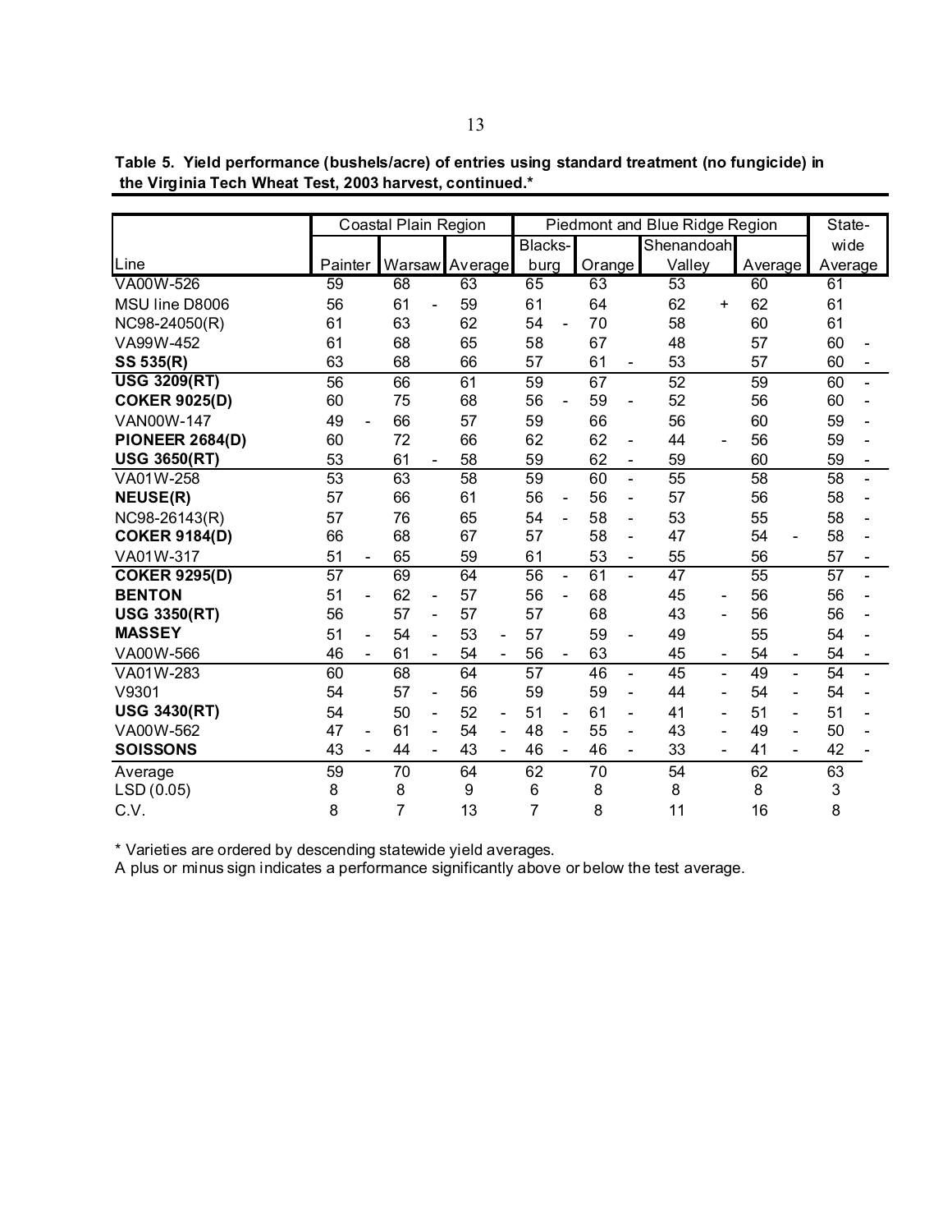**Table 5. Yield performance (bushels/acre) of entries using standard treatment (no fungicide) in the Virginia Tech Wheat Test, 2003 harvest, continued.***

| | Coastal Plain Region | | | Piedmont and Blue Ridge Region | | | | State- |
|---|---|---|---|---|---|---|---|---|
| Line | Painter | Warsaw | Average | Blacks-burg | Orange | Shenandoah Valley | Average | wide Average |
| VA00W-526 | 59 | 68 | 63 | 65 | 63 | 53 | 60 | 61 |
| MSU line D8006 | 56 | 61 - | 59 | 61 | 64 | 62 + | 62 | 61 |
| NC98-24050(R) | 61 | 63 | 62 | 54 - | 70 | 58 | 60 | 61 |
| VA99W-452 | 61 | 68 | 65 | 58 | 67 | 48 | 57 | 60 - |
| **SS 535(R)** | 63 | 68 | 66 | 57 | 61 - | 53 | 57 | 60 - |
| **USG 3209(RT)** | 56 | 66 | 61 | 59 | 67 | 52 | 59 | 60 - |
| **COKER 9025(D)** | 60 | 75 | 68 | 56 - | 59 - | 52 | 56 | 60 - |
| VAN00W-147 | 49 - | 66 | 57 | 59 | 66 | 56 | 60 | 59 - |
| **PIONEER 2684(D)** | 60 | 72 | 66 | 62 | 62 - | 44 - | 56 | 59 - |
| **USG 3650(RT)** | 53 | 61 - | 58 | 59 | 62 - | 59 | 60 | 59 - |
| VA01W-258 | 53 | 63 | 58 | 59 | 60 - | 55 | 58 | 58 - |
| **NEUSE(R)** | 57 | 66 | 61 | 56 - | 56 - | 57 | 56 | 58 - |
| NC98-26143(R) | 57 | 76 | 65 | 54 - | 58 - | 53 | 55 | 58 - |
| **COKER 9184(D)** | 66 | 68 | 67 | 57 | 58 - | 47 | 54 - | 58 - |
| VA01W-317 | 51 - | 65 | 59 | 61 | 53 - | 55 | 56 | 57 - |
| **COKER 9295(D)** | 57 | 69 | 64 | 56 - | 61 - | 47 | 55 | 57 - |
| **BENTON** | 51 - | 62 - | 57 | 56 - | 68 | 45 - | 56 | 56 - |
| **USG 3350(RT)** | 56 | 57 - | 57 | 57 | 68 | 43 - | 56 | 56 - |
| **MASSEY** | 51 - | 54 - | 53 - | 57 | 59 - | 49 | 55 | 54 - |
| VA00W-566 | 46 - | 61 - | 54 - | 56 - | 63 | 45 - | 54 - | 54 - |
| VA01W-283 | 60 | 68 | 64 | 57 | 46 - | 45 - | 49 - | 54 - |
| V9301 | 54 | 57 - | 56 | 59 | 59 - | 44 - | 54 - | 54 - |
| **USG 3430(RT)** | 54 | 50 - | 52 - | 51 - | 61 - | 41 - | 51 - | 51 - |
| VA00W-562 | 47 - | 61 - | 54 - | 48 - | 55 - | 43 - | 49 - | 50 - |
| **SOISSONS** | 43 - | 44 - | 43 - | 46 - | 46 - | 33 - | 41 - | 42 - |
| Average | 59 | 70 | 64 | 62 | 70 | 54 | 62 | 63 |
| LSD (0.05) | 8 | 8 | 9 | 6 | 8 | 8 | 8 | 3 |
| C.V. | 8 | 7 | 13 | 7 | 8 | 11 | 16 | 8 |

* Varieties are ordered by descending statewide yield averages.

A plus or minus sign indicates a performance significantly above or below the test average.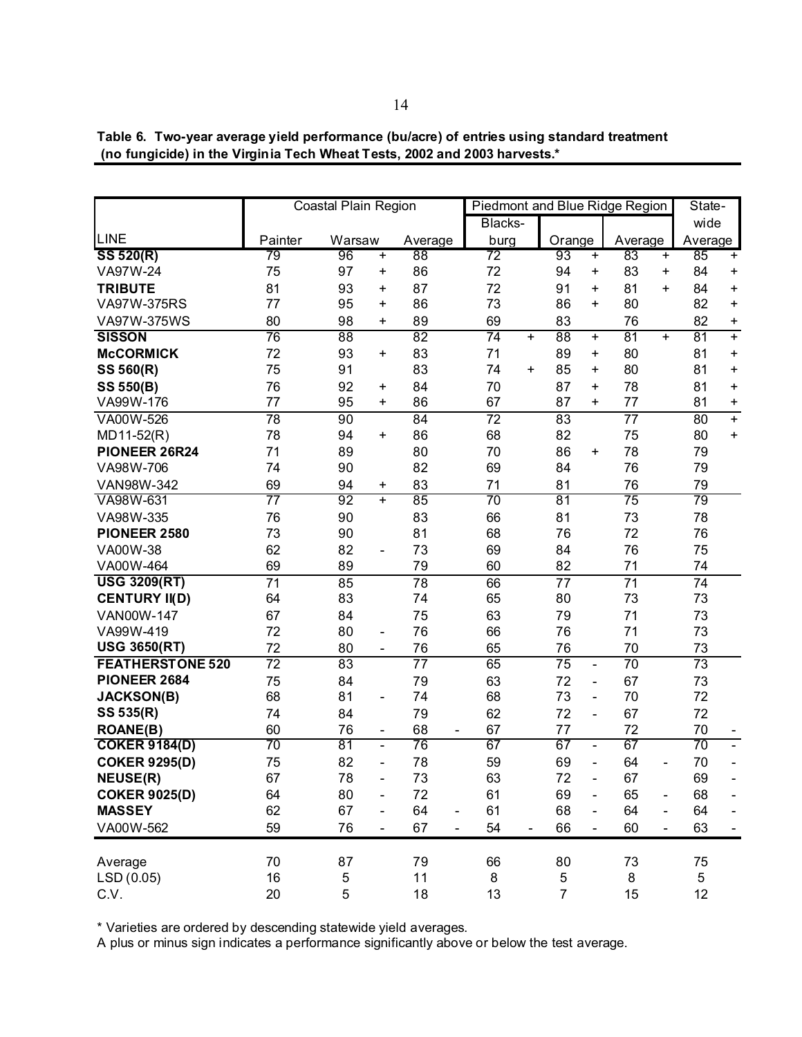**Table 6. Two-year average yield performance (bu/acre) of entries using standard treatment (no fungicide) in the Virginia Tech Wheat Tests, 2002 and 2003 harvests.***

| | Coastal Plain Region | | | | | | Piedmont and Blue Ridge Region | | | | | | State-wide | |
|---|---|---|---|---|---|---|---|---|---|---|---|---|---|---|
| LINE | Painter | Warsaw | | Average | | | Blacks-burg | | Orange | | Average | | Average | |
| **SS 520(R)** | 79 | 96 | + | 88 | | | 72 | | 93 | + | 83 | + | 85 | + |
| VA97W-24 | 75 | 97 | + | 86 | | | 72 | | 94 | + | 83 | + | 84 | + |
| **TRIBUTE** | 81 | 93 | + | 87 | | | 72 | | 91 | + | 81 | + | 84 | + |
| VA97W-375RS | 77 | 95 | + | 86 | | | 73 | | 86 | + | 80 | | 82 | + |
| VA97W-375WS | 80 | 98 | + | 89 | | | 69 | | 83 | | 76 | | 82 | + |
| **SISSON** | 76 | 88 | | 82 | | | 74 | + | 88 | + | 81 | + | 81 | + |
| **McCORMICK** | 72 | 93 | + | 83 | | | 71 | | 89 | + | 80 | | 81 | + |
| **SS 560(R)** | 75 | 91 | | 83 | | | 74 | + | 85 | + | 80 | | 81 | + |
| **SS 550(B)** | 76 | 92 | + | 84 | | | 70 | | 87 | + | 78 | | 81 | + |
| VA99W-176 | 77 | 95 | + | 86 | | | 67 | | 87 | + | 77 | | 81 | + |
| VA00W-526 | 78 | 90 | | 84 | | | 72 | | 83 | | 77 | | 80 | + |
| MD11-52(R) | 78 | 94 | + | 86 | | | 68 | | 82 | | 75 | | 80 | + |
| **PIONEER 26R24** | 71 | 89 | | 80 | | | 70 | | 86 | + | 78 | | 79 | |
| VA98W-706 | 74 | 90 | | 82 | | | 69 | | 84 | | 76 | | 79 | |
| VAN98W-342 | 69 | 94 | + | 83 | | | 71 | | 81 | | 76 | | 79 | |
| VA98W-631 | 77 | 92 | + | 85 | | | 70 | | 81 | | 75 | | 79 | |
| VA98W-335 | 76 | 90 | | 83 | | | 66 | | 81 | | 73 | | 78 | |
| **PIONEER 2580** | 73 | 90 | | 81 | | | 68 | | 76 | | 72 | | 76 | |
| VA00W-38 | 62 | 82 | - | 73 | | | 69 | | 84 | | 76 | | 75 | |
| VA00W-464 | 69 | 89 | | 79 | | | 60 | | 82 | | 71 | | 74 | |
| **USG 3209(RT)** | 71 | 85 | | 78 | | | 66 | | 77 | | 71 | | 74 | |
| **CENTURY II(D)** | 64 | 83 | | 74 | | | 65 | | 80 | | 73 | | 73 | |
| VAN00W-147 | 67 | 84 | | 75 | | | 63 | | 79 | | 71 | | 73 | |
| VA99W-419 | 72 | 80 | - | 76 | | | 66 | | 76 | | 71 | | 73 | |
| **USG 3650(RT)** | 72 | 80 | - | 76 | | | 65 | | 76 | | 70 | | 73 | |
| **FEATHERSTONE 520** | 72 | 83 | | 77 | | | 65 | | 75 | - | 70 | | 73 | |
| **PIONEER 2684** | 75 | 84 | | 79 | | | 63 | | 72 | - | 67 | | 73 | |
| **JACKSON(B)** | 68 | 81 | - | 74 | | | 68 | | 73 | - | 70 | | 72 | |
| **SS 535(R)** | 74 | 84 | | 79 | | | 62 | | 72 | - | 67 | | 72 | |
| **ROANE(B)** | 60 | 76 | - | 68 | - | | 67 | | 77 | | 72 | | 70 | - |
| **COKER 9184(D)** | 70 | 81 | - | 76 | | | 67 | | 67 | - | 67 | | 70 | - |
| **COKER 9295(D)** | 75 | 82 | - | 78 | | | 59 | | 69 | - | 64 | - | 70 | - |
| **NEUSE(R)** | 67 | 78 | - | 73 | | | 63 | | 72 | - | 67 | | 69 | - |
| **COKER 9025(D)** | 64 | 80 | - | 72 | | | 61 | | 69 | - | 65 | - | 68 | - |
| **MASSEY** | 62 | 67 | - | 64 | - | | 61 | | 68 | - | 64 | - | 64 | - |
| VA00W-562 | 59 | 76 | - | 67 | - | | 54 | - | 66 | - | 60 | - | 63 | - |
| Average | 70 | 87 | | 79 | | | 66 | | 80 | | 73 | | 75 | |
| LSD (0.05) | 16 | 5 | | 11 | | | 8 | | 5 | | 8 | | 5 | |
| C.V. | 20 | 5 | | 18 | | | 13 | | 7 | | 15 | | 12 | |

* Varieties are ordered by descending statewide yield averages.
A plus or minus sign indicates a performance significantly above or below the test average.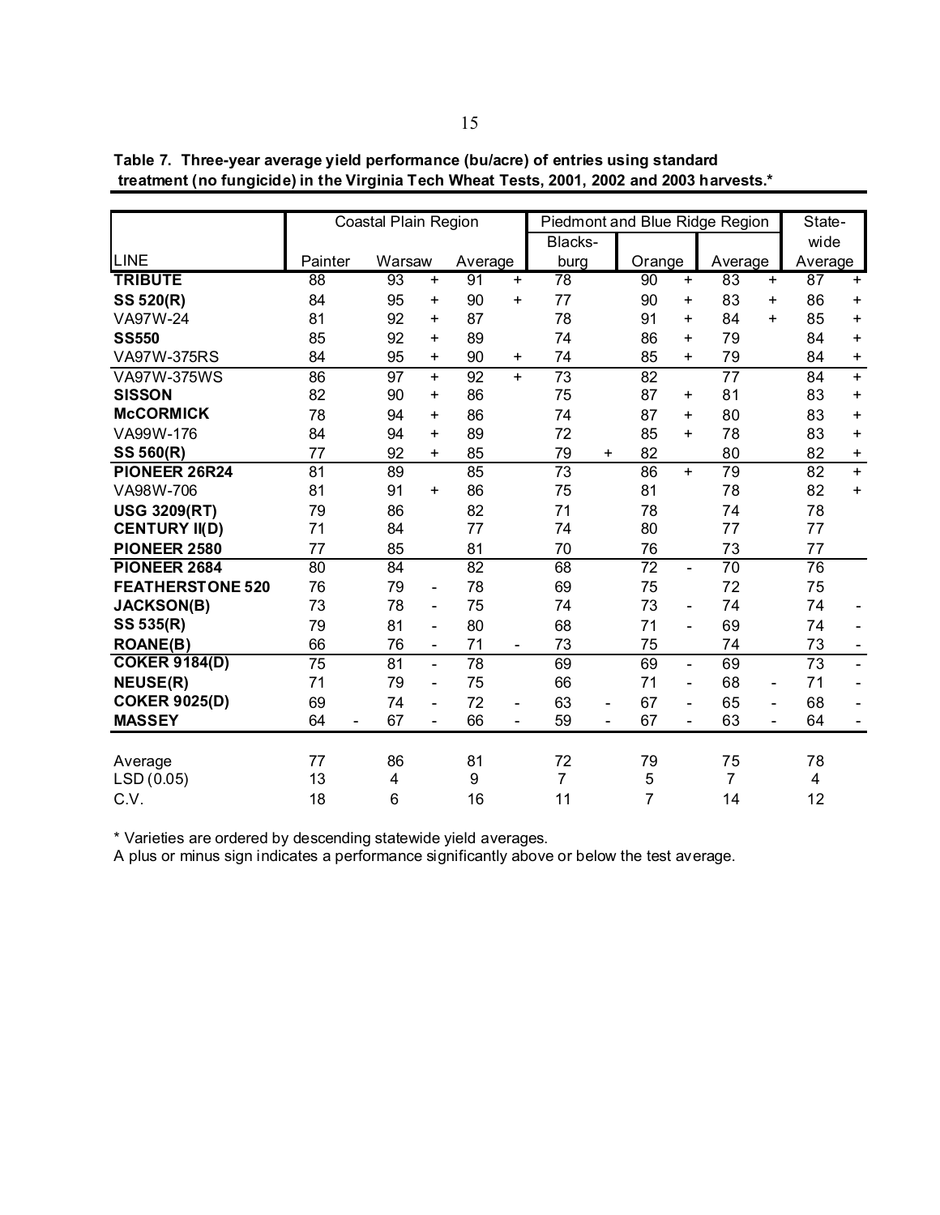**Table 7. Three-year average yield performance (bu/acre) of entries using standard treatment (no fungicide) in the Virginia Tech Wheat Tests, 2001, 2002 and 2003 harvests.***

| | Coastal Plain Region | | | | | | Piedmont and Blue Ridge Region | | | | | | State-wide | |
|---|---|---|---|---|---|---|---|---|---|---|---|---|---|---|
| LINE | Painter | | Warsaw | | Average | | Blacks-burg | | Orange | | Average | | Average | |
| **TRIBUTE** | 88 | | 93 | + | 91 | + | 78 | | 90 | + | 83 | + | 87 | + |
| **SS 520(R)** | 84 | | 95 | + | 90 | + | 77 | | 90 | + | 83 | + | 86 | + |
| VA97W-24 | 81 | | 92 | + | 87 | | 78 | | 91 | + | 84 | + | 85 | + |
| **SS550** | 85 | | 92 | + | 89 | | 74 | | 86 | + | 79 | | 84 | + |
| VA97W-375RS | 84 | | 95 | + | 90 | + | 74 | | 85 | + | 79 | | 84 | + |
| VA97W-375WS | 86 | | 97 | + | 92 | + | 73 | | 82 | | 77 | | 84 | + |
| **SISSON** | 82 | | 90 | + | 86 | | 75 | | 87 | + | 81 | | 83 | + |
| **McCORMICK** | 78 | | 94 | + | 86 | | 74 | | 87 | + | 80 | | 83 | + |
| VA99W-176 | 84 | | 94 | + | 89 | | 72 | | 85 | + | 78 | | 83 | + |
| **SS 560(R)** | 77 | | 92 | + | 85 | | 79 | + | 82 | | 80 | | 82 | + |
| **PIONEER 26R24** | 81 | | 89 | | 85 | | 73 | | 86 | + | 79 | | 82 | + |
| VA98W-706 | 81 | | 91 | + | 86 | | 75 | | 81 | | 78 | | 82 | + |
| **USG 3209(RT)** | 79 | | 86 | | 82 | | 71 | | 78 | | 74 | | 78 | |
| **CENTURY II(D)** | 71 | | 84 | | 77 | | 74 | | 80 | | 77 | | 77 | |
| **PIONEER 2580** | 77 | | 85 | | 81 | | 70 | | 76 | | 73 | | 77 | |
| **PIONEER 2684** | 80 | | 84 | | 82 | | 68 | | 72 | - | 70 | | 76 | |
| **FEATHERSTONE 520** | 76 | | 79 | - | 78 | | 69 | | 75 | | 72 | | 75 | |
| **JACKSON(B)** | 73 | | 78 | - | 75 | | 74 | | 73 | - | 74 | | 74 | - |
| **SS 535(R)** | 79 | | 81 | - | 80 | | 68 | | 71 | - | 69 | | 74 | - |
| **ROANE(B)** | 66 | | 76 | - | 71 | - | 73 | | 75 | | 74 | | 73 | - |
| **COKER 9184(D)** | 75 | | 81 | - | 78 | | 69 | | 69 | - | 69 | | 73 | - |
| **NEUSE(R)** | 71 | | 79 | - | 75 | | 66 | | 71 | - | 68 | - | 71 | - |
| **COKER 9025(D)** | 69 | | 74 | - | 72 | - | 63 | - | 67 | - | 65 | - | 68 | - |
| **MASSEY** | 64 | - | 67 | - | 66 | - | 59 | - | 67 | - | 63 | - | 64 | - |
| Average | 77 | | 86 | | 81 | | 72 | | 79 | | 75 | | 78 | |
| LSD (0.05) | 13 | | 4 | | 9 | | 7 | | 5 | | 7 | | 4 | |
| C.V. | 18 | | 6 | | 16 | | 11 | | 7 | | 14 | | 12 | |

* Varieties are ordered by descending statewide yield averages.
A plus or minus sign indicates a performance significantly above or below the test average.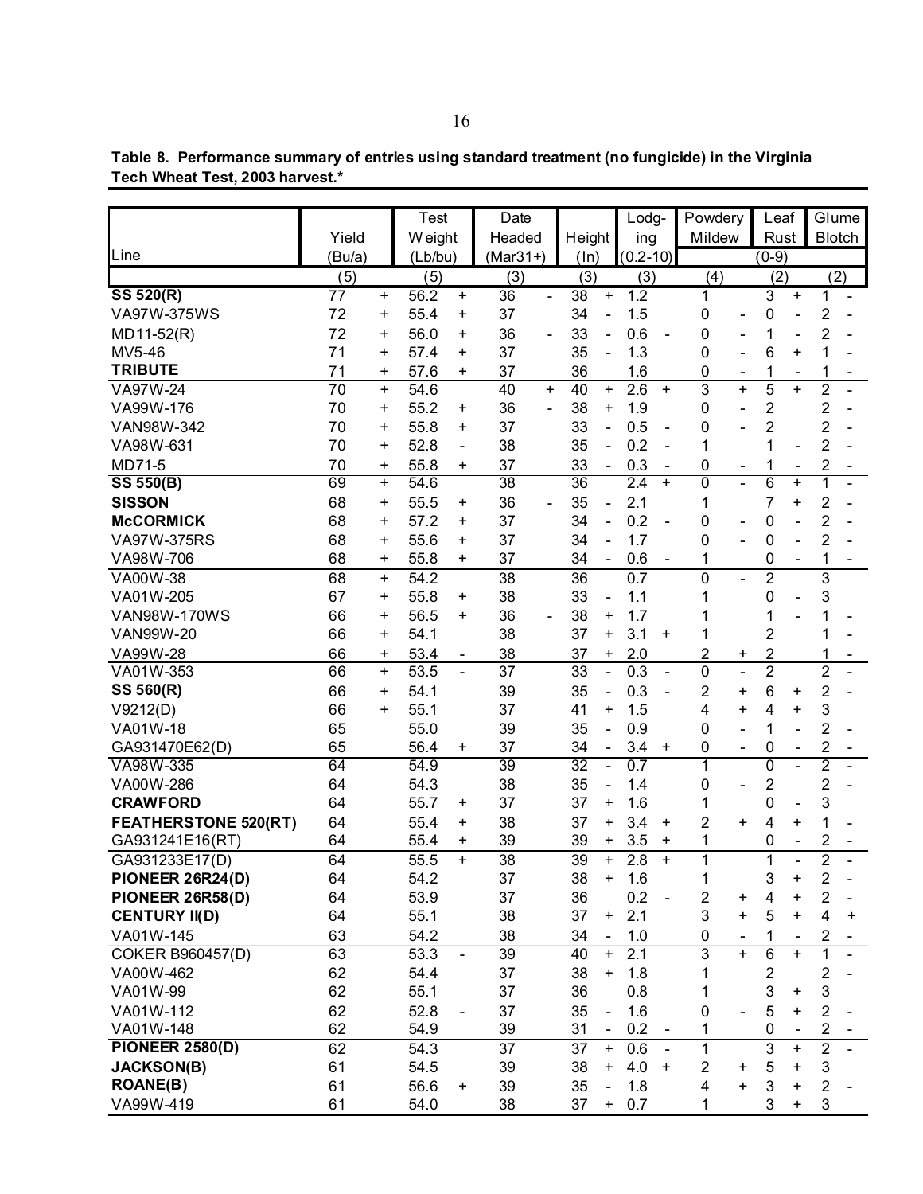**Table 8. Performance summary of entries using standard treatment (no fungicide) in the Virginia Tech Wheat Test, 2003 harvest.***

| Line | Yield (Bu/a) | | Test Weight (Lb/bu) | | Date Headed (Mar31+) | | Height (In) | | Lodging (0.2-10) | | Powdery Mildew | | Leaf Rust | | Glume Blotch | |
|---|---|---|---|---|---|---|---|---|---|---|---|---|---|---|---|---|
| | | | | | | | | | | | (0-9) | | | | | |
| | (5) | | (5) | | (3) | | (3) | | (3) | | (4) | | (2) | | (2) | |
| **SS 520(R)** | 77 | + | 56.2 | + | 36 | - | 38 | + | 1.2 | | 1 | | 3 | + | 1 | - |
| VA97W-375WS | 72 | + | 55.4 | + | 37 | | 34 | - | 1.5 | | 0 | - | 0 | - | 2 | - |
| MD11-52(R) | 72 | + | 56.0 | + | 36 | - | 33 | - | 0.6 | - | 0 | - | 1 | - | 2 | - |
| MV5-46 | 71 | + | 57.4 | + | 37 | | 35 | - | 1.3 | | 0 | - | 6 | + | 1 | - |
| **TRIBUTE** | 71 | + | 57.6 | + | 37 | | 36 | | 1.6 | | 0 | - | 1 | - | 1 | - |
| VA97W-24 | 70 | + | 54.6 | | 40 | + | 40 | + | 2.6 | + | 3 | + | 5 | + | 2 | - |
| VA99W-176 | 70 | + | 55.2 | + | 36 | - | 38 | + | 1.9 | | 0 | - | 2 | | 2 | - |
| VAN98W-342 | 70 | + | 55.8 | + | 37 | | 33 | - | 0.5 | - | 0 | - | 2 | | 2 | - |
| VA98W-631 | 70 | + | 52.8 | - | 38 | | 35 | - | 0.2 | - | 1 | | 1 | - | 2 | - |
| MD71-5 | 70 | + | 55.8 | + | 37 | | 33 | - | 0.3 | - | 0 | - | 1 | - | 2 | - |
| **SS 550(B)** | 69 | + | 54.6 | | 38 | | 36 | | 2.4 | + | 0 | - | 6 | + | 1 | - |
| **SISSON** | 68 | + | 55.5 | + | 36 | - | 35 | - | 2.1 | | 1 | | 7 | + | 2 | - |
| **McCORMICK** | 68 | + | 57.2 | + | 37 | | 34 | - | 0.2 | - | 0 | - | 0 | - | 2 | - |
| VA97W-375RS | 68 | + | 55.6 | + | 37 | | 34 | - | 1.7 | | 0 | - | 0 | - | 2 | - |
| VA98W-706 | 68 | + | 55.8 | + | 37 | | 34 | - | 0.6 | - | 1 | | 0 | - | 1 | - |
| VA00W-38 | 68 | + | 54.2 | | 38 | | 36 | | 0.7 | | 0 | - | 2 | | 3 | |
| VA01W-205 | 67 | + | 55.8 | + | 38 | | 33 | - | 1.1 | | 1 | | 0 | - | 3 | |
| VAN98W-170WS | 66 | + | 56.5 | + | 36 | - | 38 | + | 1.7 | | 1 | | 1 | - | 1 | - |
| VAN99W-20 | 66 | + | 54.1 | | 38 | | 37 | + | 3.1 | + | 1 | | 2 | | 1 | - |
| VA99W-28 | 66 | + | 53.4 | - | 38 | | 37 | + | 2.0 | | 2 | + | 2 | | 1 | - |
| VA01W-353 | 66 | + | 53.5 | - | 37 | | 33 | - | 0.3 | - | 0 | - | 2 | | 2 | - |
| **SS 560(R)** | 66 | + | 54.1 | | 39 | | 35 | - | 0.3 | - | 2 | + | 6 | + | 2 | - |
| V9212(D) | 66 | + | 55.1 | | 37 | | 41 | + | 1.5 | | 4 | + | 4 | + | 3 | |
| VA01W-18 | 65 | | 55.0 | | 39 | | 35 | - | 0.9 | | 0 | - | 1 | - | 2 | - |
| GA931470E62(D) | 65 | | 56.4 | + | 37 | | 34 | - | 3.4 | + | 0 | - | 0 | - | 2 | - |
| VA98W-335 | 64 | | 54.9 | | 39 | | 32 | - | 0.7 | | 1 | | 0 | - | 2 | - |
| VA00W-286 | 64 | | 54.3 | | 38 | | 35 | - | 1.4 | | 0 | - | 2 | | 2 | - |
| **CRAWFORD** | 64 | | 55.7 | + | 37 | | 37 | + | 1.6 | | 1 | | 0 | - | 3 | |
| **FEATHERSTONE 520(RT)** | 64 | | 55.4 | + | 38 | | 37 | + | 3.4 | + | 2 | + | 4 | + | 1 | - |
| GA931241E16(RT) | 64 | | 55.4 | + | 39 | | 39 | + | 3.5 | + | 1 | | 0 | - | 2 | - |
| GA931233E17(D) | 64 | | 55.5 | + | 38 | | 39 | + | 2.8 | + | 1 | | 1 | - | 2 | - |
| **PIONEER 26R24(D)** | 64 | | 54.2 | | 37 | | 38 | + | 1.6 | | 1 | | 3 | + | 2 | - |
| **PIONEER 26R58(D)** | 64 | | 53.9 | | 37 | | 36 | | 0.2 | - | 2 | + | 4 | + | 2 | - |
| **CENTURY II(D)** | 64 | | 55.1 | | 38 | | 37 | + | 2.1 | | 3 | + | 5 | + | 4 | + |
| VA01W-145 | 63 | | 54.2 | | 38 | | 34 | - | 1.0 | | 0 | - | 1 | - | 2 | - |
| COKER B960457(D) | 63 | | 53.3 | - | 39 | | 40 | + | 2.1 | | 3 | + | 6 | + | 1 | - |
| VA00W-462 | 62 | | 54.4 | | 37 | | 38 | + | 1.8 | | 1 | | 2 | | 2 | - |
| VA01W-99 | 62 | | 55.1 | | 37 | | 36 | | 0.8 | | 1 | | 3 | + | 3 | |
| VA01W-112 | 62 | | 52.8 | - | 37 | | 35 | - | 1.6 | | 0 | - | 5 | + | 2 | - |
| VA01W-148 | 62 | | 54.9 | | 39 | | 31 | - | 0.2 | - | 1 | | 0 | - | 2 | - |
| **PIONEER 2580(D)** | 62 | | 54.3 | | 37 | | 37 | + | 0.6 | - | 1 | | 3 | + | 2 | - |
| **JACKSON(B)** | 61 | | 54.5 | | 39 | | 38 | + | 4.0 | + | 2 | + | 5 | + | 3 | |
| **ROANE(B)** | 61 | | 56.6 | + | 39 | | 35 | - | 1.8 | | 4 | + | 3 | + | 2 | - |
| VA99W-419 | 61 | | 54.0 | | 38 | | 37 | + | 0.7 | | 1 | | 3 | + | 3 | |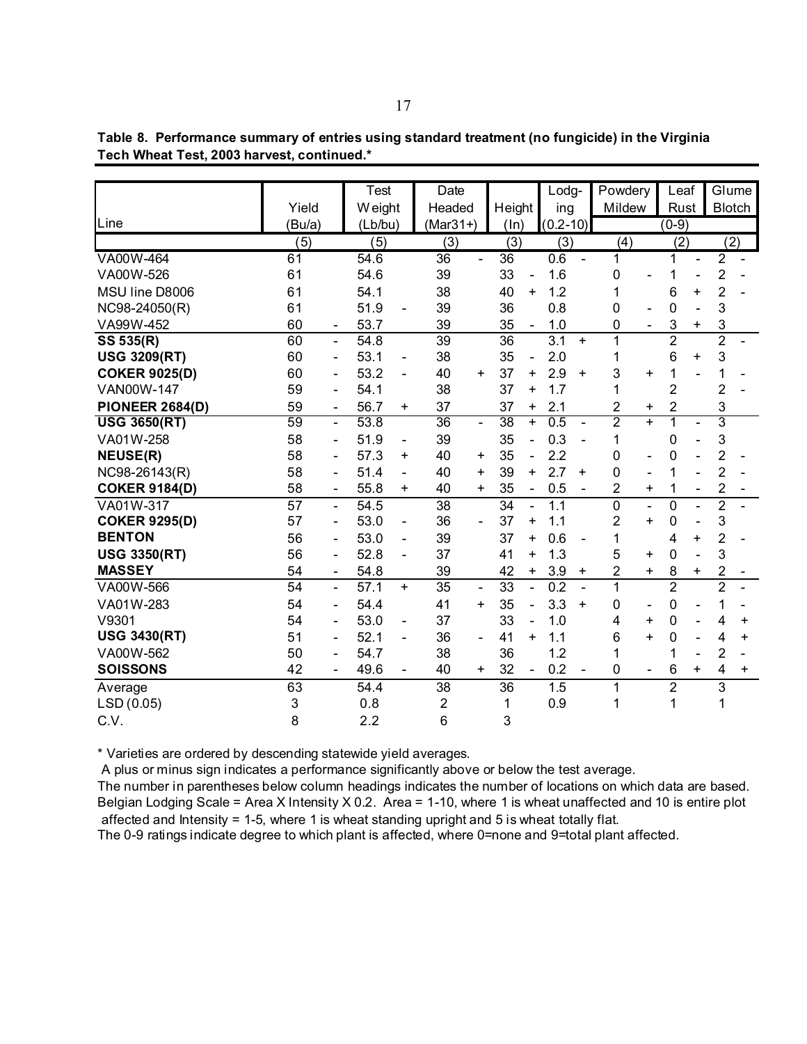**Table 8. Performance summary of entries using standard treatment (no fungicide) in the Virginia Tech Wheat Test, 2003 harvest, continued.***

| Line | Yield (Bu/a) | | Test Weight (Lb/bu) | | Date Headed (Mar31+) | | Height (In) | | Lodging (0.2-10) | | Powdery Mildew | | Leaf Rust (0-9) | | Glume Blotch | |
|---|---|---|---|---|---|---|---|---|---|---|---|---|---|---|---|---|
| | (5) | | (5) | | (3) | | (3) | | (3) | | (4) | | (2) | | (2) | |
| VA00W-464 | 61 | | 54.6 | | 36 | - | 36 | | 0.6 | - | 1 | | 1 | - | 2 | - |
| VA00W-526 | 61 | | 54.6 | | 39 | | 33 | - | 1.6 | | 0 | - | 1 | - | 2 | - |
| MSU line D8006 | 61 | | 54.1 | | 38 | | 40 | + | 1.2 | | 1 | | 6 | + | 2 | - |
| NC98-24050(R) | 61 | | 51.9 | - | 39 | | 36 | | 0.8 | | 0 | - | 0 | - | 3 | |
| VA99W-452 | 60 | - | 53.7 | | 39 | | 35 | - | 1.0 | | 0 | - | 3 | + | 3 | |
| **SS 535(R)** | 60 | - | 54.8 | | 39 | | 36 | | 3.1 | + | 1 | | 2 | | 2 | - |
| **USG 3209(RT)** | 60 | - | 53.1 | - | 38 | | 35 | - | 2.0 | | 1 | | 6 | + | 3 | |
| **COKER 9025(D)** | 60 | - | 53.2 | - | 40 | + | 37 | + | 2.9 | + | 3 | + | 1 | - | 1 | - |
| VAN00W-147 | 59 | - | 54.1 | | 38 | | 37 | + | 1.7 | | 1 | | 2 | | 2 | - |
| **PIONEER 2684(D)** | 59 | - | 56.7 | + | 37 | | 37 | + | 2.1 | | 2 | + | 2 | | 3 | |
| **USG 3650(RT)** | 59 | - | 53.8 | | 36 | - | 38 | + | 0.5 | - | 2 | + | 1 | - | 3 | |
| VA01W-258 | 58 | - | 51.9 | - | 39 | | 35 | - | 0.3 | - | 1 | | 0 | - | 3 | |
| **NEUSE(R)** | 58 | - | 57.3 | + | 40 | + | 35 | - | 2.2 | | 0 | - | 0 | - | 2 | - |
| NC98-26143(R) | 58 | - | 51.4 | - | 40 | + | 39 | + | 2.7 | + | 0 | - | 1 | - | 2 | - |
| **COKER 9184(D)** | 58 | - | 55.8 | + | 40 | + | 35 | - | 0.5 | - | 2 | + | 1 | - | 2 | - |
| VA01W-317 | 57 | - | 54.5 | | 38 | | 34 | - | 1.1 | | 0 | - | 0 | - | 2 | - |
| **COKER 9295(D)** | 57 | - | 53.0 | - | 36 | - | 37 | + | 1.1 | | 2 | + | 0 | - | 3 | |
| **BENTON** | 56 | - | 53.0 | - | 39 | | 37 | + | 0.6 | - | 1 | | 4 | + | 2 | - |
| **USG 3350(RT)** | 56 | - | 52.8 | - | 37 | | 41 | + | 1.3 | | 5 | + | 0 | - | 3 | |
| **MASSEY** | 54 | - | 54.8 | | 39 | | 42 | + | 3.9 | + | 2 | + | 8 | + | 2 | - |
| VA00W-566 | 54 | - | 57.1 | + | 35 | - | 33 | - | 0.2 | - | 1 | | 2 | | 2 | - |
| VA01W-283 | 54 | - | 54.4 | | 41 | + | 35 | - | 3.3 | + | 0 | - | 0 | - | 1 | - |
| V9301 | 54 | - | 53.0 | - | 37 | | 33 | - | 1.0 | | 4 | + | 0 | - | 4 | + |
| **USG 3430(RT)** | 51 | - | 52.1 | - | 36 | - | 41 | + | 1.1 | | 6 | + | 0 | - | 4 | + |
| VA00W-562 | 50 | - | 54.7 | | 38 | | 36 | | 1.2 | | 1 | | 1 | - | 2 | - |
| **SOISSONS** | 42 | - | 49.6 | - | 40 | + | 32 | - | 0.2 | - | 0 | - | 6 | + | 4 | + |
| Average | 63 | | 54.4 | | 38 | | 36 | | 1.5 | | 1 | | 2 | | 3 | |
| LSD (0.05) | 3 | | 0.8 | | 2 | | 1 | | 0.9 | | 1 | | 1 | | 1 | |
| C.V. | 8 | | 2.2 | | 6 | | 3 | | | | | | | | | |

* Varieties are ordered by descending statewide yield averages.
A plus or minus sign indicates a performance significantly above or below the test average.
The number in parentheses below column headings indicates the number of locations on which data are based.
Belgian Lodging Scale = Area X Intensity X 0.2. Area = 1-10, where 1 is wheat unaffected and 10 is entire plot affected and Intensity = 1-5, where 1 is wheat standing upright and 5 is wheat totally flat.
The 0-9 ratings indicate degree to which plant is affected, where 0=none and 9=total plant affected.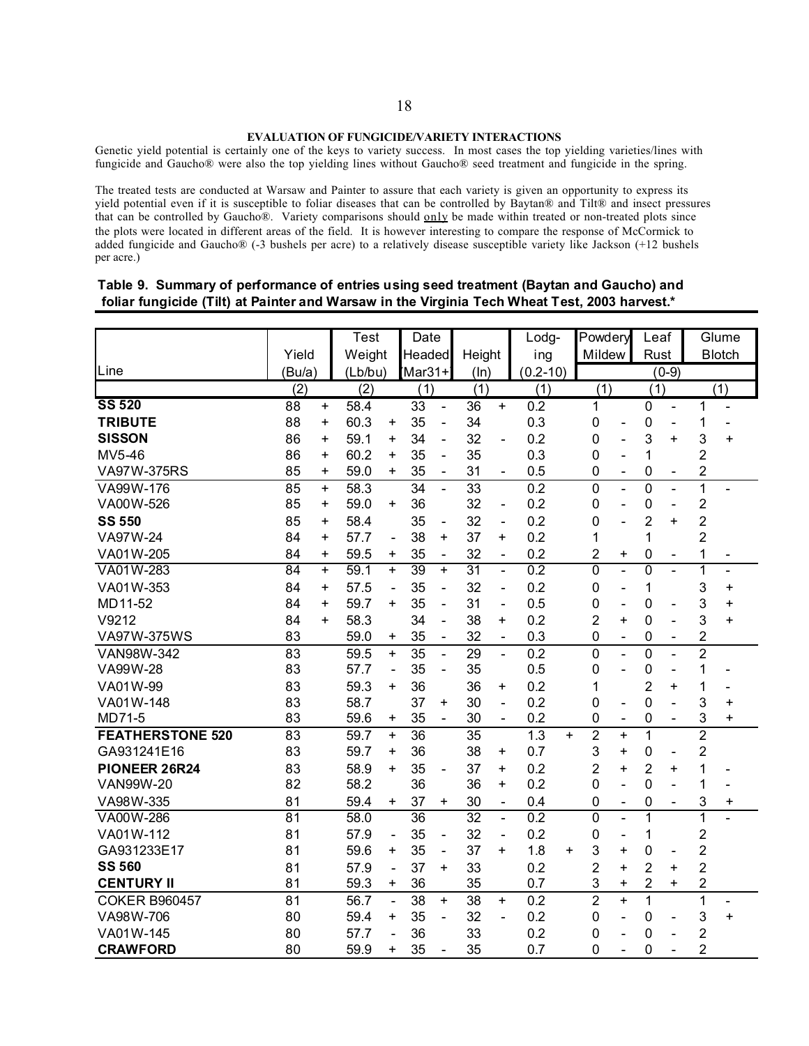## EVALUATION OF FUNGICIDE/VARIETY INTERACTIONS

Genetic yield potential is certainly one of the keys to variety success. In most cases the top yielding varieties/lines with fungicide and Gaucho® were also the top yielding lines without Gaucho® seed treatment and fungicide in the spring.

The treated tests are conducted at Warsaw and Painter to assure that each variety is given an opportunity to express its yield potential even if it is susceptible to foliar diseases that can be controlled by Baytan® and Tilt® and insect pressures that can be controlled by Gaucho®. Variety comparisons should only be made within treated or non-treated plots since the plots were located in different areas of the field. It is however interesting to compare the response of McCormick to added fungicide and Gaucho® (-3 bushels per acre) to a relatively disease susceptible variety like Jackson (+12 bushels per acre.)

**Table 9. Summary of performance of entries using seed treatment (Baytan and Gaucho) and foliar fungicide (Tilt) at Painter and Warsaw in the Virginia Tech Wheat Test, 2003 harvest.***

| Line | Yield (Bu/a) | | Test Weight (Lb/bu) | | Date Headed (Mar31+) | | Height (In) | | Lodging (0.2-10) | | Powdery Mildew | | Leaf Rust (0-9) | | Glume Blotch | |
|---|---|---|---|---|---|---|---|---|---|---|---|---|---|---|---|---|
| | (2) | | (2) | | (1) | | (1) | | (1) | | (1) | | (1) | | (1) | |
| **SS 520** | 88 | + | 58.4 | | 33 | - | 36 | + | 0.2 | | 1 | | 0 | - | 1 | - |
| **TRIBUTE** | 88 | + | 60.3 | + | 35 | - | 34 | | 0.3 | | 0 | - | 0 | - | 1 | - |
| **SISSON** | 86 | + | 59.1 | + | 34 | - | 32 | - | 0.2 | | 0 | - | 3 | + | 3 | + |
| MV5-46 | 86 | + | 60.2 | + | 35 | - | 35 | | 0.3 | | 0 | - | 1 | | 2 | |
| VA97W-375RS | 85 | + | 59.0 | + | 35 | - | 31 | - | 0.5 | | 0 | - | 0 | - | 2 | |
| VA99W-176 | 85 | + | 58.3 | | 34 | - | 33 | | 0.2 | | 0 | - | 0 | - | 1 | - |
| VA00W-526 | 85 | + | 59.0 | + | 36 | | 32 | - | 0.2 | | 0 | - | 0 | - | 2 | |
| **SS 550** | 85 | + | 58.4 | | 35 | - | 32 | - | 0.2 | | 0 | - | 2 | + | 2 | |
| VA97W-24 | 84 | + | 57.7 | - | 38 | + | 37 | + | 0.2 | | 1 | | 1 | | 2 | |
| VA01W-205 | 84 | + | 59.5 | + | 35 | - | 32 | - | 0.2 | | 2 | + | 0 | - | 1 | - |
| VA01W-283 | 84 | + | 59.1 | + | 39 | + | 31 | - | 0.2 | | 0 | - | 0 | - | 1 | - |
| VA01W-353 | 84 | + | 57.5 | - | 35 | - | 32 | - | 0.2 | | 0 | - | 1 | | 3 | + |
| MD11-52 | 84 | + | 59.7 | + | 35 | - | 31 | - | 0.5 | | 0 | - | 0 | - | 3 | + |
| V9212 | 84 | + | 58.3 | | 34 | - | 38 | + | 0.2 | | 2 | + | 0 | - | 3 | + |
| VA97W-375WS | 83 | | 59.0 | + | 35 | - | 32 | - | 0.3 | | 0 | - | 0 | - | 2 | |
| VAN98W-342 | 83 | | 59.5 | + | 35 | - | 29 | - | 0.2 | | 0 | - | 0 | - | 2 | |
| VA99W-28 | 83 | | 57.7 | - | 35 | - | 35 | | 0.5 | | 0 | - | 0 | - | 1 | - |
| VA01W-99 | 83 | | 59.3 | + | 36 | | 36 | + | 0.2 | | 1 | | 2 | + | 1 | - |
| VA01W-148 | 83 | | 58.7 | | 37 | + | 30 | - | 0.2 | | 0 | - | 0 | - | 3 | + |
| MD71-5 | 83 | | 59.6 | + | 35 | - | 30 | - | 0.2 | | 0 | - | 0 | - | 3 | + |
| **FEATHERSTONE 520** | 83 | | 59.7 | + | 36 | | 35 | | 1.3 | + | 2 | + | 1 | | 2 | |
| GA931241E16 | 83 | | 59.7 | + | 36 | | 38 | + | 0.7 | | 3 | + | 0 | - | 2 | |
| **PIONEER 26R24** | 83 | | 58.9 | + | 35 | - | 37 | + | 0.2 | | 2 | + | 2 | + | 1 | - |
| VAN99W-20 | 82 | | 58.2 | | 36 | | 36 | + | 0.2 | | 0 | - | 0 | - | 1 | - |
| VA98W-335 | 81 | | 59.4 | + | 37 | + | 30 | - | 0.4 | | 0 | - | 0 | - | 3 | + |
| VA00W-286 | 81 | | 58.0 | | 36 | | 32 | - | 0.2 | | 0 | - | 1 | | 1 | - |
| VA01W-112 | 81 | | 57.9 | - | 35 | - | 32 | - | 0.2 | | 0 | - | 1 | | 2 | |
| GA931233E17 | 81 | | 59.6 | + | 35 | - | 37 | + | 1.8 | + | 3 | + | 0 | - | 2 | |
| **SS 560** | 81 | | 57.9 | - | 37 | + | 33 | | 0.2 | | 2 | + | 2 | + | 2 | |
| **CENTURY II** | 81 | | 59.3 | + | 36 | | 35 | | 0.7 | | 3 | + | 2 | + | 2 | |
| COKER B960457 | 81 | | 56.7 | - | 38 | + | 38 | + | 0.2 | | 2 | + | 1 | | 1 | - |
| VA98W-706 | 80 | | 59.4 | + | 35 | - | 32 | - | 0.2 | | 0 | - | 0 | - | 3 | + |
| VA01W-145 | 80 | | 57.7 | - | 36 | | 33 | | 0.2 | | 0 | - | 0 | - | 2 | |
| **CRAWFORD** | 80 | | 59.9 | + | 35 | - | 35 | | 0.7 | | 0 | - | 0 | - | 2 | |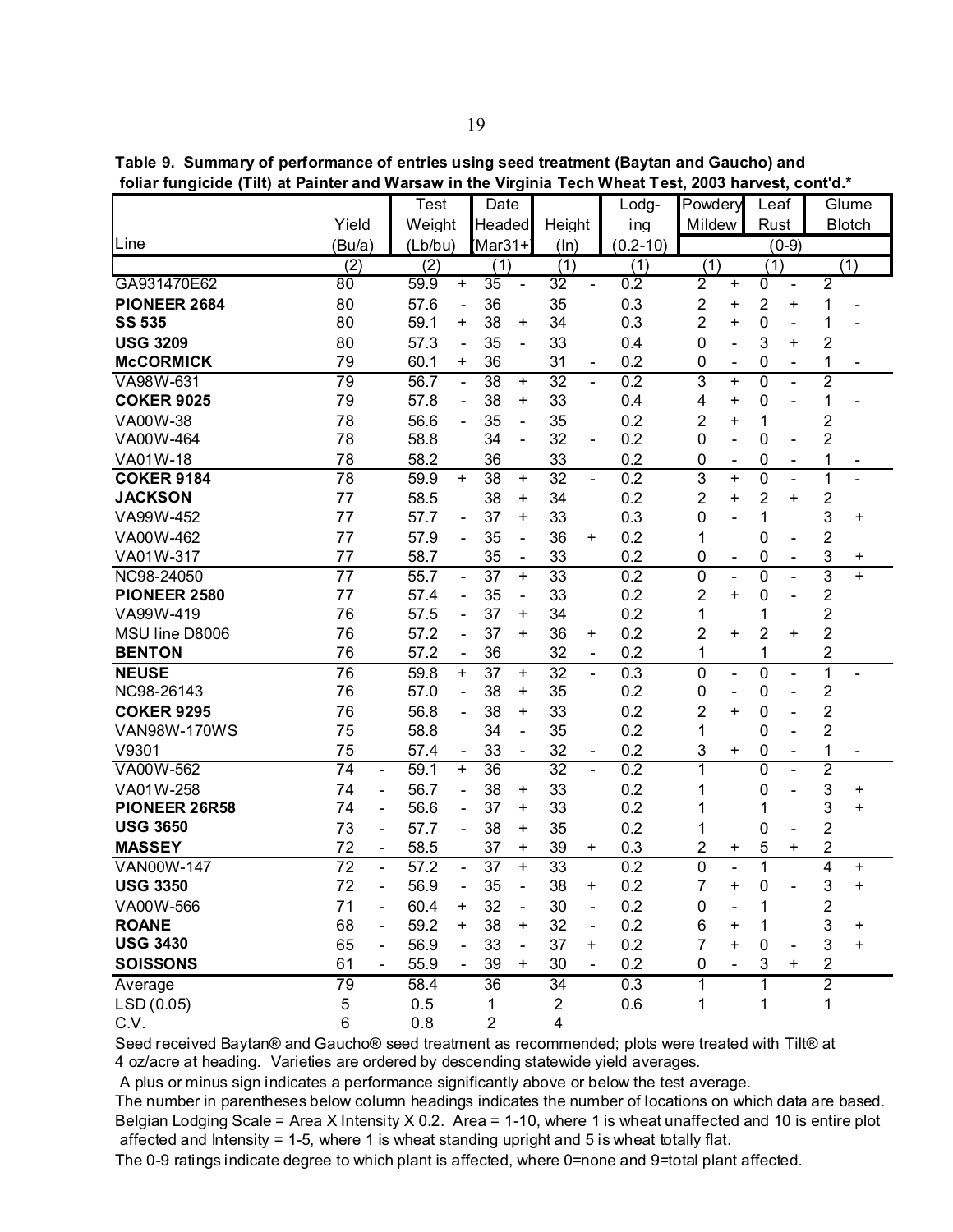**Table 9. Summary of performance of entries using seed treatment (Baytan and Gaucho) and foliar fungicide (Tilt) at Painter and Warsaw in the Virginia Tech Wheat Test, 2003 harvest, cont'd.***

| Line | Yield (Bu/a) | | Test Weight (Lb/bu) | | Date Headed (Mar31+) | | Height (In) | | Lodging (0.2-10) | Powdery Mildew (0-9) | | Leaf Rust (0-9) | | Glume Blotch (0-9) | |
|---|---|---|---|---|---|---|---|---|---|---|---|---|---|---|---|
| | (2) | | (2) | | (1) | | (1) | | (1) | (1) | | (1) | | (1) | |
| GA931470E62 | 80 | | 59.9 | + | 35 | - | 32 | - | 0.2 | 2 | + | 0 | - | 2 | |
| **PIONEER 2684** | 80 | | 57.6 | - | 36 | | 35 | | 0.3 | 2 | + | 2 | + | 1 | - |
| **SS 535** | 80 | | 59.1 | + | 38 | + | 34 | | 0.3 | 2 | + | 0 | - | 1 | - |
| **USG 3209** | 80 | | 57.3 | - | 35 | - | 33 | | 0.4 | 0 | - | 3 | + | 2 | |
| **McCORMICK** | 79 | | 60.1 | + | 36 | | 31 | - | 0.2 | 0 | - | 0 | - | 1 | - |
| VA98W-631 | 79 | | 56.7 | - | 38 | + | 32 | - | 0.2 | 3 | + | 0 | - | 2 | |
| **COKER 9025** | 79 | | 57.8 | - | 38 | + | 33 | | 0.4 | 4 | + | 0 | - | 1 | - |
| VA00W-38 | 78 | | 56.6 | - | 35 | - | 35 | | 0.2 | 2 | + | 1 | | 2 | |
| VA00W-464 | 78 | | 58.8 | | 34 | - | 32 | - | 0.2 | 0 | - | 0 | - | 2 | |
| VA01W-18 | 78 | | 58.2 | | 36 | | 33 | | 0.2 | 0 | - | 0 | - | 1 | - |
| **COKER 9184** | 78 | | 59.9 | + | 38 | + | 32 | - | 0.2 | 3 | + | 0 | - | 1 | - |
| **JACKSON** | 77 | | 58.5 | | 38 | + | 34 | | 0.2 | 2 | + | 2 | + | 2 | |
| VA99W-452 | 77 | | 57.7 | - | 37 | + | 33 | | 0.3 | 0 | - | 1 | | 3 | + |
| VA00W-462 | 77 | | 57.9 | - | 35 | - | 36 | + | 0.2 | 1 | | 0 | - | 2 | |
| VA01W-317 | 77 | | 58.7 | | 35 | - | 33 | | 0.2 | 0 | - | 0 | - | 3 | + |
| NC98-24050 | 77 | | 55.7 | - | 37 | + | 33 | | 0.2 | 0 | - | 0 | - | 3 | + |
| **PIONEER 2580** | 77 | | 57.4 | - | 35 | - | 33 | | 0.2 | 2 | + | 0 | - | 2 | |
| VA99W-419 | 76 | | 57.5 | - | 37 | + | 34 | | 0.2 | 1 | | 1 | | 2 | |
| MSU line D8006 | 76 | | 57.2 | - | 37 | + | 36 | + | 0.2 | 2 | + | 2 | + | 2 | |
| **BENTON** | 76 | | 57.2 | - | 36 | | 32 | - | 0.2 | 1 | | 1 | | 2 | |
| **NEUSE** | 76 | | 59.8 | + | 37 | + | 32 | - | 0.3 | 0 | - | 0 | - | 1 | - |
| NC98-26143 | 76 | | 57.0 | - | 38 | + | 35 | | 0.2 | 0 | - | 0 | - | 2 | |
| **COKER 9295** | 76 | | 56.8 | - | 38 | + | 33 | | 0.2 | 2 | + | 0 | - | 2 | |
| VAN98W-170WS | 75 | | 58.8 | | 34 | - | 35 | | 0.2 | 1 | | 0 | - | 2 | |
| V9301 | 75 | | 57.4 | - | 33 | - | 32 | - | 0.2 | 3 | + | 0 | - | 1 | - |
| VA00W-562 | 74 | - | 59.1 | + | 36 | | 32 | - | 0.2 | 1 | | 0 | - | 2 | |
| VA01W-258 | 74 | - | 56.7 | - | 38 | + | 33 | | 0.2 | 1 | | 0 | - | 3 | + |
| **PIONEER 26R58** | 74 | - | 56.6 | - | 37 | + | 33 | | 0.2 | 1 | | 1 | | 3 | + |
| **USG 3650** | 73 | - | 57.7 | - | 38 | + | 35 | | 0.2 | 1 | | 0 | - | 2 | |
| **MASSEY** | 72 | - | 58.5 | | 37 | + | 39 | + | 0.3 | 2 | + | 5 | + | 2 | |
| VAN00W-147 | 72 | - | 57.2 | - | 37 | + | 33 | | 0.2 | 0 | - | 1 | | 4 | + |
| **USG 3350** | 72 | - | 56.9 | - | 35 | - | 38 | + | 0.2 | 7 | + | 0 | - | 3 | + |
| VA00W-566 | 71 | - | 60.4 | + | 32 | - | 30 | - | 0.2 | 0 | - | 1 | | 2 | |
| **ROANE** | 68 | - | 59.2 | + | 38 | + | 32 | - | 0.2 | 6 | + | 1 | | 3 | + |
| **USG 3430** | 65 | - | 56.9 | - | 33 | - | 37 | + | 0.2 | 7 | + | 0 | - | 3 | + |
| **SOISSONS** | 61 | - | 55.9 | - | 39 | + | 30 | - | 0.2 | 0 | - | 3 | + | 2 | |
| Average | 79 | | 58.4 | | 36 | | 34 | | 0.3 | 1 | | 1 | | 2 | |
| LSD (0.05) | 5 | | 0.5 | | 1 | | 2 | | 0.6 | 1 | | 1 | | 1 | |
| C.V. | 6 | | 0.8 | | 2 | | 4 | | | | | | | | |

Seed received Baytan® and Gaucho® seed treatment as recommended; plots were treated with Tilt® at 4 oz/acre at heading. Varieties are ordered by descending statewide yield averages.

A plus or minus sign indicates a performance significantly above or below the test average.

The number in parentheses below column headings indicates the number of locations on which data are based.

Belgian Lodging Scale = Area X Intensity X 0.2. Area = 1-10, where 1 is wheat unaffected and 10 is entire plot affected and Intensity = 1-5, where 1 is wheat standing upright and 5 is wheat totally flat.

The 0-9 ratings indicate degree to which plant is affected, where 0=none and 9=total plant affected.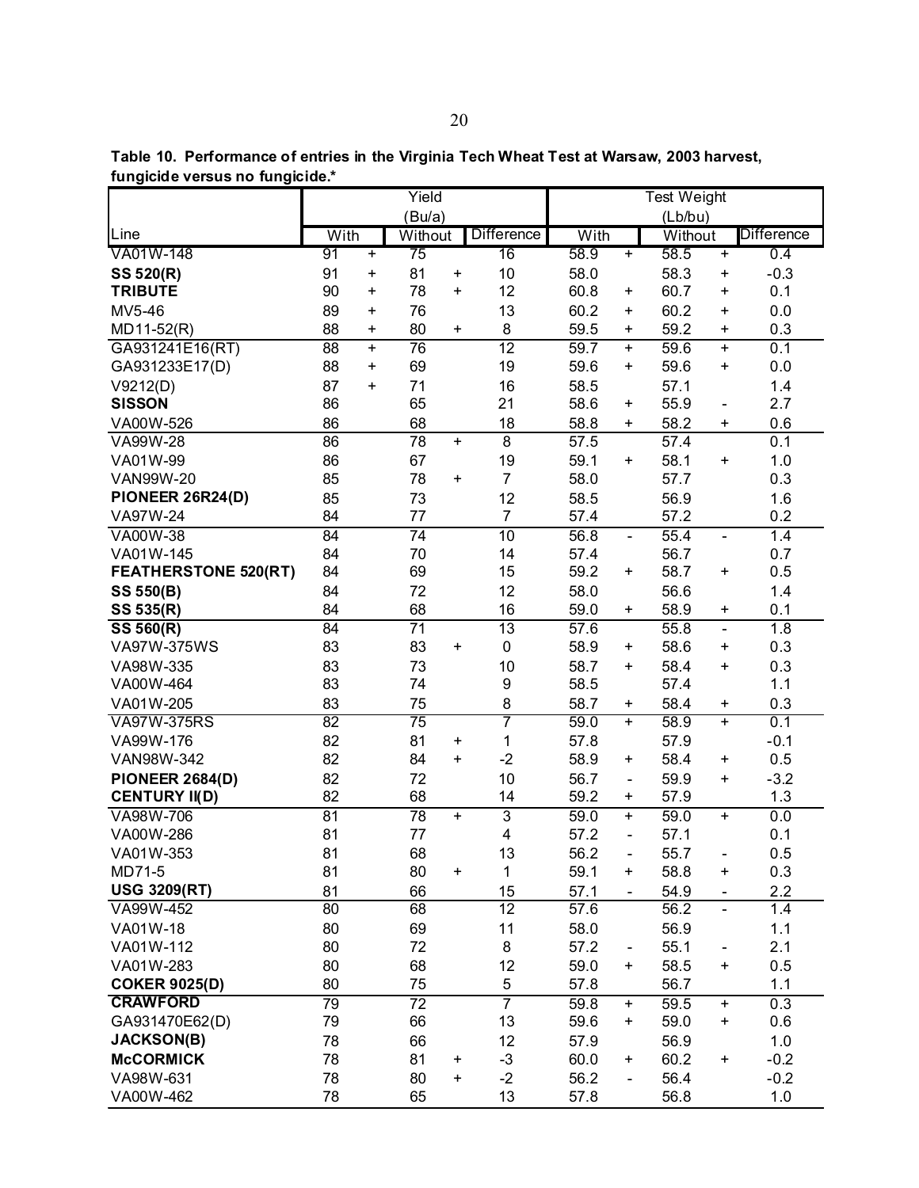**Table 10. Performance of entries in the Virginia Tech Wheat Test at Warsaw, 2003 harvest, fungicide versus no fungicide.***

| | Yield (Bu/a) | | | | | Test Weight (Lb/bu) | | | | |
|---|---|---|---|---|---|---|---|---|---|---|
| Line | With | | Without | | Difference | With | | Without | | Difference |
| VA01W-148 | 91 | + | 75 | | 16 | 58.9 | + | 58.5 | + | 0.4 |
| **SS 520(R)** | 91 | + | 81 | + | 10 | 58.0 | | 58.3 | + | -0.3 |
| **TRIBUTE** | 90 | + | 78 | + | 12 | 60.8 | + | 60.7 | + | 0.1 |
| MV5-46 | 89 | + | 76 | | 13 | 60.2 | + | 60.2 | + | 0.0 |
| MD11-52(R) | 88 | + | 80 | + | 8 | 59.5 | + | 59.2 | + | 0.3 |
| GA931241E16(RT) | 88 | + | 76 | | 12 | 59.7 | + | 59.6 | + | 0.1 |
| GA931233E17(D) | 88 | + | 69 | | 19 | 59.6 | + | 59.6 | + | 0.0 |
| V9212(D) | 87 | + | 71 | | 16 | 58.5 | | 57.1 | | 1.4 |
| **SISSON** | 86 | | 65 | | 21 | 58.6 | + | 55.9 | - | 2.7 |
| VA00W-526 | 86 | | 68 | | 18 | 58.8 | + | 58.2 | + | 0.6 |
| VA99W-28 | 86 | | 78 | + | 8 | 57.5 | | 57.4 | | 0.1 |
| VA01W-99 | 86 | | 67 | | 19 | 59.1 | + | 58.1 | + | 1.0 |
| VAN99W-20 | 85 | | 78 | + | 7 | 58.0 | | 57.7 | | 0.3 |
| **PIONEER 26R24(D)** | 85 | | 73 | | 12 | 58.5 | | 56.9 | | 1.6 |
| VA97W-24 | 84 | | 77 | | 7 | 57.4 | | 57.2 | | 0.2 |
| VA00W-38 | 84 | | 74 | | 10 | 56.8 | - | 55.4 | - | 1.4 |
| VA01W-145 | 84 | | 70 | | 14 | 57.4 | | 56.7 | | 0.7 |
| **FEATHERSTONE 520(RT)** | 84 | | 69 | | 15 | 59.2 | + | 58.7 | + | 0.5 |
| **SS 550(B)** | 84 | | 72 | | 12 | 58.0 | | 56.6 | | 1.4 |
| **SS 535(R)** | 84 | | 68 | | 16 | 59.0 | + | 58.9 | + | 0.1 |
| **SS 560(R)** | 84 | | 71 | | 13 | 57.6 | | 55.8 | - | 1.8 |
| VA97W-375WS | 83 | | 83 | + | 0 | 58.9 | + | 58.6 | + | 0.3 |
| VA98W-335 | 83 | | 73 | | 10 | 58.7 | + | 58.4 | + | 0.3 |
| VA00W-464 | 83 | | 74 | | 9 | 58.5 | | 57.4 | | 1.1 |
| VA01W-205 | 83 | | 75 | | 8 | 58.7 | + | 58.4 | + | 0.3 |
| VA97W-375RS | 82 | | 75 | | 7 | 59.0 | + | 58.9 | + | 0.1 |
| VA99W-176 | 82 | | 81 | + | 1 | 57.8 | | 57.9 | | -0.1 |
| VAN98W-342 | 82 | | 84 | + | -2 | 58.9 | + | 58.4 | + | 0.5 |
| **PIONEER 2684(D)** | 82 | | 72 | | 10 | 56.7 | - | 59.9 | + | -3.2 |
| **CENTURY II(D)** | 82 | | 68 | | 14 | 59.2 | + | 57.9 | | 1.3 |
| VA98W-706 | 81 | | 78 | + | 3 | 59.0 | + | 59.0 | + | 0.0 |
| VA00W-286 | 81 | | 77 | | 4 | 57.2 | - | 57.1 | | 0.1 |
| VA01W-353 | 81 | | 68 | | 13 | 56.2 | - | 55.7 | - | 0.5 |
| MD71-5 | 81 | | 80 | + | 1 | 59.1 | + | 58.8 | + | 0.3 |
| **USG 3209(RT)** | 81 | | 66 | | 15 | 57.1 | - | 54.9 | - | 2.2 |
| VA99W-452 | 80 | | 68 | | 12 | 57.6 | | 56.2 | - | 1.4 |
| VA01W-18 | 80 | | 69 | | 11 | 58.0 | | 56.9 | | 1.1 |
| VA01W-112 | 80 | | 72 | | 8 | 57.2 | - | 55.1 | - | 2.1 |
| VA01W-283 | 80 | | 68 | | 12 | 59.0 | + | 58.5 | + | 0.5 |
| **COKER 9025(D)** | 80 | | 75 | | 5 | 57.8 | | 56.7 | | 1.1 |
| **CRAWFORD** | 79 | | 72 | | 7 | 59.8 | + | 59.5 | + | 0.3 |
| GA931470E62(D) | 79 | | 66 | | 13 | 59.6 | + | 59.0 | + | 0.6 |
| **JACKSON(B)** | 78 | | 66 | | 12 | 57.9 | | 56.9 | | 1.0 |
| **McCORMICK** | 78 | | 81 | + | -3 | 60.0 | + | 60.2 | + | -0.2 |
| VA98W-631 | 78 | | 80 | + | -2 | 56.2 | - | 56.4 | | -0.2 |
| VA00W-462 | 78 | | 65 | | 13 | 57.8 | | 56.8 | | 1.0 |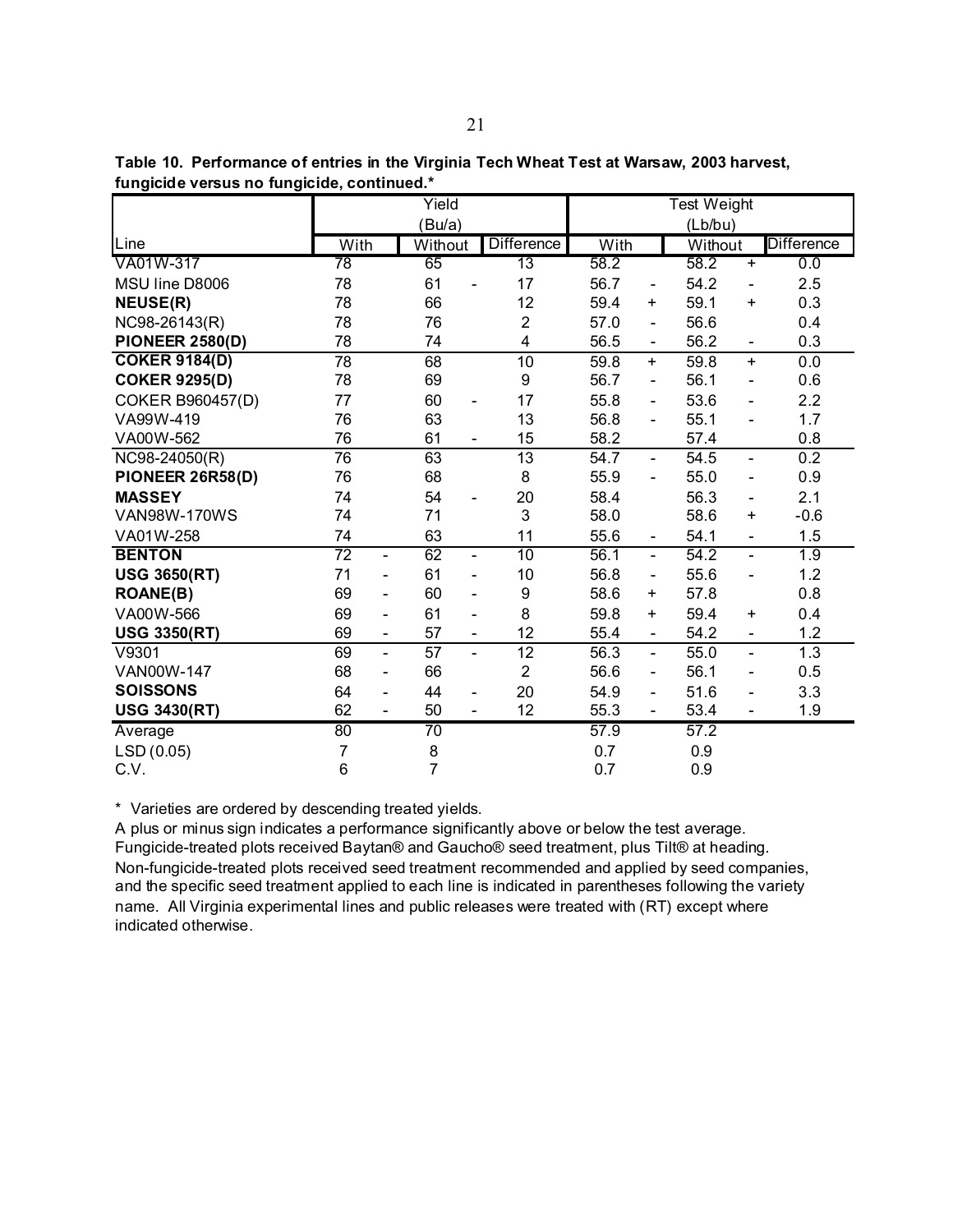**Table 10. Performance of entries in the Virginia Tech Wheat Test at Warsaw, 2003 harvest, fungicide versus no fungicide, continued.***

| | Yield (Bu/a) | | | | | Test Weight (Lb/bu) | | | | |
|---|---|---|---|---|---|---|---|---|---|---|
| Line | With | | Without | | Difference | With | | Without | | Difference |
| VA01W-317 | 78 | | 65 | | 13 | 58.2 | | 58.2 | + | 0.0 |
| MSU line D8006 | 78 | | 61 | - | 17 | 56.7 | - | 54.2 | - | 2.5 |
| **NEUSE(R)** | 78 | | 66 | | 12 | 59.4 | + | 59.1 | + | 0.3 |
| NC98-26143(R) | 78 | | 76 | | 2 | 57.0 | - | 56.6 | | 0.4 |
| **PIONEER 2580(D)** | 78 | | 74 | | 4 | 56.5 | - | 56.2 | - | 0.3 |
| **COKER 9184(D)** | 78 | | 68 | | 10 | 59.8 | + | 59.8 | + | 0.0 |
| **COKER 9295(D)** | 78 | | 69 | | 9 | 56.7 | - | 56.1 | - | 0.6 |
| COKER B960457(D) | 77 | | 60 | - | 17 | 55.8 | - | 53.6 | - | 2.2 |
| VA99W-419 | 76 | | 63 | | 13 | 56.8 | - | 55.1 | - | 1.7 |
| VA00W-562 | 76 | | 61 | - | 15 | 58.2 | | 57.4 | | 0.8 |
| NC98-24050(R) | 76 | | 63 | | 13 | 54.7 | - | 54.5 | - | 0.2 |
| **PIONEER 26R58(D)** | 76 | | 68 | | 8 | 55.9 | - | 55.0 | - | 0.9 |
| **MASSEY** | 74 | | 54 | - | 20 | 58.4 | | 56.3 | - | 2.1 |
| VAN98W-170WS | 74 | | 71 | | 3 | 58.0 | | 58.6 | + | -0.6 |
| VA01W-258 | 74 | | 63 | | 11 | 55.6 | - | 54.1 | - | 1.5 |
| **BENTON** | 72 | - | 62 | - | 10 | 56.1 | - | 54.2 | - | 1.9 |
| **USG 3650(RT)** | 71 | - | 61 | - | 10 | 56.8 | - | 55.6 | - | 1.2 |
| **ROANE(B)** | 69 | - | 60 | - | 9 | 58.6 | + | 57.8 | | 0.8 |
| VA00W-566 | 69 | - | 61 | - | 8 | 59.8 | + | 59.4 | + | 0.4 |
| **USG 3350(RT)** | 69 | - | 57 | - | 12 | 55.4 | - | 54.2 | - | 1.2 |
| V9301 | 69 | - | 57 | - | 12 | 56.3 | - | 55.0 | - | 1.3 |
| VAN00W-147 | 68 | - | 66 | | 2 | 56.6 | - | 56.1 | - | 0.5 |
| **SOISSONS** | 64 | - | 44 | - | 20 | 54.9 | - | 51.6 | - | 3.3 |
| **USG 3430(RT)** | 62 | - | 50 | - | 12 | 55.3 | - | 53.4 | - | 1.9 |
| Average | 80 | | 70 | | | 57.9 | | 57.2 | | |
| LSD (0.05) | 7 | | 8 | | | 0.7 | | 0.9 | | |
| C.V. | 6 | | 7 | | | 0.7 | | 0.9 | | |

\* Varieties are ordered by descending treated yields.

A plus or minus sign indicates a performance significantly above or below the test average.

Fungicide-treated plots received Baytan® and Gaucho® seed treatment, plus Tilt® at heading.

Non-fungicide-treated plots received seed treatment recommended and applied by seed companies, and the specific seed treatment applied to each line is indicated in parentheses following the variety name. All Virginia experimental lines and public releases were treated with (RT) except where indicated otherwise.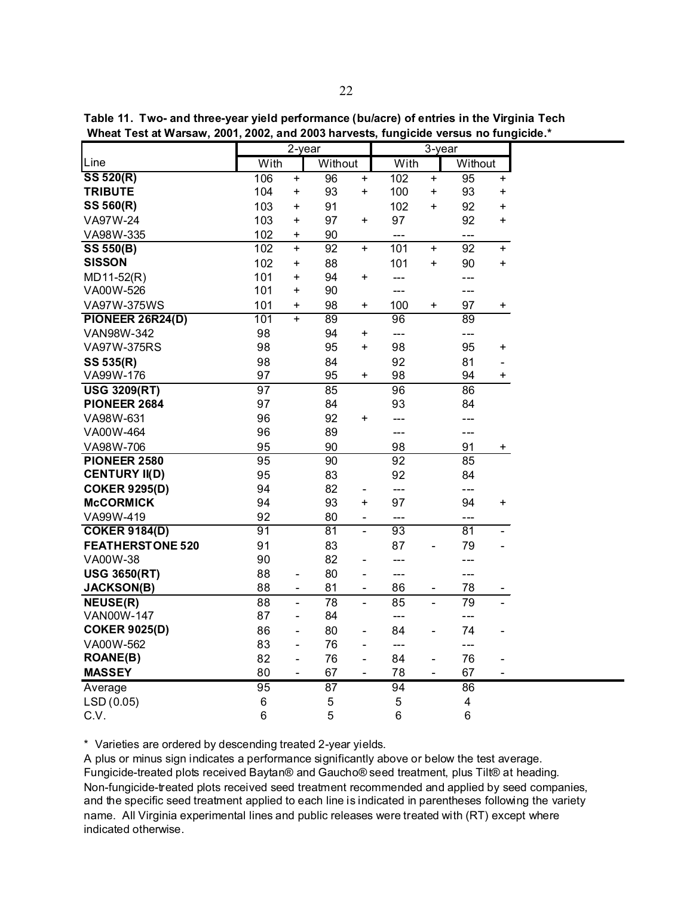**Table 11. Two- and three-year yield performance (bu/acre) of entries in the Virginia Tech Wheat Test at Warsaw, 2001, 2002, and 2003 harvests, fungicide versus no fungicide.***

| | 2-year | | | | 3-year | | | |
|---|---|---|---|---|---|---|---|---|
| Line | With | | Without | | With | | Without | |
| **SS 520(R)** | 106 | + | 96 | + | 102 | + | 95 | + |
| **TRIBUTE** | 104 | + | 93 | + | 100 | + | 93 | + |
| **SS 560(R)** | 103 | + | 91 | | 102 | + | 92 | + |
| VA97W-24 | 103 | + | 97 | + | 97 | | 92 | + |
| VA98W-335 | 102 | + | 90 | | --- | | --- | |
| **SS 550(B)** | 102 | + | 92 | + | 101 | + | 92 | + |
| **SISSON** | 102 | + | 88 | | 101 | + | 90 | + |
| MD11-52(R) | 101 | + | 94 | + | --- | | --- | |
| VA00W-526 | 101 | + | 90 | | --- | | --- | |
| VA97W-375WS | 101 | + | 98 | + | 100 | + | 97 | + |
| **PIONEER 26R24(D)** | 101 | + | 89 | | 96 | | 89 | |
| VAN98W-342 | 98 | | 94 | + | --- | | --- | |
| VA97W-375RS | 98 | | 95 | + | 98 | | 95 | + |
| **SS 535(R)** | 98 | | 84 | | 92 | | 81 | - |
| VA99W-176 | 97 | | 95 | + | 98 | | 94 | + |
| **USG 3209(RT)** | 97 | | 85 | | 96 | | 86 | |
| **PIONEER 2684** | 97 | | 84 | | 93 | | 84 | |
| VA98W-631 | 96 | | 92 | + | --- | | --- | |
| VA00W-464 | 96 | | 89 | | --- | | --- | |
| VA98W-706 | 95 | | 90 | | 98 | | 91 | + |
| **PIONEER 2580** | 95 | | 90 | | 92 | | 85 | |
| **CENTURY II(D)** | 95 | | 83 | | 92 | | 84 | |
| **COKER 9295(D)** | 94 | | 82 | - | --- | | --- | |
| **McCORMICK** | 94 | | 93 | + | 97 | | 94 | + |
| VA99W-419 | 92 | | 80 | - | --- | | --- | |
| **COKER 9184(D)** | 91 | | 81 | - | 93 | | 81 | - |
| **FEATHERSTONE 520** | 91 | | 83 | | 87 | - | 79 | - |
| VA00W-38 | 90 | | 82 | - | --- | | --- | |
| **USG 3650(RT)** | 88 | - | 80 | - | --- | | --- | |
| **JACKSON(B)** | 88 | - | 81 | - | 86 | - | 78 | - |
| **NEUSE(R)** | 88 | - | 78 | - | 85 | - | 79 | - |
| VAN00W-147 | 87 | - | 84 | | --- | | --- | |
| **COKER 9025(D)** | 86 | - | 80 | - | 84 | - | 74 | - |
| VA00W-562 | 83 | - | 76 | - | --- | | --- | |
| **ROANE(B)** | 82 | - | 76 | - | 84 | - | 76 | - |
| **MASSEY** | 80 | - | 67 | - | 78 | - | 67 | - |
| Average | 95 | | 87 | | 94 | | 86 | |
| LSD (0.05) | 6 | | 5 | | 5 | | 4 | |
| C.V. | 6 | | 5 | | 6 | | 6 | |

* Varieties are ordered by descending treated 2-year yields.
A plus or minus sign indicates a performance significantly above or below the test average.
Fungicide-treated plots received Baytan® and Gaucho® seed treatment, plus Tilt® at heading.
Non-fungicide-treated plots received seed treatment recommended and applied by seed companies, and the specific seed treatment applied to each line is indicated in parentheses following the variety name. All Virginia experimental lines and public releases were treated with (RT) except where indicated otherwise.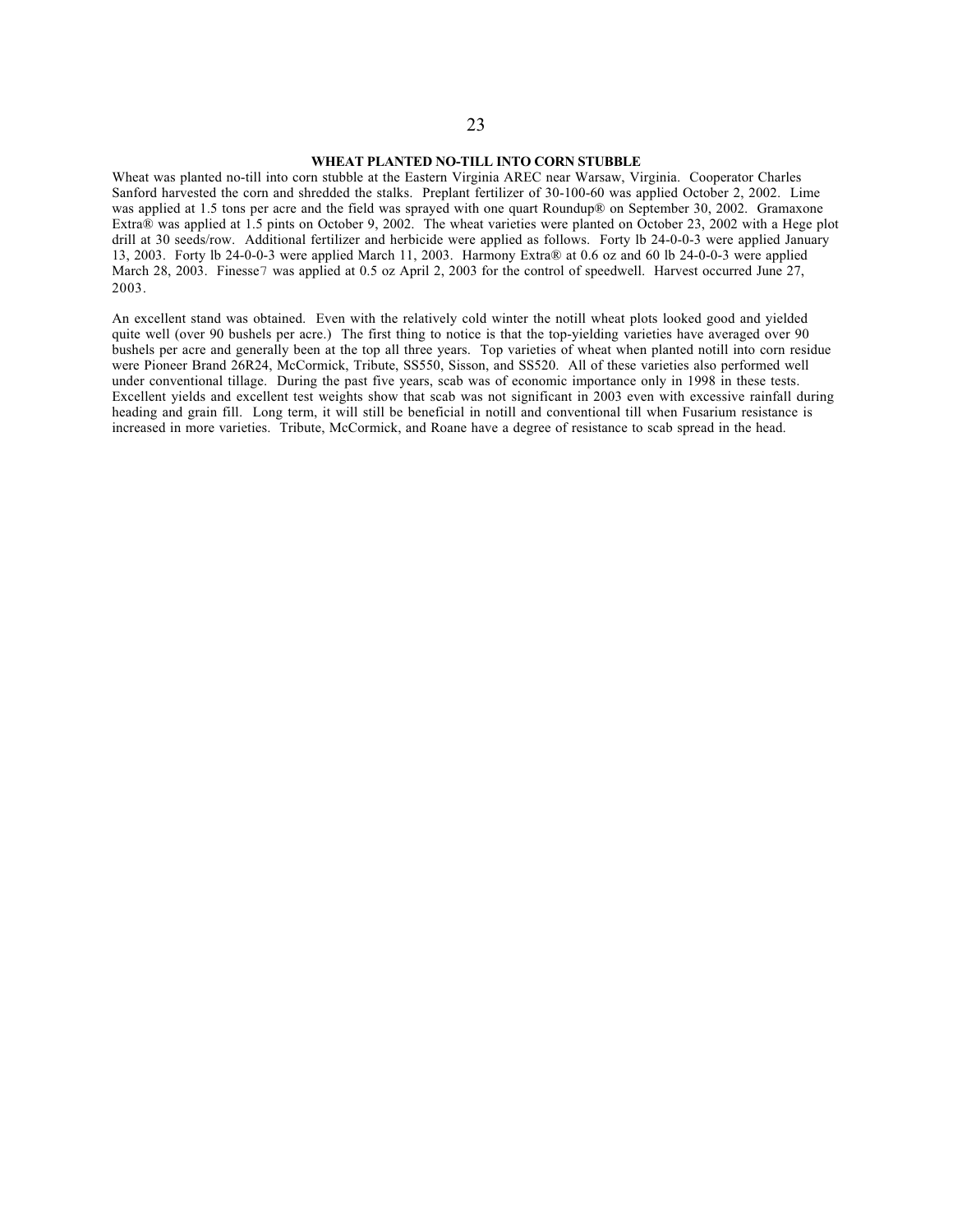### WHEAT PLANTED NO-TILL INTO CORN STUBBLE

Wheat was planted no-till into corn stubble at the Eastern Virginia AREC near Warsaw, Virginia. Cooperator Charles Sanford harvested the corn and shredded the stalks. Preplant fertilizer of 30-100-60 was applied October 2, 2002. Lime was applied at 1.5 tons per acre and the field was sprayed with one quart Roundup® on September 30, 2002. Gramaxone Extra® was applied at 1.5 pints on October 9, 2002. The wheat varieties were planted on October 23, 2002 with a Hege plot drill at 30 seeds/row. Additional fertilizer and herbicide were applied as follows. Forty lb 24-0-0-3 were applied January 13, 2003. Forty lb 24-0-0-3 were applied March 11, 2003. Harmony Extra® at 0.6 oz and 60 lb 24-0-0-3 were applied March 28, 2003. Finesse7 was applied at 0.5 oz April 2, 2003 for the control of speedwell. Harvest occurred June 27, 2003.

An excellent stand was obtained. Even with the relatively cold winter the notill wheat plots looked good and yielded quite well (over 90 bushels per acre.) The first thing to notice is that the top-yielding varieties have averaged over 90 bushels per acre and generally been at the top all three years. Top varieties of wheat when planted notill into corn residue were Pioneer Brand 26R24, McCormick, Tribute, SS550, Sisson, and SS520. All of these varieties also performed well under conventional tillage. During the past five years, scab was of economic importance only in 1998 in these tests. Excellent yields and excellent test weights show that scab was not significant in 2003 even with excessive rainfall during heading and grain fill. Long term, it will still be beneficial in notill and conventional till when Fusarium resistance is increased in more varieties. Tribute, McCormick, and Roane have a degree of resistance to scab spread in the head.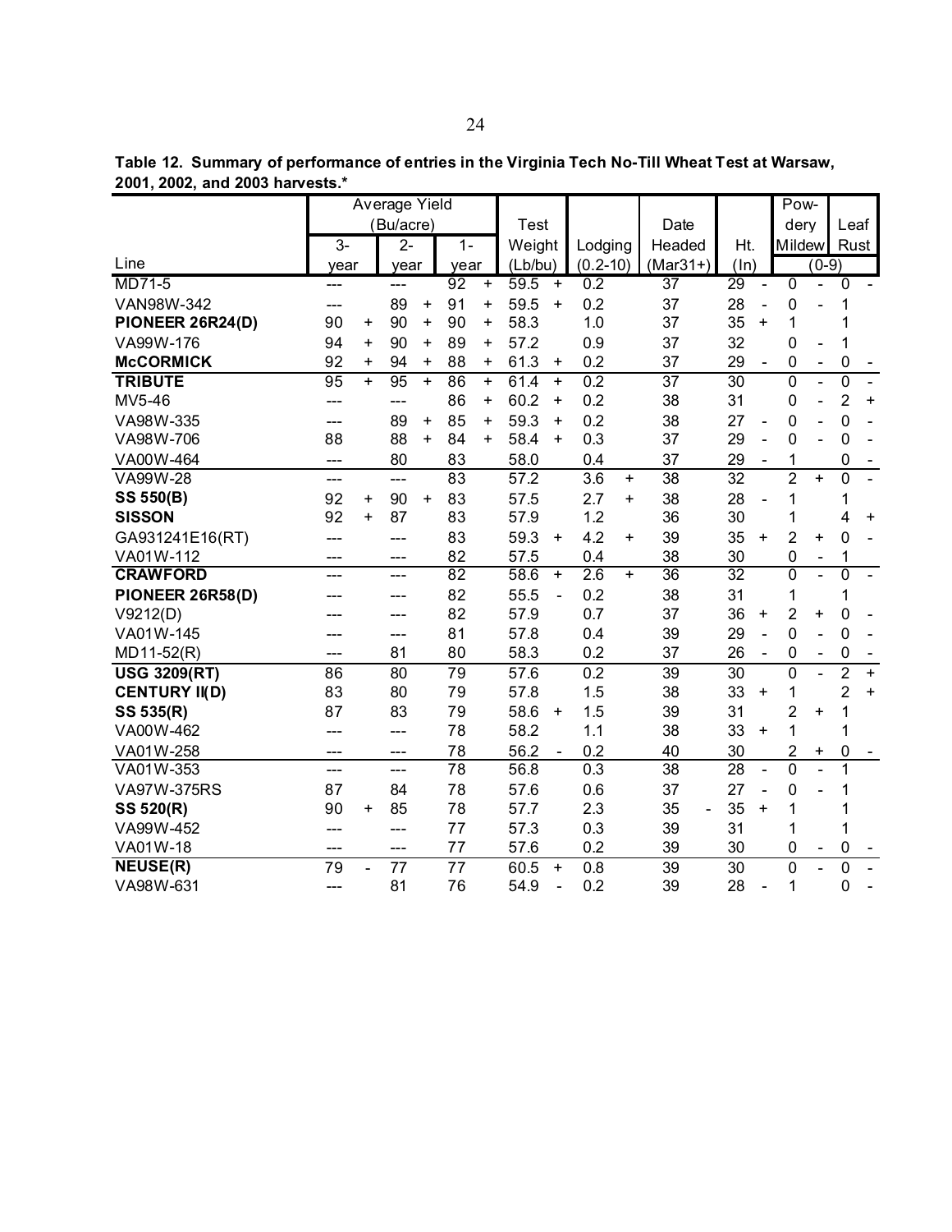**Table 12. Summary of performance of entries in the Virginia Tech No-Till Wheat Test at Warsaw, 2001, 2002, and 2003 harvests.***

| Line | Average Yield (Bu/acre) 3-year | | 2-year | | 1-year | | Test Weight (Lb/bu) | | Lodging (0.2-10) | | Date Headed (Mar31+) | | Ht. (In) | | Powdery Mildew (0-9) | | Leaf Rust (0-9) | |
|---|---|---|---|---|---|---|---|---|---|---|---|---|---|---|---|---|---|---|
| MD71-5 | --- | | --- | | 92 | + | 59.5 | + | 0.2 | | 37 | | 29 | - | 0 | - | 0 | - |
| VAN98W-342 | --- | | 89 | + | 91 | + | 59.5 | + | 0.2 | | 37 | | 28 | - | 0 | - | 1 | |
| **PIONEER 26R24(D)** | 90 | + | 90 | + | 90 | + | 58.3 | | 1.0 | | 37 | | 35 | + | 1 | | 1 | |
| VA99W-176 | 94 | + | 90 | + | 89 | + | 57.2 | | 0.9 | | 37 | | 32 | | 0 | - | 1 | |
| **McCORMICK** | 92 | + | 94 | + | 88 | + | 61.3 | + | 0.2 | | 37 | | 29 | - | 0 | - | 0 | - |
| **TRIBUTE** | 95 | + | 95 | + | 86 | + | 61.4 | + | 0.2 | | 37 | | 30 | | 0 | - | 0 | - |
| MV5-46 | --- | | --- | | 86 | + | 60.2 | + | 0.2 | | 38 | | 31 | | 0 | - | 2 | + |
| VA98W-335 | --- | | 89 | + | 85 | + | 59.3 | + | 0.2 | | 38 | | 27 | - | 0 | - | 0 | - |
| VA98W-706 | 88 | | 88 | + | 84 | + | 58.4 | + | 0.3 | | 37 | | 29 | - | 0 | - | 0 | - |
| VA00W-464 | --- | | 80 | | 83 | | 58.0 | | 0.4 | | 37 | | 29 | - | 1 | | 0 | - |
| VA99W-28 | --- | | --- | | 83 | | 57.2 | | 3.6 | + | 38 | | 32 | | 2 | + | 0 | - |
| **SS 550(B)** | 92 | + | 90 | + | 83 | | 57.5 | | 2.7 | + | 38 | | 28 | - | 1 | | 1 | |
| **SISSON** | 92 | + | 87 | | 83 | | 57.9 | | 1.2 | | 36 | | 30 | | 1 | | 4 | + |
| GA931241E16(RT) | --- | | --- | | 83 | | 59.3 | + | 4.2 | + | 39 | | 35 | + | 2 | + | 0 | - |
| VA01W-112 | --- | | --- | | 82 | | 57.5 | | 0.4 | | 38 | | 30 | | 0 | - | 1 | |
| **CRAWFORD** | --- | | --- | | 82 | | 58.6 | + | 2.6 | + | 36 | | 32 | | 0 | - | 0 | - |
| **PIONEER 26R58(D)** | --- | | --- | | 82 | | 55.5 | - | 0.2 | | 38 | | 31 | | 1 | | 1 | |
| V9212(D) | --- | | --- | | 82 | | 57.9 | | 0.7 | | 37 | | 36 | + | 2 | + | 0 | - |
| VA01W-145 | --- | | --- | | 81 | | 57.8 | | 0.4 | | 39 | | 29 | - | 0 | - | 0 | - |
| MD11-52(R) | --- | | 81 | | 80 | | 58.3 | | 0.2 | | 37 | | 26 | - | 0 | - | 0 | - |
| **USG 3209(RT)** | 86 | | 80 | | 79 | | 57.6 | | 0.2 | | 39 | | 30 | | 0 | - | 2 | + |
| **CENTURY II(D)** | 83 | | 80 | | 79 | | 57.8 | | 1.5 | | 38 | | 33 | + | 1 | | 2 | + |
| **SS 535(R)** | 87 | | 83 | | 79 | | 58.6 | + | 1.5 | | 39 | | 31 | | 2 | + | 1 | |
| VA00W-462 | --- | | --- | | 78 | | 58.2 | | 1.1 | | 38 | | 33 | + | 1 | | 1 | |
| VA01W-258 | --- | | --- | | 78 | | 56.2 | - | 0.2 | | 40 | | 30 | | 2 | + | 0 | - |
| VA01W-353 | --- | | --- | | 78 | | 56.8 | | 0.3 | | 38 | | 28 | - | 0 | - | 1 | |
| VA97W-375RS | 87 | | 84 | | 78 | | 57.6 | | 0.6 | | 37 | | 27 | - | 0 | - | 1 | |
| **SS 520(R)** | 90 | + | 85 | | 78 | | 57.7 | | 2.3 | | 35 | - | 35 | + | 1 | | 1 | |
| VA99W-452 | --- | | --- | | 77 | | 57.3 | | 0.3 | | 39 | | 31 | | 1 | | 1 | |
| VA01W-18 | --- | | --- | | 77 | | 57.6 | | 0.2 | | 39 | | 30 | | 0 | - | 0 | - |
| **NEUSE(R)** | 79 | - | 77 | | 77 | | 60.5 | + | 0.8 | | 39 | | 30 | | 0 | - | 0 | - |
| VA98W-631 | --- | | 81 | | 76 | | 54.9 | - | 0.2 | | 39 | | 28 | - | 1 | | 0 | - |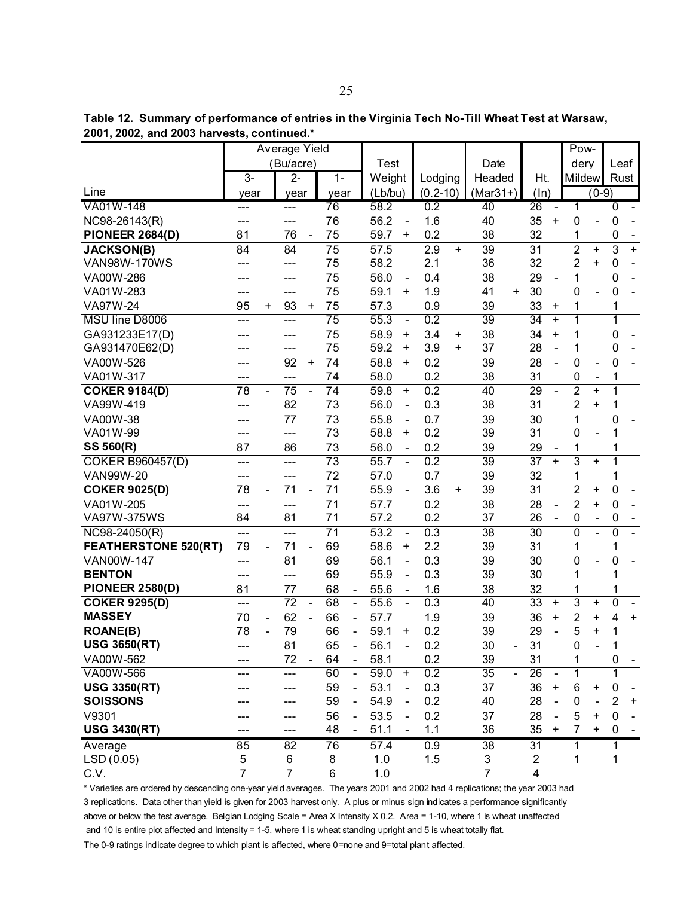**Table 12. Summary of performance of entries in the Virginia Tech No-Till Wheat Test at Warsaw, 2001, 2002, and 2003 harvests, continued.***

| Line | Average Yield (Bu/acre) 3-year | | 2-year | | 1-year | | Test Weight (Lb/bu) | | Lodging (0.2-10) | | Date Headed (Mar31+) | | Ht. (In) | | Powdery Mildew (0-9) | | Leaf Rust (0-9) | |
|---|---|---|---|---|---|---|---|---|---|---|---|---|---|---|---|---|---|---|
| VA01W-148 | --- | | --- | | 76 | | 58.2 | | 0.2 | | 40 | | 26 | - | 1 | | 0 | - |
| NC98-26143(R) | --- | | --- | | 76 | | 56.2 | - | 1.6 | | 40 | | 35 | + | 0 | - | 0 | - |
| **PIONEER 2684(D)** | 81 | | 76 | - | 75 | | 59.7 | + | 0.2 | | 38 | | 32 | | 1 | | 0 | - |
| **JACKSON(B)** | 84 | | 84 | | 75 | | 57.5 | | 2.9 | + | 39 | | 31 | | 2 | + | 3 | + |
| VAN98W-170WS | --- | | --- | | 75 | | 58.2 | | 2.1 | | 36 | | 32 | | 2 | + | 0 | - |
| VA00W-286 | --- | | --- | | 75 | | 56.0 | - | 0.4 | | 38 | | 29 | - | 1 | | 0 | - |
| VA01W-283 | --- | | --- | | 75 | | 59.1 | + | 1.9 | | 41 | + | 30 | | 0 | - | 0 | - |
| VA97W-24 | 95 | + | 93 | + | 75 | | 57.3 | | 0.9 | | 39 | | 33 | + | 1 | | 1 | |
| MSU line D8006 | --- | | --- | | 75 | | 55.3 | - | 0.2 | | 39 | | 34 | + | 1 | | 1 | |
| GA931233E17(D) | --- | | --- | | 75 | | 58.9 | + | 3.4 | + | 38 | | 34 | + | 1 | | 0 | - |
| GA931470E62(D) | --- | | --- | | 75 | | 59.2 | + | 3.9 | + | 37 | | 28 | - | 1 | | 0 | - |
| VA00W-526 | --- | | 92 | + | 74 | | 58.8 | + | 0.2 | | 39 | | 28 | - | 0 | - | 0 | - |
| VA01W-317 | --- | | --- | | 74 | | 58.0 | | 0.2 | | 38 | | 31 | | 0 | - | 1 | |
| **COKER 9184(D)** | 78 | - | 75 | - | 74 | | 59.8 | + | 0.2 | | 40 | | 29 | - | 2 | + | 1 | |
| VA99W-419 | --- | | 82 | | 73 | | 56.0 | - | 0.3 | | 38 | | 31 | | 2 | + | 1 | |
| VA00W-38 | --- | | 77 | | 73 | | 55.8 | - | 0.7 | | 39 | | 30 | | 1 | | 0 | - |
| VA01W-99 | --- | | --- | | 73 | | 58.8 | + | 0.2 | | 39 | | 31 | | 0 | - | 1 | |
| **SS 560(R)** | 87 | | 86 | | 73 | | 56.0 | - | 0.2 | | 39 | | 29 | - | 1 | | 1 | |
| COKER B960457(D) | --- | | --- | | 73 | | 55.7 | - | 0.2 | | 39 | | 37 | + | 3 | + | 1 | |
| VAN99W-20 | --- | | --- | | 72 | | 57.0 | | 0.7 | | 39 | | 32 | | 1 | | 1 | |
| **COKER 9025(D)** | 78 | - | 71 | - | 71 | | 55.9 | - | 3.6 | + | 39 | | 31 | | 2 | + | 0 | - |
| VA01W-205 | --- | | --- | | 71 | | 57.7 | | 0.2 | | 38 | | 28 | - | 2 | + | 0 | - |
| VA97W-375WS | 84 | | 81 | | 71 | | 57.2 | | 0.2 | | 37 | | 26 | - | 0 | - | 0 | - |
| NC98-24050(R) | --- | | --- | | 71 | | 53.2 | - | 0.3 | | 38 | | 30 | | 0 | - | 0 | - |
| **FEATHERSTONE 520(RT)** | 79 | - | 71 | - | 69 | | 58.6 | + | 2.2 | | 39 | | 31 | | 1 | | 1 | |
| VAN00W-147 | --- | | 81 | | 69 | | 56.1 | - | 0.3 | | 39 | | 30 | | 0 | - | 0 | - |
| **BENTON** | --- | | --- | | 69 | | 55.9 | - | 0.3 | | 39 | | 30 | | 1 | | 1 | |
| **PIONEER 2580(D)** | 81 | | 77 | | 68 | - | 55.6 | - | 1.6 | | 38 | | 32 | | 1 | | 1 | |
| **COKER 9295(D)** | --- | | 72 | - | 68 | - | 55.6 | - | 0.3 | | 40 | | 33 | + | 3 | + | 0 | - |
| **MASSEY** | 70 | - | 62 | - | 66 | - | 57.7 | | 1.9 | | 39 | | 36 | + | 2 | + | 4 | + |
| **ROANE(B)** | 78 | - | 79 | | 66 | - | 59.1 | + | 0.2 | | 39 | | 29 | - | 5 | + | 1 | |
| **USG 3650(RT)** | --- | | 81 | | 65 | - | 56.1 | - | 0.2 | | 30 | - | 31 | | 0 | - | 1 | |
| VA00W-562 | --- | | 72 | - | 64 | - | 58.1 | | 0.2 | | 39 | | 31 | | 1 | | 0 | - |
| VA00W-566 | --- | | --- | | 60 | - | 59.0 | + | 0.2 | | 35 | - | 26 | - | 1 | | 1 | |
| **USG 3350(RT)** | --- | | --- | | 59 | - | 53.1 | - | 0.3 | | 37 | | 36 | + | 6 | + | 0 | - |
| **SOISSONS** | --- | | --- | | 59 | - | 54.9 | - | 0.2 | | 40 | | 28 | - | 0 | - | 2 | + |
| V9301 | --- | | --- | | 56 | - | 53.5 | - | 0.2 | | 37 | | 28 | - | 5 | + | 0 | - |
| **USG 3430(RT)** | --- | | --- | | 48 | - | 51.1 | - | 1.1 | | 36 | | 35 | + | 7 | + | 0 | - |
| Average | 85 | | 82 | | 76 | | 57.4 | | 0.9 | | 38 | | 31 | | 1 | | 1 | |
| LSD (0.05) | 5 | | 6 | | 8 | | 1.0 | | 1.5 | | 3 | | 2 | | 1 | | 1 | |
| C.V. | 7 | | 7 | | 6 | | 1.0 | | | | 7 | | 4 | | | | | |

* Varieties are ordered by descending one-year yield averages. The years 2001 and 2002 had 4 replications; the year 2003 had 3 replications. Data other than yield is given for 2003 harvest only. A plus or minus sign indicates a performance significantly above or below the test average. Belgian Lodging Scale = Area X Intensity X 0.2. Area = 1-10, where 1 is wheat unaffected and 10 is entire plot affected and Intensity = 1-5, where 1 is wheat standing upright and 5 is wheat totally flat.

The 0-9 ratings indicate degree to which plant is affected, where 0=none and 9=total plant affected.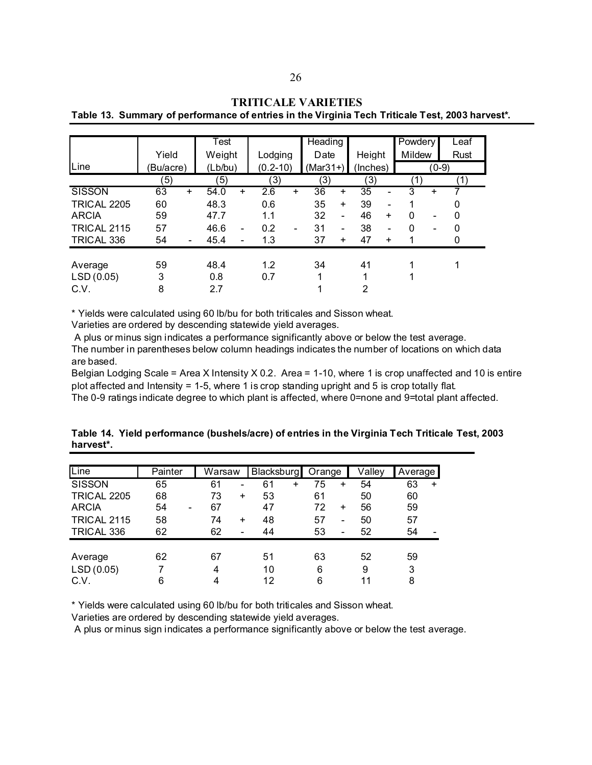## TRITICALE VARIETIES

**Table 13. Summary of performance of entries in the Virginia Tech Triticale Test, 2003 harvest*.**

| Line | Yield (Bu/acre) | | Test Weight (Lb/bu) | | Lodging (0.2-10) | | Heading Date (Mar31+) | | Height (Inches) | | Powdery Mildew (0-9) | | Leaf Rust (0-9) |
|---|---|---|---|---|---|---|---|---|---|---|---|---|---|
| | (5) | | (5) | | (3) | | (3) | | (3) | | (1) | | (1) |
| SISSON | 63 | + | 54.0 | + | 2.6 | + | 36 | + | 35 | - | 3 | + | 7 |
| TRICAL 2205 | 60 | | 48.3 | | 0.6 | | 35 | + | 39 | - | 1 | | 0 |
| ARCIA | 59 | | 47.7 | | 1.1 | | 32 | - | 46 | + | 0 | - | 0 |
| TRICAL 2115 | 57 | | 46.6 | - | 0.2 | - | 31 | - | 38 | - | 0 | - | 0 |
| TRICAL 336 | 54 | - | 45.4 | - | 1.3 | | 37 | + | 47 | + | 1 | | 0 |
| | | | | | | | | | | | | | |
| Average | 59 | | 48.4 | | 1.2 | | 34 | | 41 | | 1 | | 1 |
| LSD (0.05) | 3 | | 0.8 | | 0.7 | | 1 | | 1 | | 1 | | |
| C.V. | 8 | | 2.7 | | | | 1 | | 2 | | | | |

* Yields were calculated using 60 lb/bu for both triticales and Sisson wheat.
Varieties are ordered by descending statewide yield averages.
A plus or minus sign indicates a performance significantly above or below the test average.
The number in parentheses below column headings indicates the number of locations on which data are based.
Belgian Lodging Scale = Area X Intensity X 0.2. Area = 1-10, where 1 is crop unaffected and 10 is entire plot affected and Intensity = 1-5, where 1 is crop standing upright and 5 is crop totally flat.
The 0-9 ratings indicate degree to which plant is affected, where 0=none and 9=total plant affected.

**Table 14. Yield performance (bushels/acre) of entries in the Virginia Tech Triticale Test, 2003 harvest*.**

| Line | Painter | | Warsaw | | Blacksburg | | Orange | | Valley | Average | |
|---|---|---|---|---|---|---|---|---|---|---|---|
| SISSON | 65 | | 61 | - | 61 | + | 75 | + | 54 | 63 | + |
| TRICAL 2205 | 68 | | 73 | + | 53 | | 61 | | 50 | 60 | |
| ARCIA | 54 | - | 67 | | 47 | | 72 | + | 56 | 59 | |
| TRICAL 2115 | 58 | | 74 | + | 48 | | 57 | - | 50 | 57 | |
| TRICAL 336 | 62 | | 62 | - | 44 | | 53 | - | 52 | 54 | - |
| | | | | | | | | | | | |
| Average | 62 | | 67 | | 51 | | 63 | | 52 | 59 | |
| LSD (0.05) | 7 | | 4 | | 10 | | 6 | | 9 | 3 | |
| C.V. | 6 | | 4 | | 12 | | 6 | | 11 | 8 | |

* Yields were calculated using 60 lb/bu for both triticales and Sisson wheat.
Varieties are ordered by descending statewide yield averages.
A plus or minus sign indicates a performance significantly above or below the test average.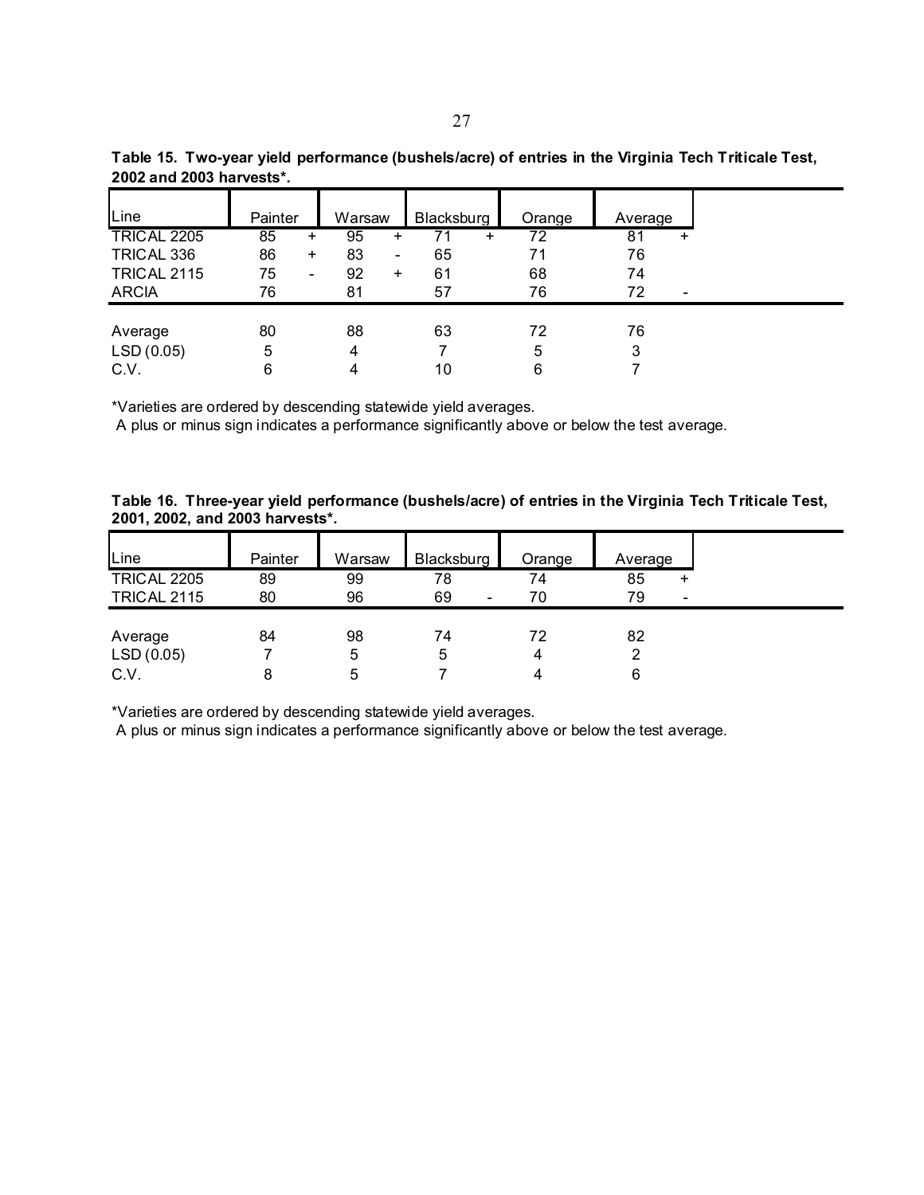**Table 15. Two-year yield performance (bushels/acre) of entries in the Virginia Tech Triticale Test, 2002 and 2003 harvests*.**

| Line | Painter | | Warsaw | | Blacksburg | | Orange | Average | |
|---|---|---|---|---|---|---|---|---|---|
| TRICAL 2205 | 85 | + | 95 | + | 71 | + | 72 | 81 | + |
| TRICAL 336 | 86 | + | 83 | - | 65 | | 71 | 76 | |
| TRICAL 2115 | 75 | - | 92 | + | 61 | | 68 | 74 | |
| ARCIA | 76 | | 81 | | 57 | | 76 | 72 | - |
| Average | 80 | | 88 | | 63 | | 72 | 76 | |
| LSD (0.05) | 5 | | 4 | | 7 | | 5 | 3 | |
| C.V. | 6 | | 4 | | 10 | | 6 | 7 | |

*Varieties are ordered by descending statewide yield averages.
A plus or minus sign indicates a performance significantly above or below the test average.

**Table 16. Three-year yield performance (bushels/acre) of entries in the Virginia Tech Triticale Test, 2001, 2002, and 2003 harvests*.**

| Line | Painter | Warsaw | Blacksburg | | Orange | Average | |
|---|---|---|---|---|---|---|---|
| TRICAL 2205 | 89 | 99 | 78 | | 74 | 85 | + |
| TRICAL 2115 | 80 | 96 | 69 | - | 70 | 79 | - |
| Average | 84 | 98 | 74 | | 72 | 82 | |
| LSD (0.05) | 7 | 5 | 5 | | 4 | 2 | |
| C.V. | 8 | 5 | 7 | | 4 | 6 | |

*Varieties are ordered by descending statewide yield averages.
A plus or minus sign indicates a performance significantly above or below the test average.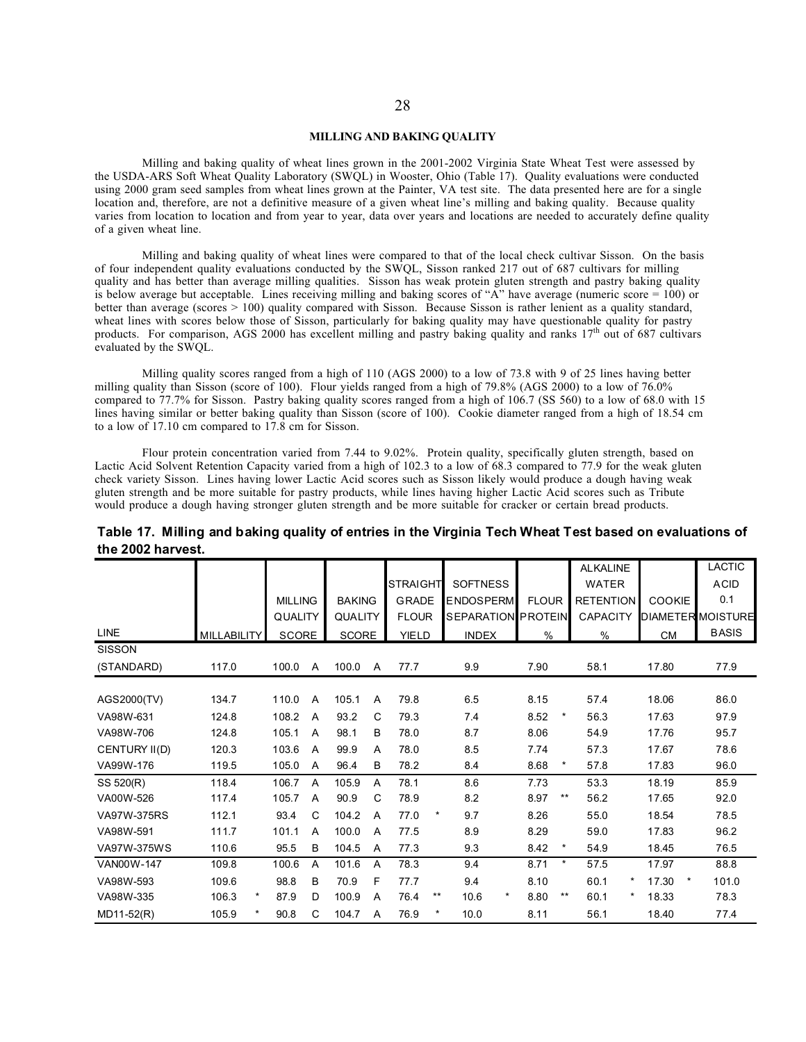## MILLING AND BAKING QUALITY

Milling and baking quality of wheat lines grown in the 2001-2002 Virginia State Wheat Test were assessed by the USDA-ARS Soft Wheat Quality Laboratory (SWQL) in Wooster, Ohio (Table 17). Quality evaluations were conducted using 2000 gram seed samples from wheat lines grown at the Painter, VA test site. The data presented here are for a single location and, therefore, are not a definitive measure of a given wheat line's milling and baking quality. Because quality varies from location to location and from year to year, data over years and locations are needed to accurately define quality of a given wheat line.

Milling and baking quality of wheat lines were compared to that of the local check cultivar Sisson. On the basis of four independent quality evaluations conducted by the SWQL, Sisson ranked 217 out of 687 cultivars for milling quality and has better than average milling qualities. Sisson has weak protein gluten strength and pastry baking quality is below average but acceptable. Lines receiving milling and baking scores of "A" have average (numeric score = 100) or better than average (scores > 100) quality compared with Sisson. Because Sisson is rather lenient as a quality standard, wheat lines with scores below those of Sisson, particularly for baking quality may have questionable quality for pastry products. For comparison, AGS 2000 has excellent milling and pastry baking quality and ranks 17th out of 687 cultivars evaluated by the SWQL.

Milling quality scores ranged from a high of 110 (AGS 2000) to a low of 73.8 with 9 of 25 lines having better milling quality than Sisson (score of 100). Flour yields ranged from a high of 79.8% (AGS 2000) to a low of 76.0% compared to 77.7% for Sisson. Pastry baking quality scores ranged from a high of 106.7 (SS 560) to a low of 68.0 with 15 lines having similar or better baking quality than Sisson (score of 100). Cookie diameter ranged from a high of 18.54 cm to a low of 17.10 cm compared to 17.8 cm for Sisson.

Flour protein concentration varied from 7.44 to 9.02%. Protein quality, specifically gluten strength, based on Lactic Acid Solvent Retention Capacity varied from a high of 102.3 to a low of 68.3 compared to 77.9 for the weak gluten check variety Sisson. Lines having lower Lactic Acid scores such as Sisson likely would produce a dough having weak gluten strength and be more suitable for pastry products, while lines having higher Lactic Acid scores such as Tribute would produce a dough having stronger gluten strength and be more suitable for cracker or certain bread products.

**Table 17. Milling and baking quality of entries in the Virginia Tech Wheat Test based on evaluations of the 2002 harvest.**

| LINE | MILLABILITY | | MILLING QUALITY SCORE | | BAKING QUALITY SCORE | | STRAIGHT GRADE FLOUR YIELD | | SOFTNESS ENDOSPERM SEPARATION INDEX | | FLOUR PROTEIN % | | ALKALINE WATER RETENTION CAPACITY % | | COOKIE DIAMETER CM | | LACTIC ACID 0.1 MOISTURE BASIS |
|---|---|---|---|---|---|---|---|---|---|---|---|---|---|---|---|---|---|
| SISSON (STANDARD) | 117.0 | | 100.0 | A | 100.0 | A | 77.7 | | 9.9 | | 7.90 | | 58.1 | | 17.80 | | 77.9 |
| AGS2000(TV) | 134.7 | | 110.0 | A | 105.1 | A | 79.8 | | 6.5 | | 8.15 | | 57.4 | | 18.06 | | 86.0 |
| VA98W-631 | 124.8 | | 108.2 | A | 93.2 | C | 79.3 | | 7.4 | | 8.52 | * | 56.3 | | 17.63 | | 97.9 |
| VA98W-706 | 124.8 | | 105.1 | A | 98.1 | B | 78.0 | | 8.7 | | 8.06 | | 54.9 | | 17.76 | | 95.7 |
| CENTURY II(D) | 120.3 | | 103.6 | A | 99.9 | A | 78.0 | | 8.5 | | 7.74 | | 57.3 | | 17.67 | | 78.6 |
| VA99W-176 | 119.5 | | 105.0 | A | 96.4 | B | 78.2 | | 8.4 | | 8.68 | * | 57.8 | | 17.83 | | 96.0 |
| SS 520(R) | 118.4 | | 106.7 | A | 105.9 | A | 78.1 | | 8.6 | | 7.73 | | 53.3 | | 18.19 | | 85.9 |
| VA00W-526 | 117.4 | | 105.7 | A | 90.9 | C | 78.9 | | 8.2 | | 8.97 | ** | 56.2 | | 17.65 | | 92.0 |
| VA97W-375RS | 112.1 | | 93.4 | C | 104.2 | A | 77.0 | * | 9.7 | | 8.26 | | 55.0 | | 18.54 | | 78.5 |
| VA98W-591 | 111.7 | | 101.1 | A | 100.0 | A | 77.5 | | 8.9 | | 8.29 | | 59.0 | | 17.83 | | 96.2 |
| VA97W-375WS | 110.6 | | 95.5 | B | 104.5 | A | 77.3 | | 9.3 | | 8.42 | * | 54.9 | | 18.45 | | 76.5 |
| VAN00W-147 | 109.8 | | 100.6 | A | 101.6 | A | 78.3 | | 9.4 | | 8.71 | * | 57.5 | | 17.97 | | 88.8 |
| VA98W-593 | 109.6 | | 98.8 | B | 70.9 | F | 77.7 | | 9.4 | | 8.10 | | 60.1 | * | 17.30 | * | 101.0 |
| VA98W-335 | 106.3 | * | 87.9 | D | 100.9 | A | 76.4 | ** | 10.6 | * | 8.80 | ** | 60.1 | * | 18.33 | | 78.3 |
| MD11-52(R) | 105.9 | * | 90.8 | C | 104.7 | A | 76.9 | * | 10.0 | | 8.11 | | 56.1 | | 18.40 | | 77.4 |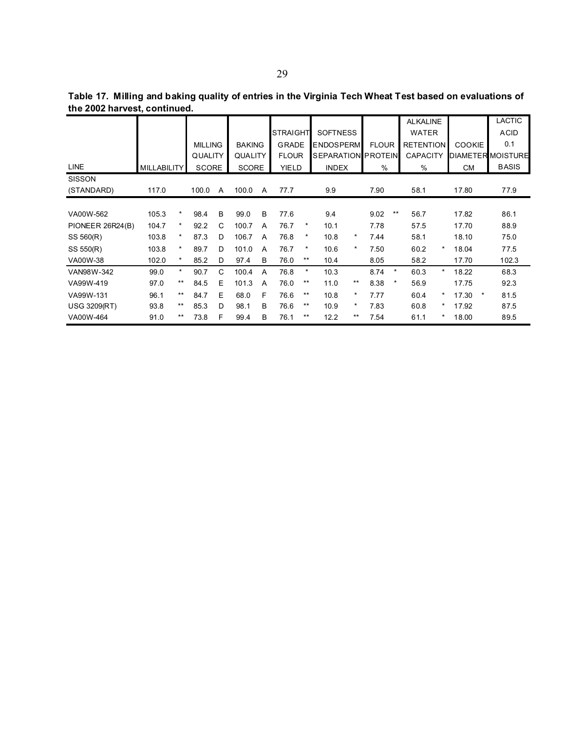**Table 17. Milling and baking quality of entries in the Virginia Tech Wheat Test based on evaluations of the 2002 harvest, continued.**

| LINE | MILLABILITY | | MILLING QUALITY SCORE | | BAKING QUALITY SCORE | | STRAIGHT GRADE FLOUR YIELD | | SOFTNESS ENDOSPERM SEPARATION INDEX | | FLOUR PROTEIN % | | ALKALINE WATER RETENTION CAPACITY % | | COOKIE DIAMETER CM | | LACTIC ACID 0.1 MOISTURE BASIS |
|---|---|---|---|---|---|---|---|---|---|---|---|---|---|---|---|---|---|
| SISSON (STANDARD) | 117.0 | | 100.0 | A | 100.0 | A | 77.7 | | 9.9 | | 7.90 | | 58.1 | | 17.80 | | 77.9 |
| VA00W-562 | 105.3 | * | 98.4 | B | 99.0 | B | 77.6 | | 9.4 | | 9.02 | ** | 56.7 | | 17.82 | | 86.1 |
| PIONEER 26R24(B) | 104.7 | * | 92.2 | C | 100.7 | A | 76.7 | * | 10.1 | | 7.78 | | 57.5 | | 17.70 | | 88.9 |
| SS 560(R) | 103.8 | * | 87.3 | D | 106.7 | A | 76.8 | * | 10.8 | * | 7.44 | | 58.1 | | 18.10 | | 75.0 |
| SS 550(R) | 103.8 | * | 89.7 | D | 101.0 | A | 76.7 | * | 10.6 | * | 7.50 | | 60.2 | * | 18.04 | | 77.5 |
| VA00W-38 | 102.0 | * | 85.2 | D | 97.4 | B | 76.0 | ** | 10.4 | | 8.05 | | 58.2 | | 17.70 | | 102.3 |
| VAN98W-342 | 99.0 | * | 90.7 | C | 100.4 | A | 76.8 | * | 10.3 | | 8.74 | * | 60.3 | * | 18.22 | | 68.3 |
| VA99W-419 | 97.0 | ** | 84.5 | E | 101.3 | A | 76.0 | ** | 11.0 | ** | 8.38 | * | 56.9 | | 17.75 | | 92.3 |
| VA99W-131 | 96.1 | ** | 84.7 | E | 68.0 | F | 76.6 | ** | 10.8 | * | 7.77 | | 60.4 | * | 17.30 | * | 81.5 |
| USG 3209(RT) | 93.8 | ** | 85.3 | D | 98.1 | B | 76.6 | ** | 10.9 | * | 7.83 | | 60.8 | * | 17.92 | | 87.5 |
| VA00W-464 | 91.0 | ** | 73.8 | F | 99.4 | B | 76.1 | ** | 12.2 | ** | 7.54 | | 61.1 | * | 18.00 | | 89.5 |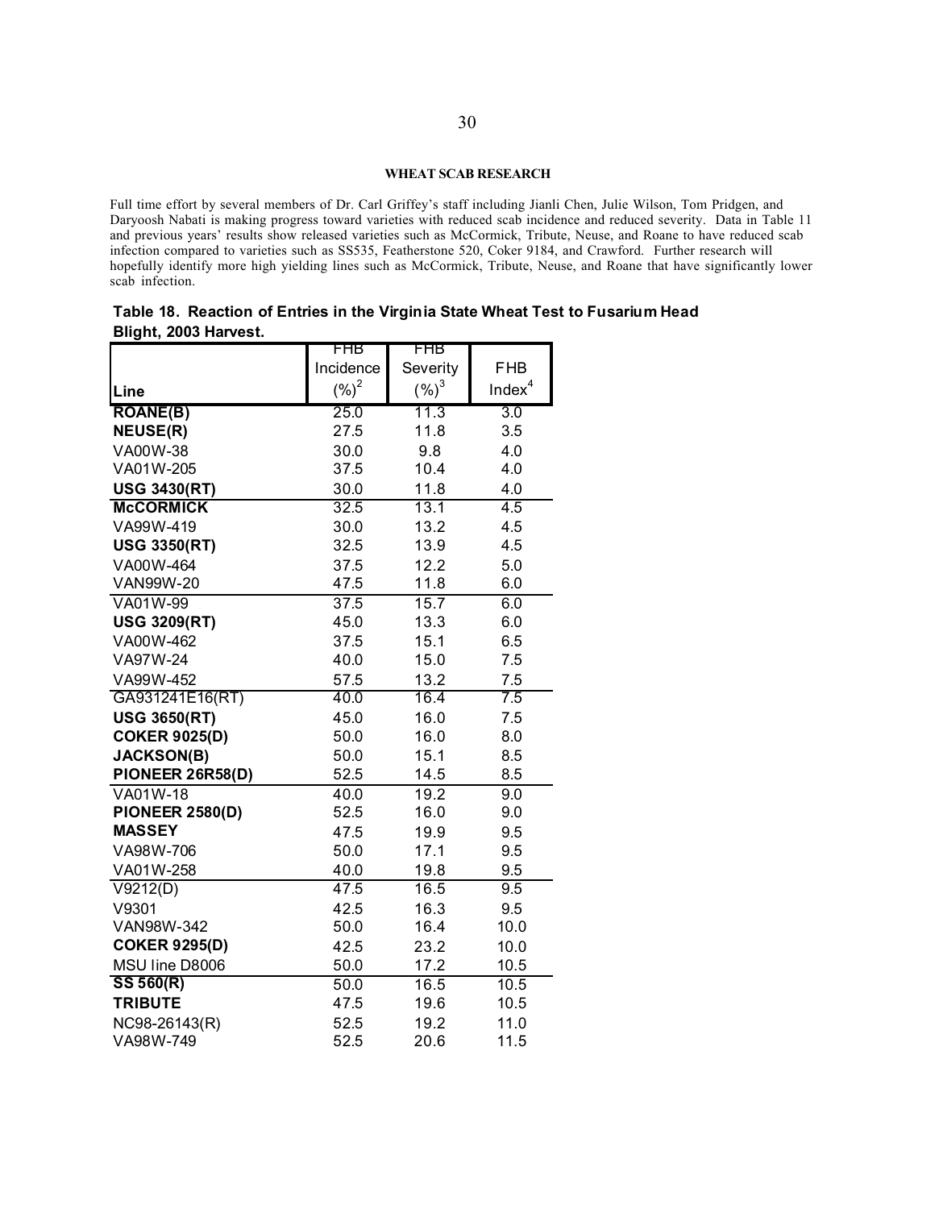## WHEAT SCAB RESEARCH

Full time effort by several members of Dr. Carl Griffey's staff including Jianli Chen, Julie Wilson, Tom Pridgen, and Daryoosh Nabati is making progress toward varieties with reduced scab incidence and reduced severity. Data in Table 11 and previous years' results show released varieties such as McCormick, Tribute, Neuse, and Roane to have reduced scab infection compared to varieties such as SS535, Featherstone 520, Coker 9184, and Crawford. Further research will hopefully identify more high yielding lines such as McCormick, Tribute, Neuse, and Roane that have significantly lower scab infection.

**Table 18. Reaction of Entries in the Virginia State Wheat Test to Fusarium Head Blight, 2003 Harvest.**

| Line | FHB Incidence (%)[2] | FHB Severity (%)[3] | FHB Index[4] |
|---|---|---|---|
| **ROANE(B)** | 25.0 | 11.3 | 3.0 |
| **NEUSE(R)** | 27.5 | 11.8 | 3.5 |
| VA00W-38 | 30.0 | 9.8 | 4.0 |
| VA01W-205 | 37.5 | 10.4 | 4.0 |
| **USG 3430(RT)** | 30.0 | 11.8 | 4.0 |
| **McCORMICK** | 32.5 | 13.1 | 4.5 |
| VA99W-419 | 30.0 | 13.2 | 4.5 |
| **USG 3350(RT)** | 32.5 | 13.9 | 4.5 |
| VA00W-464 | 37.5 | 12.2 | 5.0 |
| VAN99W-20 | 47.5 | 11.8 | 6.0 |
| VA01W-99 | 37.5 | 15.7 | 6.0 |
| **USG 3209(RT)** | 45.0 | 13.3 | 6.0 |
| VA00W-462 | 37.5 | 15.1 | 6.5 |
| VA97W-24 | 40.0 | 15.0 | 7.5 |
| VA99W-452 | 57.5 | 13.2 | 7.5 |
| GA931241E16(RT) | 40.0 | 16.4 | 7.5 |
| **USG 3650(RT)** | 45.0 | 16.0 | 7.5 |
| **COKER 9025(D)** | 50.0 | 16.0 | 8.0 |
| **JACKSON(B)** | 50.0 | 15.1 | 8.5 |
| **PIONEER 26R58(D)** | 52.5 | 14.5 | 8.5 |
| VA01W-18 | 40.0 | 19.2 | 9.0 |
| **PIONEER 2580(D)** | 52.5 | 16.0 | 9.0 |
| **MASSEY** | 47.5 | 19.9 | 9.5 |
| VA98W-706 | 50.0 | 17.1 | 9.5 |
| VA01W-258 | 40.0 | 19.8 | 9.5 |
| V9212(D) | 47.5 | 16.5 | 9.5 |
| V9301 | 42.5 | 16.3 | 9.5 |
| VAN98W-342 | 50.0 | 16.4 | 10.0 |
| **COKER 9295(D)** | 42.5 | 23.2 | 10.0 |
| MSU line D8006 | 50.0 | 17.2 | 10.5 |
| **SS 560(R)** | 50.0 | 16.5 | 10.5 |
| **TRIBUTE** | 47.5 | 19.6 | 10.5 |
| NC98-26143(R) | 52.5 | 19.2 | 11.0 |
| VA98W-749 | 52.5 | 20.6 | 11.5 |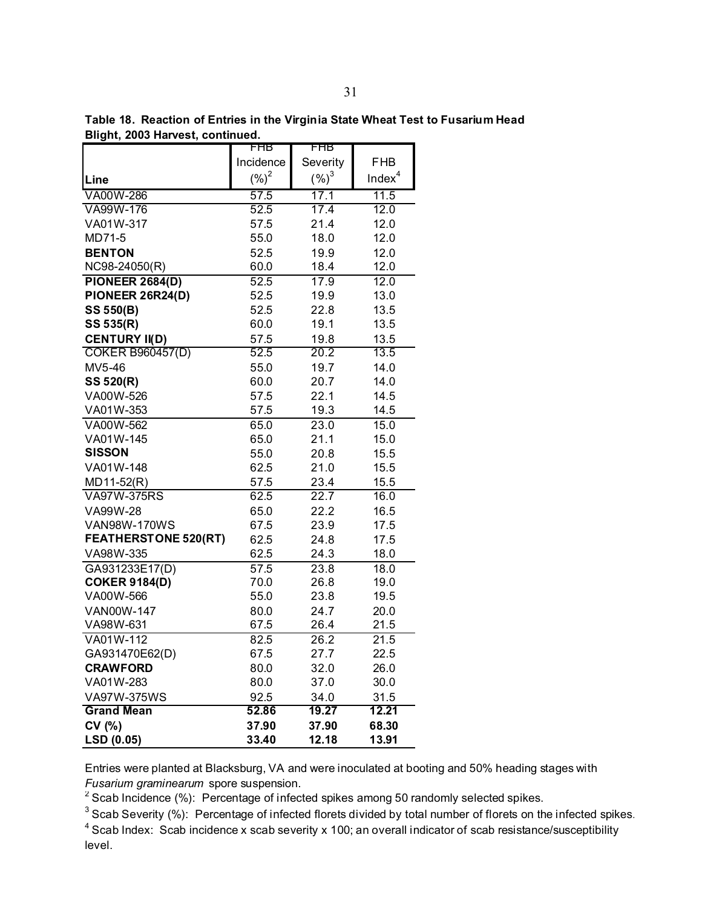**Table 18. Reaction of Entries in the Virginia State Wheat Test to Fusarium Head Blight, 2003 Harvest, continued.**

| Line | FHB Incidence (%)[2] | FHB Severity (%)[3] | FHB Index[4] |
|---|---|---|---|
| VA00W-286 | 57.5 | 17.1 | 11.5 |
| VA99W-176 | 52.5 | 17.4 | 12.0 |
| VA01W-317 | 57.5 | 21.4 | 12.0 |
| MD71-5 | 55.0 | 18.0 | 12.0 |
| **BENTON** | 52.5 | 19.9 | 12.0 |
| NC98-24050(R) | 60.0 | 18.4 | 12.0 |
| **PIONEER 2684(D)** | 52.5 | 17.9 | 12.0 |
| **PIONEER 26R24(D)** | 52.5 | 19.9 | 13.0 |
| **SS 550(B)** | 52.5 | 22.8 | 13.5 |
| **SS 535(R)** | 60.0 | 19.1 | 13.5 |
| **CENTURY II(D)** | 57.5 | 19.8 | 13.5 |
| COKER B960457(D) | 52.5 | 20.2 | 13.5 |
| MV5-46 | 55.0 | 19.7 | 14.0 |
| **SS 520(R)** | 60.0 | 20.7 | 14.0 |
| VA00W-526 | 57.5 | 22.1 | 14.5 |
| VA01W-353 | 57.5 | 19.3 | 14.5 |
| VA00W-562 | 65.0 | 23.0 | 15.0 |
| VA01W-145 | 65.0 | 21.1 | 15.0 |
| **SISSON** | 55.0 | 20.8 | 15.5 |
| VA01W-148 | 62.5 | 21.0 | 15.5 |
| MD11-52(R) | 57.5 | 23.4 | 15.5 |
| VA97W-375RS | 62.5 | 22.7 | 16.0 |
| VA99W-28 | 65.0 | 22.2 | 16.5 |
| VAN98W-170WS | 67.5 | 23.9 | 17.5 |
| **FEATHERSTONE 520(RT)** | 62.5 | 24.8 | 17.5 |
| VA98W-335 | 62.5 | 24.3 | 18.0 |
| GA931233E17(D) | 57.5 | 23.8 | 18.0 |
| **COKER 9184(D)** | 70.0 | 26.8 | 19.0 |
| VA00W-566 | 55.0 | 23.8 | 19.5 |
| VAN00W-147 | 80.0 | 24.7 | 20.0 |
| VA98W-631 | 67.5 | 26.4 | 21.5 |
| VA01W-112 | 82.5 | 26.2 | 21.5 |
| GA931470E62(D) | 67.5 | 27.7 | 22.5 |
| **CRAWFORD** | 80.0 | 32.0 | 26.0 |
| VA01W-283 | 80.0 | 37.0 | 30.0 |
| VA97W-375WS | 92.5 | 34.0 | 31.5 |
| **Grand Mean** | **52.86** | **19.27** | **12.21** |
| **CV (%)** | **37.90** | **37.90** | **68.30** |
| **LSD (0.05)** | **33.40** | **12.18** | **13.91** |

Entries were planted at Blacksburg, VA and were inoculated at booting and 50% heading stages with *Fusarium graminearum* spore suspension.

[2] Scab Incidence (%): Percentage of infected spikes among 50 randomly selected spikes.

[3] Scab Severity (%): Percentage of infected florets divided by total number of florets on the infected spikes.

[4] Scab Index: Scab incidence x scab severity x 100; an overall indicator of scab resistance/susceptibility level.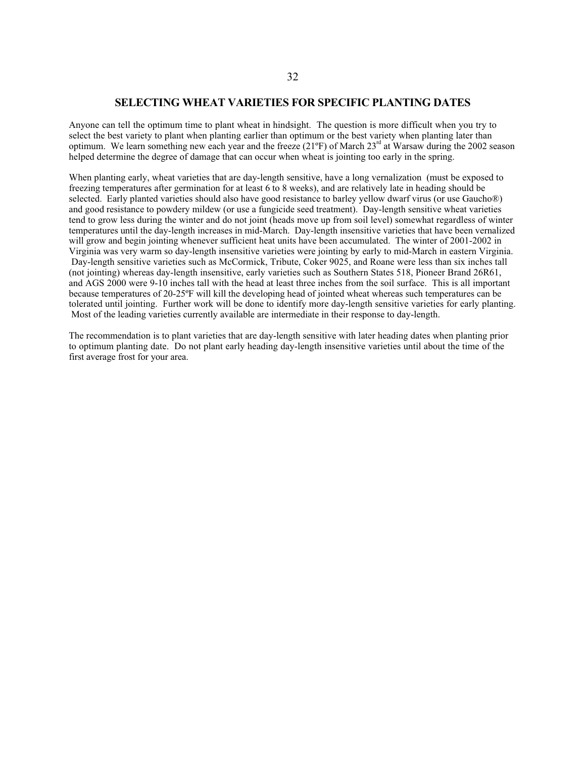## SELECTING WHEAT VARIETIES FOR SPECIFIC PLANTING DATES

Anyone can tell the optimum time to plant wheat in hindsight. The question is more difficult when you try to select the best variety to plant when planting earlier than optimum or the best variety when planting later than optimum. We learn something new each year and the freeze (21ºF) of March 23rd at Warsaw during the 2002 season helped determine the degree of damage that can occur when wheat is jointing too early in the spring.

When planting early, wheat varieties that are day-length sensitive, have a long vernalization (must be exposed to freezing temperatures after germination for at least 6 to 8 weeks), and are relatively late in heading should be selected. Early planted varieties should also have good resistance to barley yellow dwarf virus (or use Gaucho®) and good resistance to powdery mildew (or use a fungicide seed treatment). Day-length sensitive wheat varieties tend to grow less during the winter and do not joint (heads move up from soil level) somewhat regardless of winter temperatures until the day-length increases in mid-March. Day-length insensitive varieties that have been vernalized will grow and begin jointing whenever sufficient heat units have been accumulated. The winter of 2001-2002 in Virginia was very warm so day-length insensitive varieties were jointing by early to mid-March in eastern Virginia. Day-length sensitive varieties such as McCormick, Tribute, Coker 9025, and Roane were less than six inches tall (not jointing) whereas day-length insensitive, early varieties such as Southern States 518, Pioneer Brand 26R61, and AGS 2000 were 9-10 inches tall with the head at least three inches from the soil surface. This is all important because temperatures of 20-25ºF will kill the developing head of jointed wheat whereas such temperatures can be tolerated until jointing. Further work will be done to identify more day-length sensitive varieties for early planting. Most of the leading varieties currently available are intermediate in their response to day-length.

The recommendation is to plant varieties that are day-length sensitive with later heading dates when planting prior to optimum planting date. Do not plant early heading day-length insensitive varieties until about the time of the first average frost for your area.